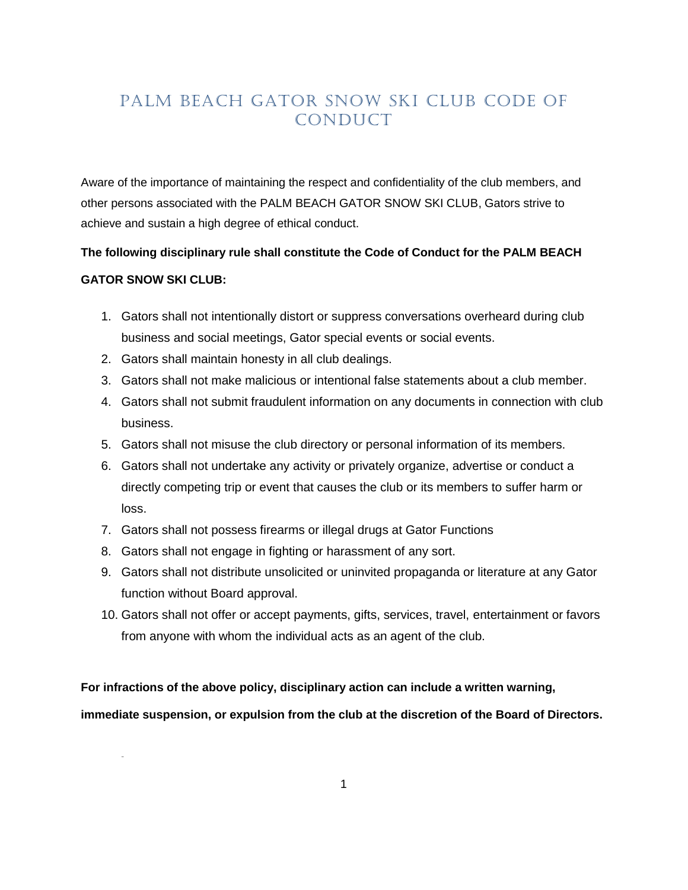# PALM BEACH GATOR SNOW SKI CLUB CODE OF CONDUCT

Aware of the importance of maintaining the respect and confidentiality of the club members, and other persons associated with the PALM BEACH GATOR SNOW SKI CLUB, Gators strive to achieve and sustain a high degree of ethical conduct.

**The following disciplinary rule shall constitute the Code of Conduct for the PALM BEACH GATOR SNOW SKI CLUB:**

1. Gators shall not intentionally distort or suppress conversations overheard during club business and social meetings, Gator special events or social events.
2. Gators shall maintain honesty in all club dealings.
3. Gators shall not make malicious or intentional false statements about a club member.
4. Gators shall not submit fraudulent information on any documents in connection with club business.
5. Gators shall not misuse the club directory or personal information of its members.
6. Gators shall not undertake any activity or privately organize, advertise or conduct a directly competing trip or event that causes the club or its members to suffer harm or loss.
7. Gators shall not possess firearms or illegal drugs at Gator Functions
8. Gators shall not engage in fighting or harassment of any sort.
9. Gators shall not distribute unsolicited or uninvited propaganda or literature at any Gator function without Board approval.
10. Gators shall not offer or accept payments, gifts, services, travel, entertainment or favors from anyone with whom the individual acts as an agent of the club.

**For infractions of the above policy, disciplinary action can include a written warning, immediate suspension, or expulsion from the club at the discretion of the Board of Directors.**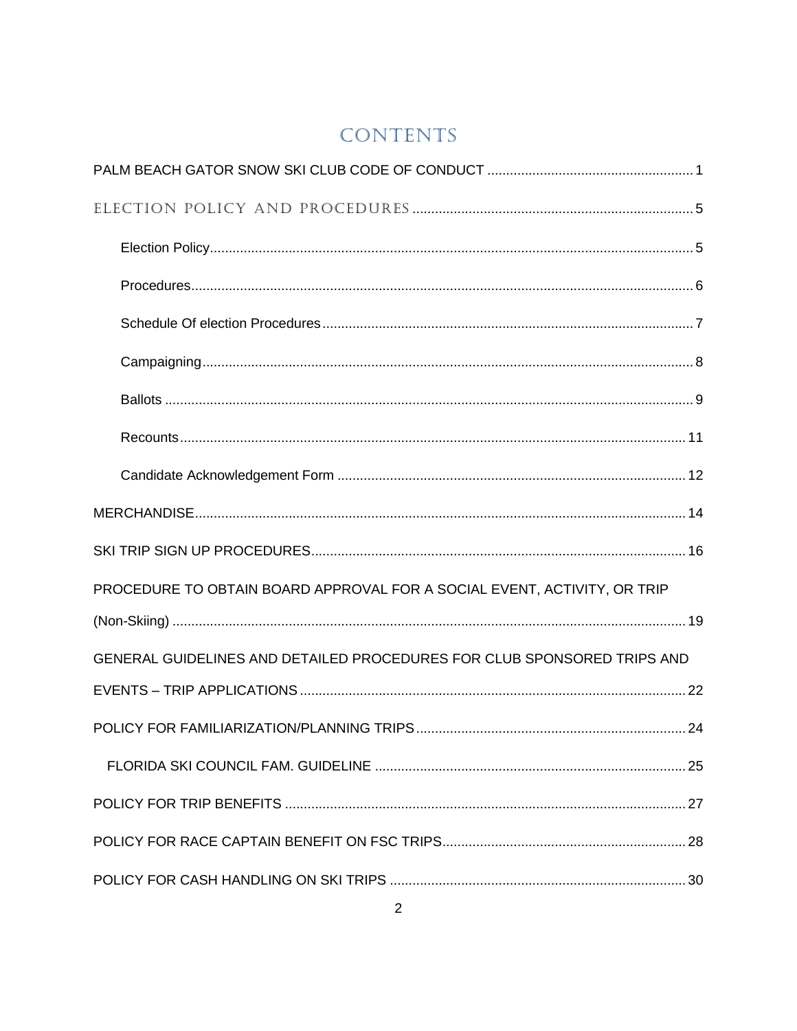# CONTENTS

PALM BEACH GATOR SNOW SKI CLUB CODE OF CONDUCT ........................................................ 1

ELECTION POLICY AND PROCEDURES .............................................................................. 5

- Election Policy ........................................................................................................................ 5
- Procedures ............................................................................................................................. 6
- Schedule Of election Procedures ........................................................................................... 7
- Campaigning .......................................................................................................................... 8
- Ballots .................................................................................................................................... 9
- Recounts ............................................................................................................................... 11
- Candidate Acknowledgement Form ...................................................................................... 12

MERCHANDISE ......................................................................................................................... 14

SKI TRIP SIGN UP PROCEDURES ........................................................................................... 16

PROCEDURE TO OBTAIN BOARD APPROVAL FOR A SOCIAL EVENT, ACTIVITY, OR TRIP (Non-Skiing) ................................................................................................................................ 19

GENERAL GUIDELINES AND DETAILED PROCEDURES FOR CLUB SPONSORED TRIPS AND EVENTS – TRIP APPLICATIONS ............................................................................................... 22

POLICY FOR FAMILIARIZATION/PLANNING TRIPS ............................................................... 24

- FLORIDA SKI COUNCIL FAM. GUIDELINE ........................................................................... 25

POLICY FOR TRIP BENEFITS .................................................................................................. 27

POLICY FOR RACE CAPTAIN BENEFIT ON FSC TRIPS ........................................................ 28

POLICY FOR CASH HANDLING ON SKI TRIPS ....................................................................... 30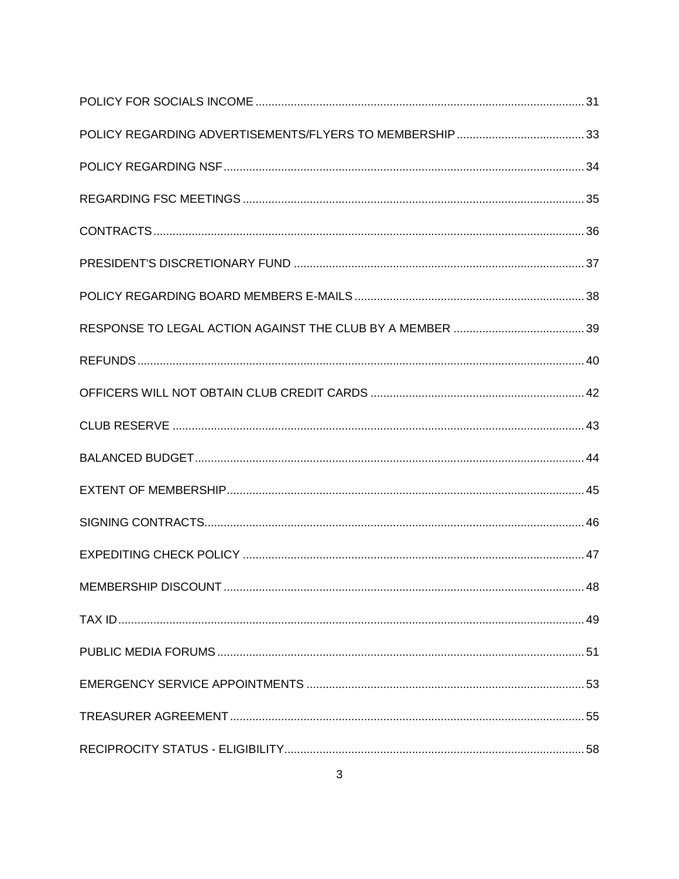POLICY FOR SOCIALS INCOME ........................................................................................................ 31

POLICY REGARDING ADVERTISEMENTS/FLYERS TO MEMBERSHIP ........................................ 33

POLICY REGARDING NSF ................................................................................................................ 34

REGARDING FSC MEETINGS .......................................................................................................... 35

CONTRACTS ...................................................................................................................................... 36

PRESIDENT'S DISCRETIONARY FUND .......................................................................................... 37

POLICY REGARDING BOARD MEMBERS E-MAILS ....................................................................... 38

RESPONSE TO LEGAL ACTION AGAINST THE CLUB BY A MEMBER ......................................... 39

REFUNDS ........................................................................................................................................... 40

OFFICERS WILL NOT OBTAIN CLUB CREDIT CARDS ................................................................... 42

CLUB RESERVE ................................................................................................................................ 43

BALANCED BUDGET ......................................................................................................................... 44

EXTENT OF MEMBERSHIP ............................................................................................................... 45

SIGNING CONTRACTS ...................................................................................................................... 46

EXPEDITING CHECK POLICY ........................................................................................................... 47

MEMBERSHIP DISCOUNT ................................................................................................................ 48

TAX ID ................................................................................................................................................. 49

PUBLIC MEDIA FORUMS .................................................................................................................. 51

EMERGENCY SERVICE APPOINTMENTS ....................................................................................... 53

TREASURER AGREEMENT .............................................................................................................. 55

RECIPROCITY STATUS - ELIGIBILITY ............................................................................................. 58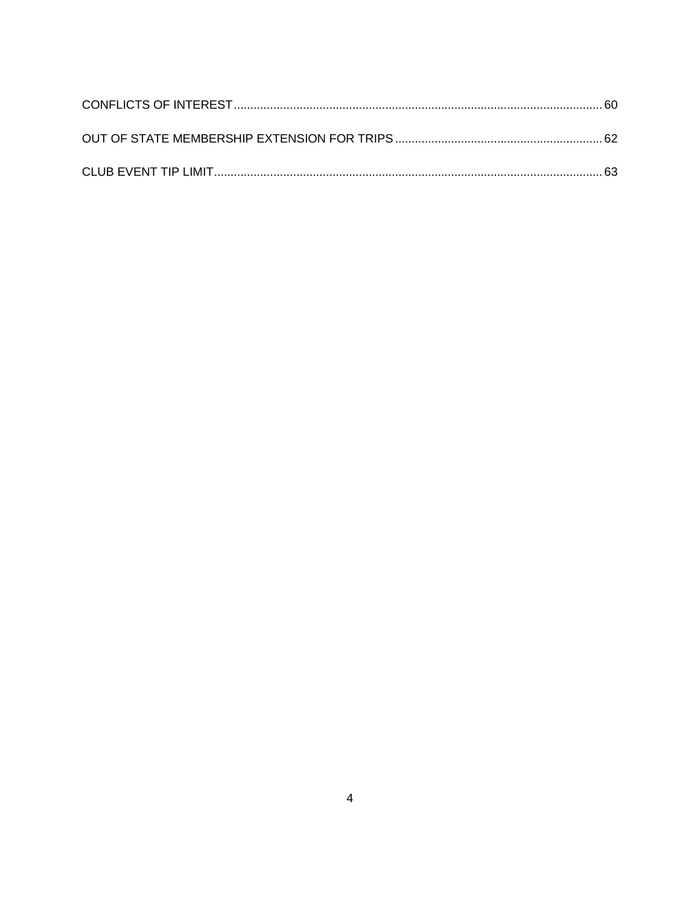CONFLICTS OF INTEREST ........................................................................................................ 60

OUT OF STATE MEMBERSHIP EXTENSION FOR TRIPS ........................................................ 62

CLUB EVENT TIP LIMIT ........................................................................................................ 63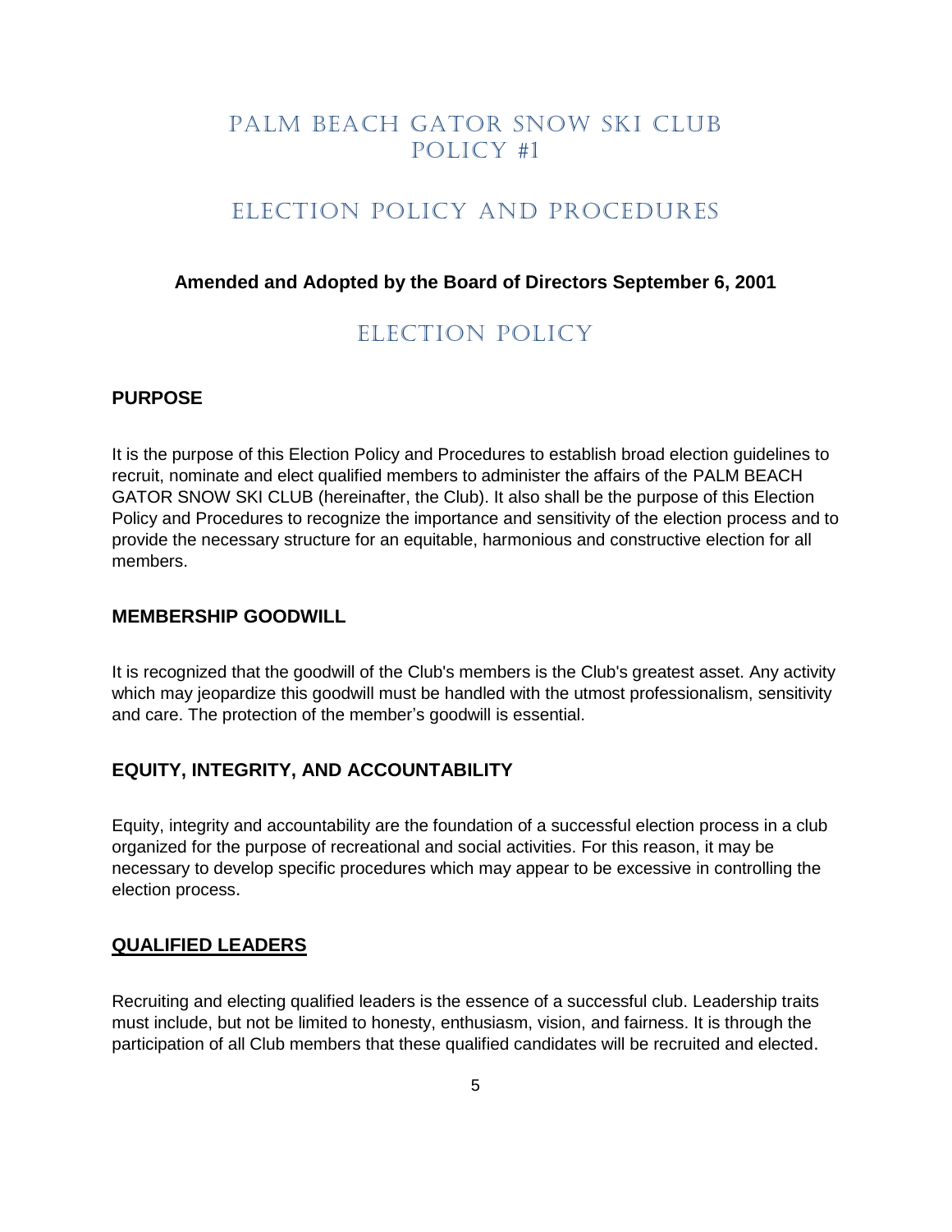# PALM BEACH GATOR SNOW SKI CLUB POLICY #1

# ELECTION POLICY AND PROCEDURES

**Amended and Adopted by the Board of Directors September 6, 2001**

## ELECTION POLICY

### PURPOSE

It is the purpose of this Election Policy and Procedures to establish broad election guidelines to recruit, nominate and elect qualified members to administer the affairs of the PALM BEACH GATOR SNOW SKI CLUB (hereinafter, the Club). It also shall be the purpose of this Election Policy and Procedures to recognize the importance and sensitivity of the election process and to provide the necessary structure for an equitable, harmonious and constructive election for all members.

### MEMBERSHIP GOODWILL

It is recognized that the goodwill of the Club's members is the Club's greatest asset. Any activity which may jeopardize this goodwill must be handled with the utmost professionalism, sensitivity and care. The protection of the member's goodwill is essential.

### EQUITY, INTEGRITY, AND ACCOUNTABILITY

Equity, integrity and accountability are the foundation of a successful election process in a club organized for the purpose of recreational and social activities. For this reason, it may be necessary to develop specific procedures which may appear to be excessive in controlling the election process.

### QUALIFIED LEADERS

Recruiting and electing qualified leaders is the essence of a successful club. Leadership traits must include, but not be limited to honesty, enthusiasm, vision, and fairness. It is through the participation of all Club members that these qualified candidates will be recruited and elected.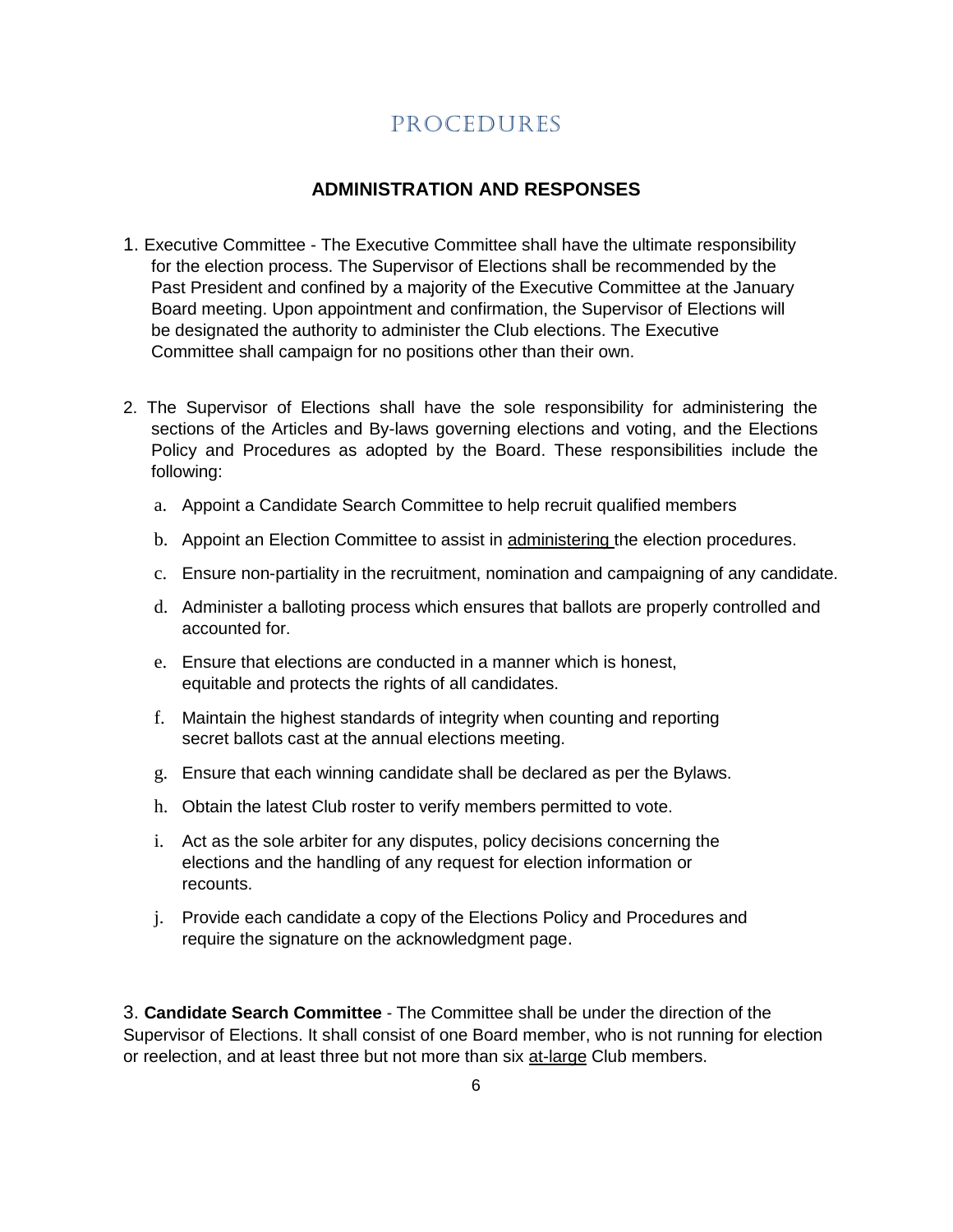# PROCEDURES

## ADMINISTRATION AND RESPONSES

1. Executive Committee - The Executive Committee shall have the ultimate responsibility for the election process. The Supervisor of Elections shall be recommended by the Past President and confined by a majority of the Executive Committee at the January Board meeting. Upon appointment and confirmation, the Supervisor of Elections will be designated the authority to administer the Club elections. The Executive Committee shall campaign for no positions other than their own.

2. The Supervisor of Elections shall have the sole responsibility for administering the sections of the Articles and By-laws governing elections and voting, and the Elections Policy and Procedures as adopted by the Board. These responsibilities include the following:

   a. Appoint a Candidate Search Committee to help recruit qualified members

   b. Appoint an Election Committee to assist in administering the election procedures.

   c. Ensure non-partiality in the recruitment, nomination and campaigning of any candidate.

   d. Administer a balloting process which ensures that ballots are properly controlled and accounted for.

   e. Ensure that elections are conducted in a manner which is honest, equitable and protects the rights of all candidates.

   f. Maintain the highest standards of integrity when counting and reporting secret ballots cast at the annual elections meeting.

   g. Ensure that each winning candidate shall be declared as per the Bylaws.

   h. Obtain the latest Club roster to verify members permitted to vote.

   i. Act as the sole arbiter for any disputes, policy decisions concerning the elections and the handling of any request for election information or recounts.

   j. Provide each candidate a copy of the Elections Policy and Procedures and require the signature on the acknowledgment page.

3. **Candidate Search Committee** - The Committee shall be under the direction of the Supervisor of Elections. It shall consist of one Board member, who is not running for election or reelection, and at least three but not more than six at-large Club members.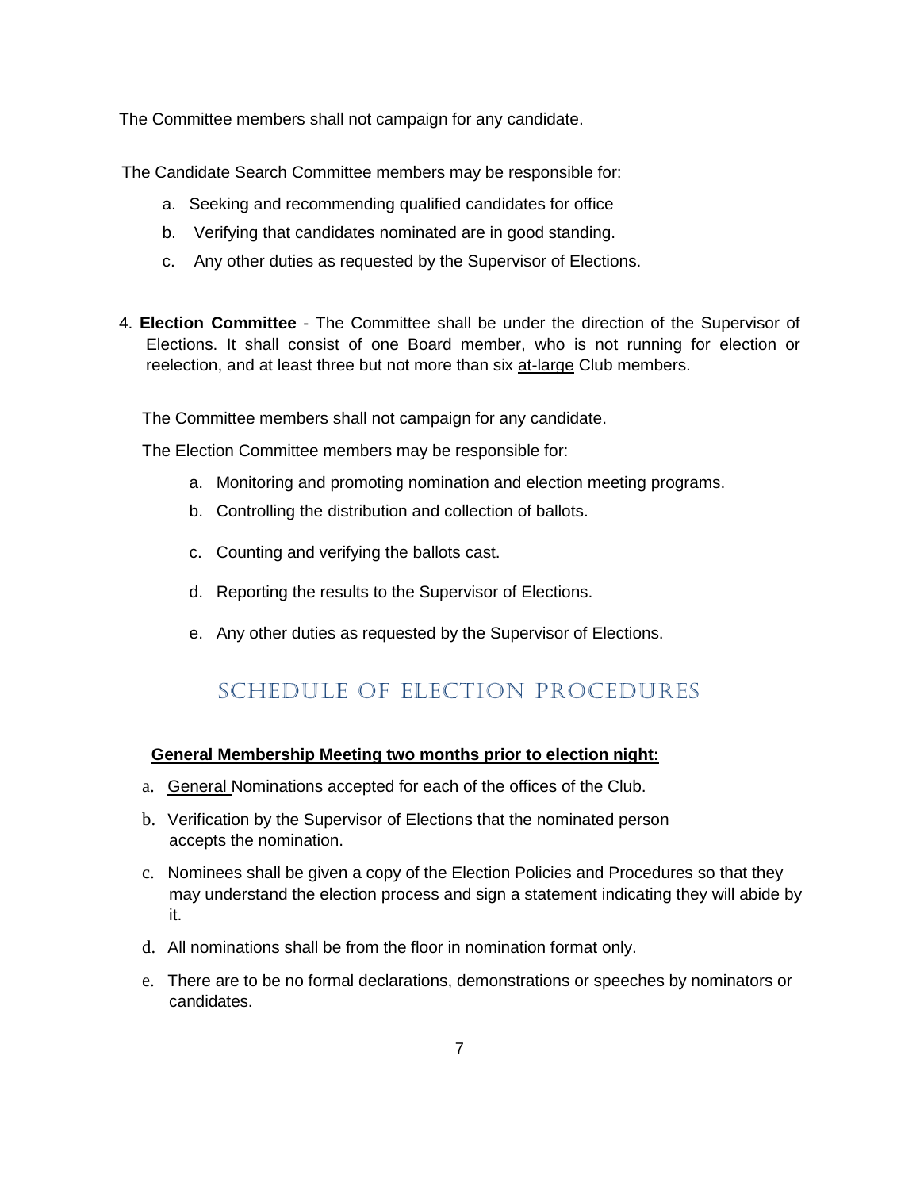The Committee members shall not campaign for any candidate.

The Candidate Search Committee members may be responsible for:

a. Seeking and recommending qualified candidates for office
b. Verifying that candidates nominated are in good standing.
c. Any other duties as requested by the Supervisor of Elections.

4. **Election Committee** - The Committee shall be under the direction of the Supervisor of Elections. It shall consist of one Board member, who is not running for election or reelection, and at least three but not more than six <u>at-large</u> Club members.

   The Committee members shall not campaign for any candidate.

   The Election Committee members may be responsible for:

   a. Monitoring and promoting nomination and election meeting programs.
   b. Controlling the distribution and collection of ballots.
   c. Counting and verifying the ballots cast.
   d. Reporting the results to the Supervisor of Elections.
   e. Any other duties as requested by the Supervisor of Elections.

## SCHEDULE OF ELECTION PROCEDURES

**<u>General Membership Meeting two months prior to election night:</u>**

a. <u>General</u> Nominations accepted for each of the offices of the Club.
b. Verification by the Supervisor of Elections that the nominated person accepts the nomination.
c. Nominees shall be given a copy of the Election Policies and Procedures so that they may understand the election process and sign a statement indicating they will abide by it.
d. All nominations shall be from the floor in nomination format only.
e. There are to be no formal declarations, demonstrations or speeches by nominators or candidates.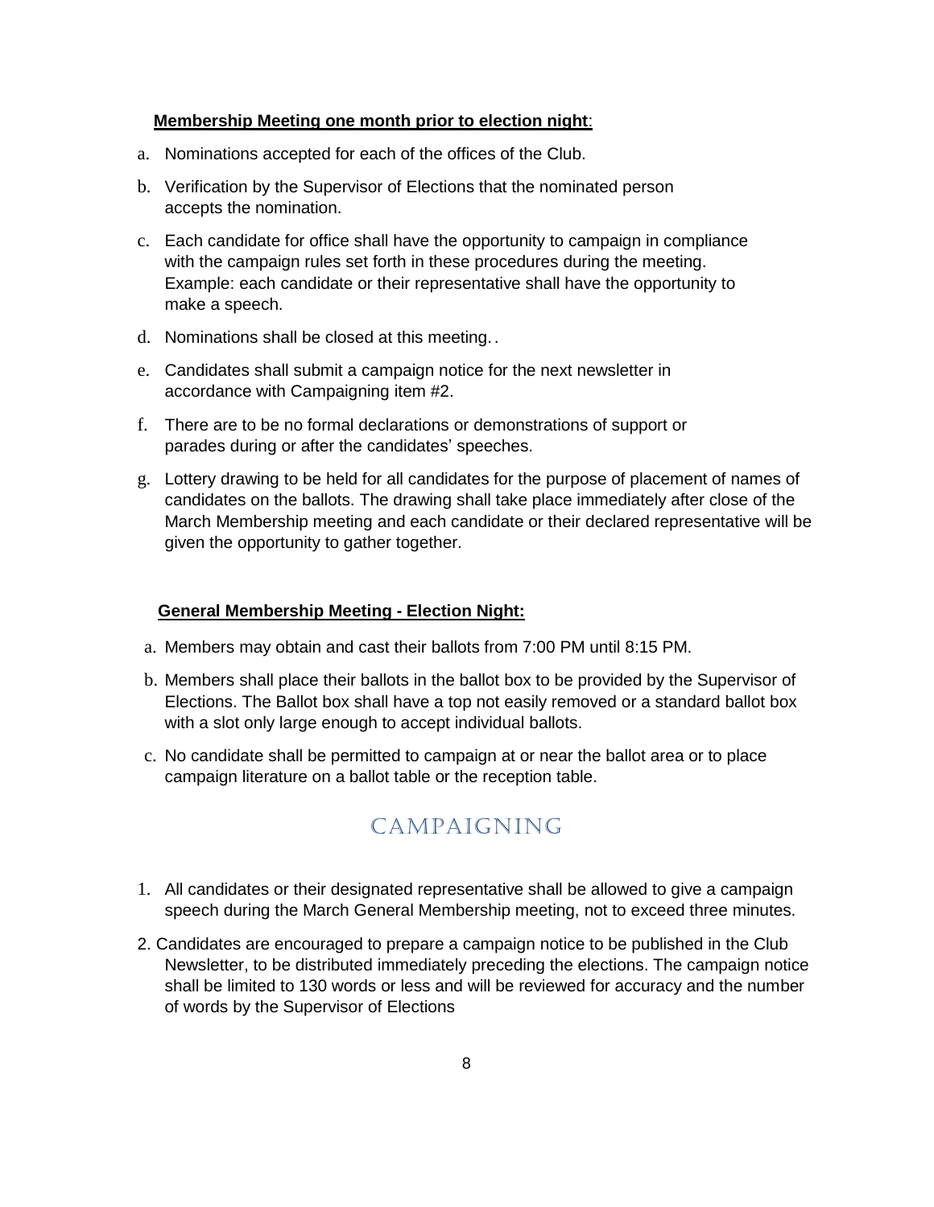**Membership Meeting one month prior to election night**:

a. Nominations accepted for each of the offices of the Club.

b. Verification by the Supervisor of Elections that the nominated person accepts the nomination.

c. Each candidate for office shall have the opportunity to campaign in compliance with the campaign rules set forth in these procedures during the meeting. Example: each candidate or their representative shall have the opportunity to make a speech.

d. Nominations shall be closed at this meeting. .

e. Candidates shall submit a campaign notice for the next newsletter in accordance with Campaigning item #2.

f. There are to be no formal declarations or demonstrations of support or parades during or after the candidates' speeches.

g. Lottery drawing to be held for all candidates for the purpose of placement of names of candidates on the ballots. The drawing shall take place immediately after close of the March Membership meeting and each candidate or their declared representative will be given the opportunity to gather together.

**General Membership Meeting - Election Night:**

a. Members may obtain and cast their ballots from 7:00 PM until 8:15 PM.

b. Members shall place their ballots in the ballot box to be provided by the Supervisor of Elections. The Ballot box shall have a top not easily removed or a standard ballot box with a slot only large enough to accept individual ballots.

c. No candidate shall be permitted to campaign at or near the ballot area or to place campaign literature on a ballot table or the reception table.

## CAMPAIGNING

1. All candidates or their designated representative shall be allowed to give a campaign speech during the March General Membership meeting, not to exceed three minutes.

2. Candidates are encouraged to prepare a campaign notice to be published in the Club Newsletter, to be distributed immediately preceding the elections. The campaign notice shall be limited to 130 words or less and will be reviewed for accuracy and the number of words by the Supervisor of Elections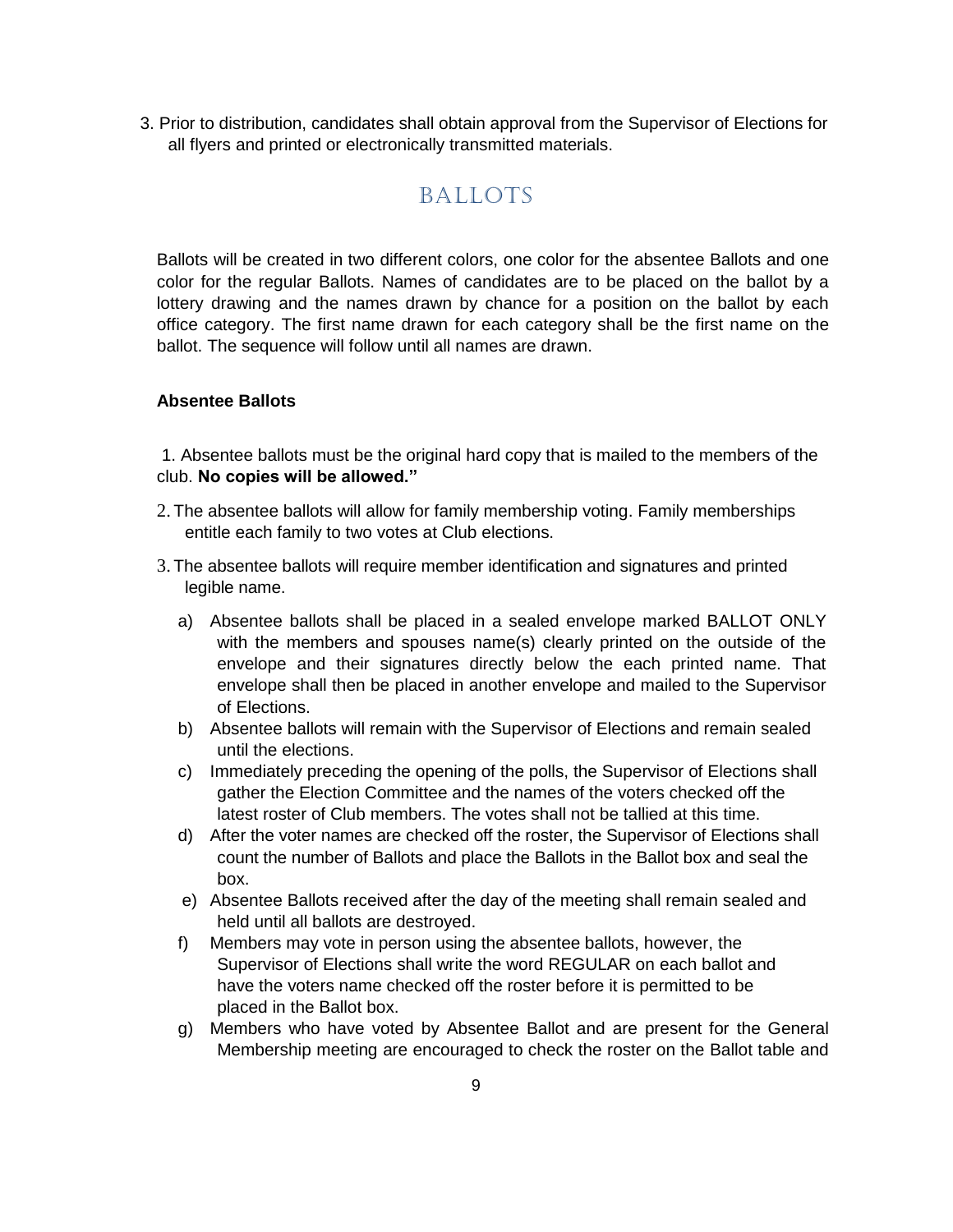3. Prior to distribution, candidates shall obtain approval from the Supervisor of Elections for all flyers and printed or electronically transmitted materials.

## BALLOTS

Ballots will be created in two different colors, one color for the absentee Ballots and one color for the regular Ballots. Names of candidates are to be placed on the ballot by a lottery drawing and the names drawn by chance for a position on the ballot by each office category. The first name drawn for each category shall be the first name on the ballot. The sequence will follow until all names are drawn.

### Absentee Ballots

1. Absentee ballots must be the original hard copy that is mailed to the members of the club. **No copies will be allowed."**
2. The absentee ballots will allow for family membership voting. Family memberships entitle each family to two votes at Club elections.
3. The absentee ballots will require member identification and signatures and printed legible name.
   a) Absentee ballots shall be placed in a sealed envelope marked BALLOT ONLY with the members and spouses name(s) clearly printed on the outside of the envelope and their signatures directly below the each printed name. That envelope shall then be placed in another envelope and mailed to the Supervisor of Elections.
   b) Absentee ballots will remain with the Supervisor of Elections and remain sealed until the elections.
   c) Immediately preceding the opening of the polls, the Supervisor of Elections shall gather the Election Committee and the names of the voters checked off the latest roster of Club members. The votes shall not be tallied at this time.
   d) After the voter names are checked off the roster, the Supervisor of Elections shall count the number of Ballots and place the Ballots in the Ballot box and seal the box.
   e) Absentee Ballots received after the day of the meeting shall remain sealed and held until all ballots are destroyed.
   f) Members may vote in person using the absentee ballots, however, the Supervisor of Elections shall write the word REGULAR on each ballot and have the voters name checked off the roster before it is permitted to be placed in the Ballot box.
   g) Members who have voted by Absentee Ballot and are present for the General Membership meeting are encouraged to check the roster on the Ballot table and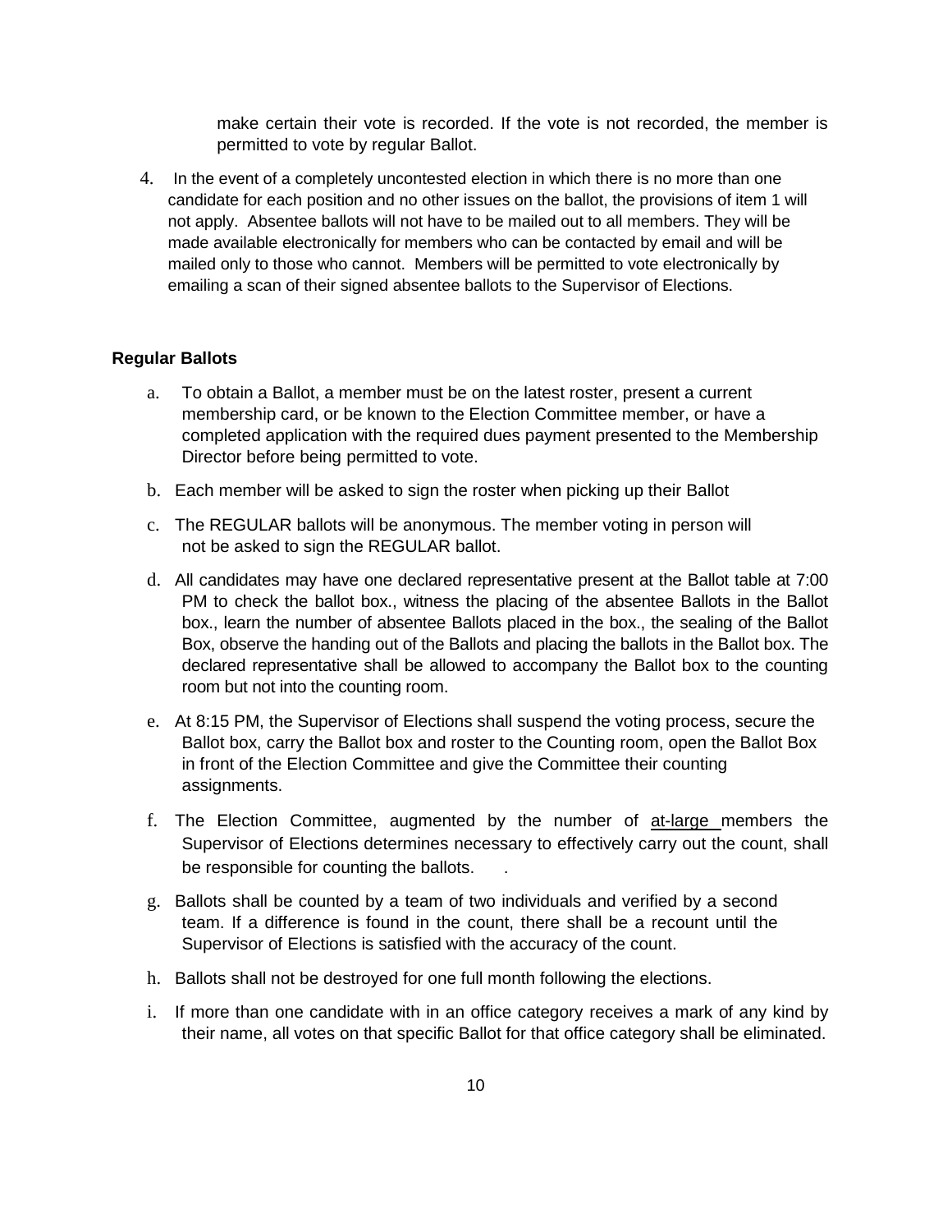make certain their vote is recorded. If the vote is not recorded, the member is permitted to vote by regular Ballot.

4. In the event of a completely uncontested election in which there is no more than one candidate for each position and no other issues on the ballot, the provisions of item 1 will not apply. Absentee ballots will not have to be mailed out to all members. They will be made available electronically for members who can be contacted by email and will be mailed only to those who cannot. Members will be permitted to vote electronically by emailing a scan of their signed absentee ballots to the Supervisor of Elections.

**Regular Ballots**

a. To obtain a Ballot, a member must be on the latest roster, present a current membership card, or be known to the Election Committee member, or have a completed application with the required dues payment presented to the Membership Director before being permitted to vote.

b. Each member will be asked to sign the roster when picking up their Ballot

c. The REGULAR ballots will be anonymous. The member voting in person will not be asked to sign the REGULAR ballot.

d. All candidates may have one declared representative present at the Ballot table at 7:00 PM to check the ballot box., witness the placing of the absentee Ballots in the Ballot box., learn the number of absentee Ballots placed in the box., the sealing of the Ballot Box, observe the handing out of the Ballots and placing the ballots in the Ballot box. The declared representative shall be allowed to accompany the Ballot box to the counting room but not into the counting room.

e. At 8:15 PM, the Supervisor of Elections shall suspend the voting process, secure the Ballot box, carry the Ballot box and roster to the Counting room, open the Ballot Box in front of the Election Committee and give the Committee their counting assignments.

f. The Election Committee, augmented by the number of at-large members the Supervisor of Elections determines necessary to effectively carry out the count, shall be responsible for counting the ballots. .

g. Ballots shall be counted by a team of two individuals and verified by a second team. If a difference is found in the count, there shall be a recount until the Supervisor of Elections is satisfied with the accuracy of the count.

h. Ballots shall not be destroyed for one full month following the elections.

i. If more than one candidate with in an office category receives a mark of any kind by their name, all votes on that specific Ballot for that office category shall be eliminated.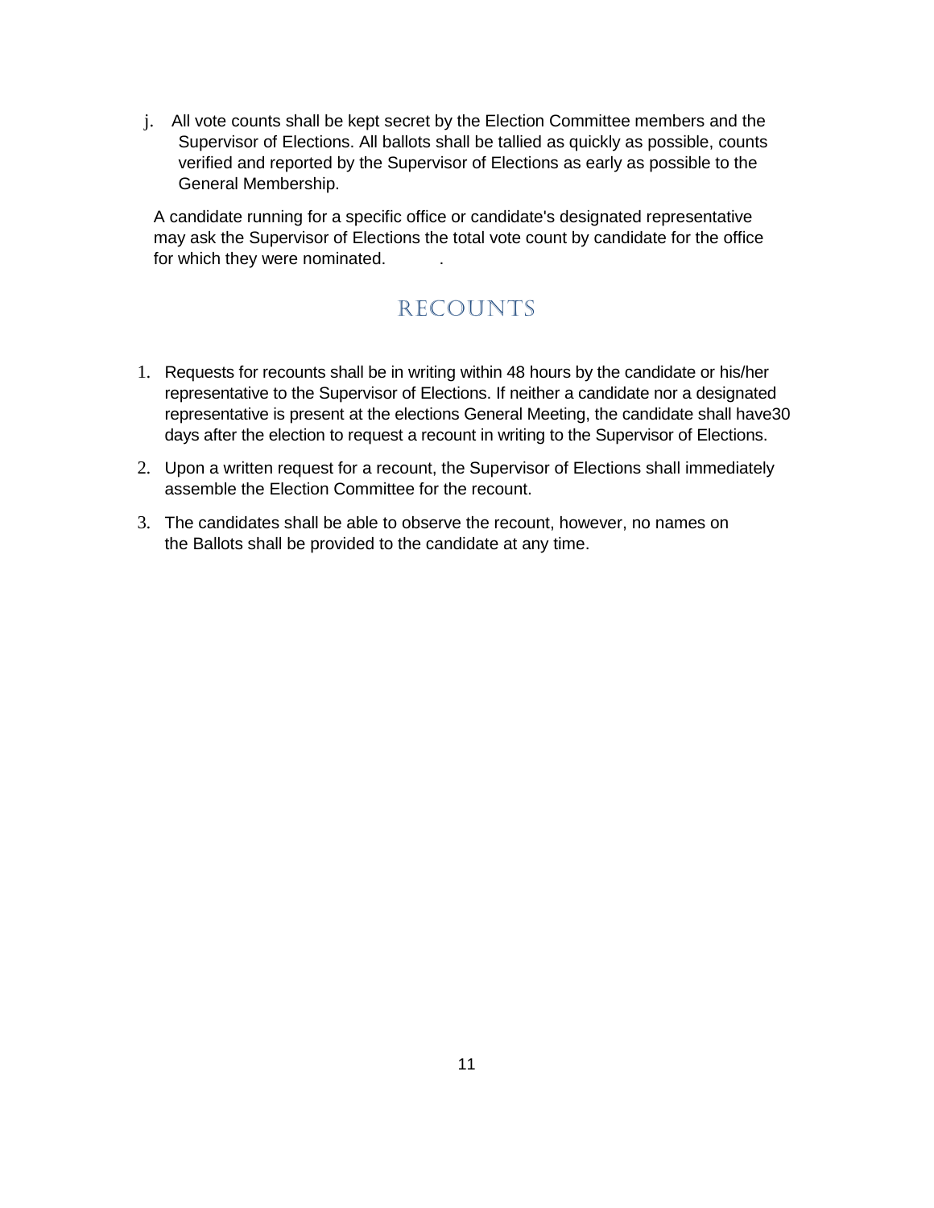j. All vote counts shall be kept secret by the Election Committee members and the Supervisor of Elections. All ballots shall be tallied as quickly as possible, counts verified and reported by the Supervisor of Elections as early as possible to the General Membership.

A candidate running for a specific office or candidate's designated representative may ask the Supervisor of Elections the total vote count by candidate for the office for which they were nominated. .

## RECOUNTS

1. Requests for recounts shall be in writing within 48 hours by the candidate or his/her representative to the Supervisor of Elections. If neither a candidate nor a designated representative is present at the elections General Meeting, the candidate shall have30 days after the election to request a recount in writing to the Supervisor of Elections.
2. Upon a written request for a recount, the Supervisor of Elections shall immediately assemble the Election Committee for the recount.
3. The candidates shall be able to observe the recount, however, no names on the Ballots shall be provided to the candidate at any time.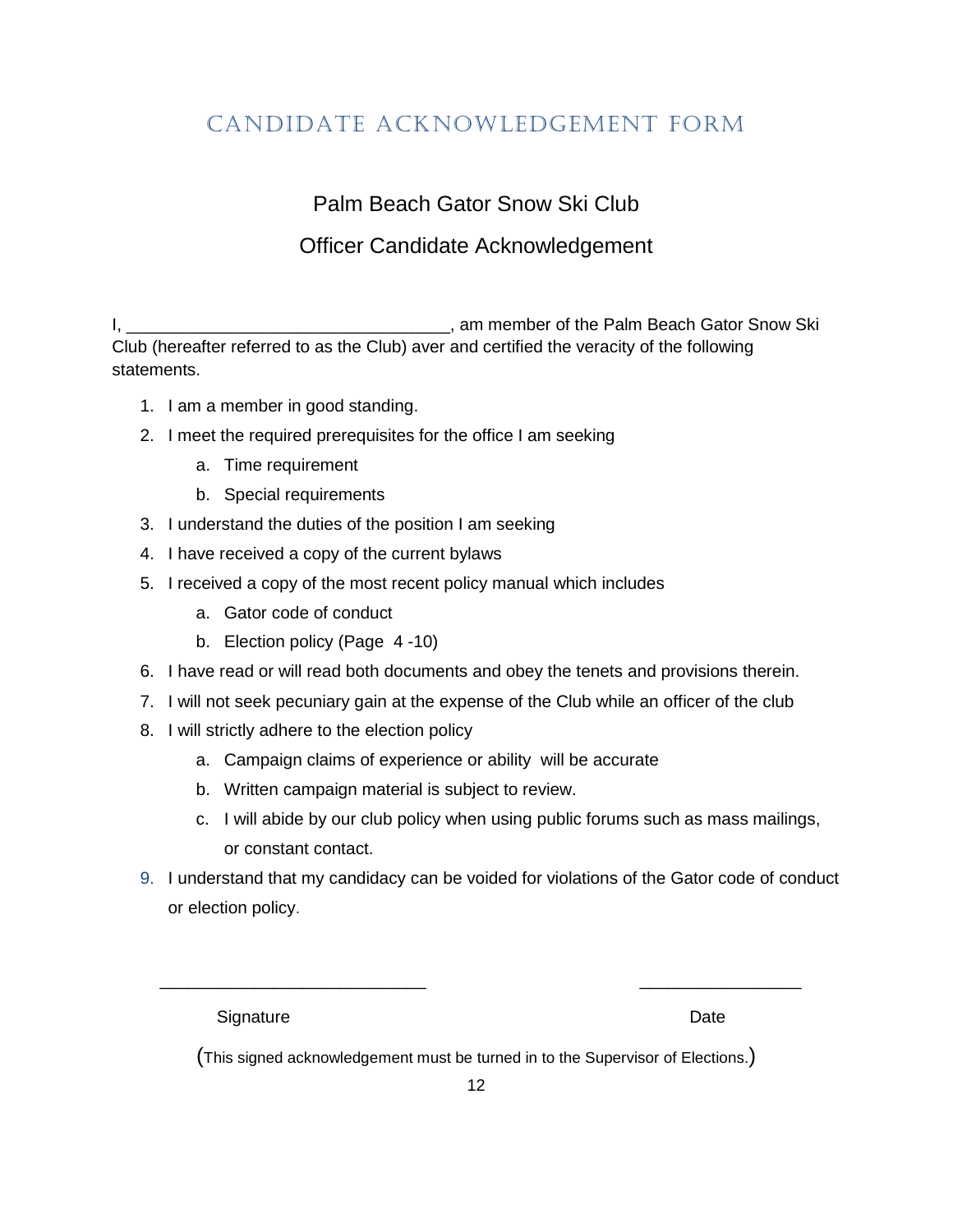# CANDIDATE ACKNOWLEDGEMENT FORM

## Palm Beach Gator Snow Ski Club

## Officer Candidate Acknowledgement

I, _________________________________, am member of the Palm Beach Gator Snow Ski Club (hereafter referred to as the Club) aver and certified the veracity of the following statements.

1. I am a member in good standing.
2. I meet the required prerequisites for the office I am seeking
   a. Time requirement
   b. Special requirements
3. I understand the duties of the position I am seeking
4. I have received a copy of the current bylaws
5. I received a copy of the most recent policy manual which includes
   a. Gator code of conduct
   b. Election policy (Page 4 -10)
6. I have read or will read both documents and obey the tenets and provisions therein.
7. I will not seek pecuniary gain at the expense of the Club while an officer of the club
8. I will strictly adhere to the election policy
   a. Campaign claims of experience or ability will be accurate
   b. Written campaign material is subject to review.
   c. I will abide by our club policy when using public forums such as mass mailings, or constant contact.
9. I understand that my candidacy can be voided for violations of the Gator code of conduct or election policy.

___________________________ ________________

Signature Date

(This signed acknowledgement must be turned in to the Supervisor of Elections.)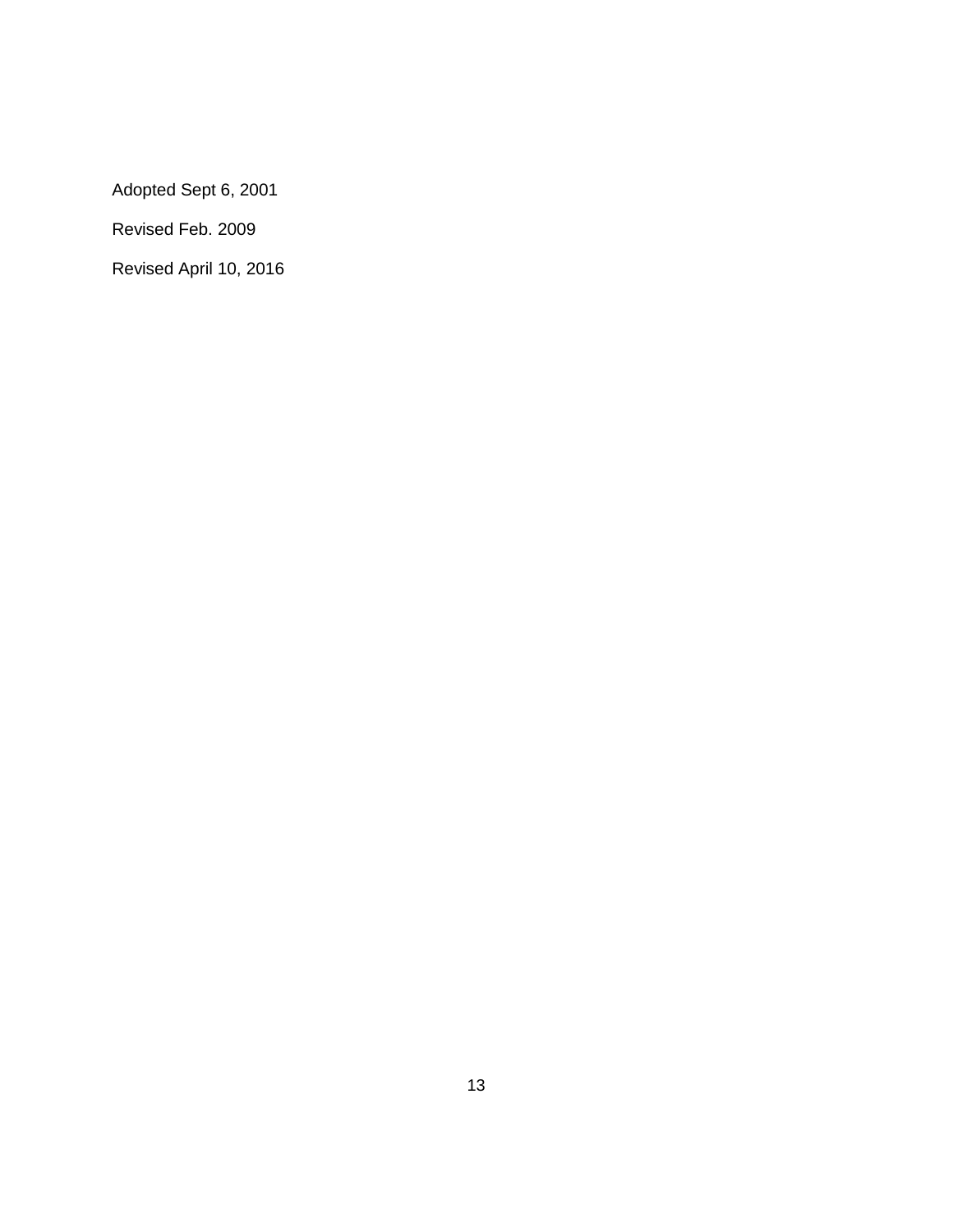Adopted Sept 6, 2001

Revised Feb. 2009

Revised April 10, 2016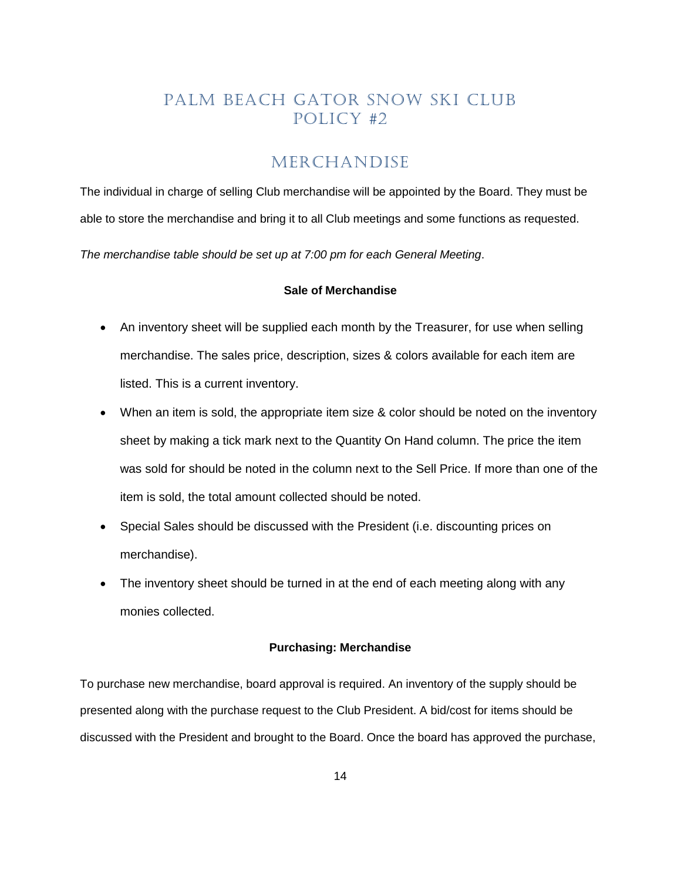# PALM BEACH GATOR SNOW SKI CLUB POLICY #2

## MERCHANDISE

The individual in charge of selling Club merchandise will be appointed by the Board. They must be able to store the merchandise and bring it to all Club meetings and some functions as requested.

*The merchandise table should be set up at 7:00 pm for each General Meeting*.

### Sale of Merchandise

- An inventory sheet will be supplied each month by the Treasurer, for use when selling merchandise. The sales price, description, sizes & colors available for each item are listed. This is a current inventory.
- When an item is sold, the appropriate item size & color should be noted on the inventory sheet by making a tick mark next to the Quantity On Hand column. The price the item was sold for should be noted in the column next to the Sell Price. If more than one of the item is sold, the total amount collected should be noted.
- Special Sales should be discussed with the President (i.e. discounting prices on merchandise).
- The inventory sheet should be turned in at the end of each meeting along with any monies collected.

### Purchasing: Merchandise

To purchase new merchandise, board approval is required. An inventory of the supply should be presented along with the purchase request to the Club President. A bid/cost for items should be discussed with the President and brought to the Board. Once the board has approved the purchase,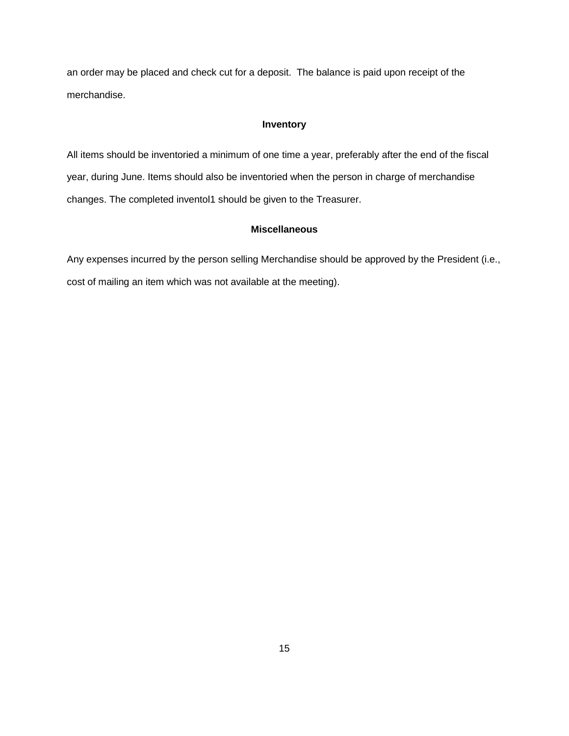an order may be placed and check cut for a deposit.  The balance is paid upon receipt of the merchandise.

### Inventory

All items should be inventoried a minimum of one time a year, preferably after the end of the fiscal year, during June. Items should also be inventoried when the person in charge of merchandise changes. The completed inventol1 should be given to the Treasurer.

### Miscellaneous

Any expenses incurred by the person selling Merchandise should be approved by the President (i.e., cost of mailing an item which was not available at the meeting).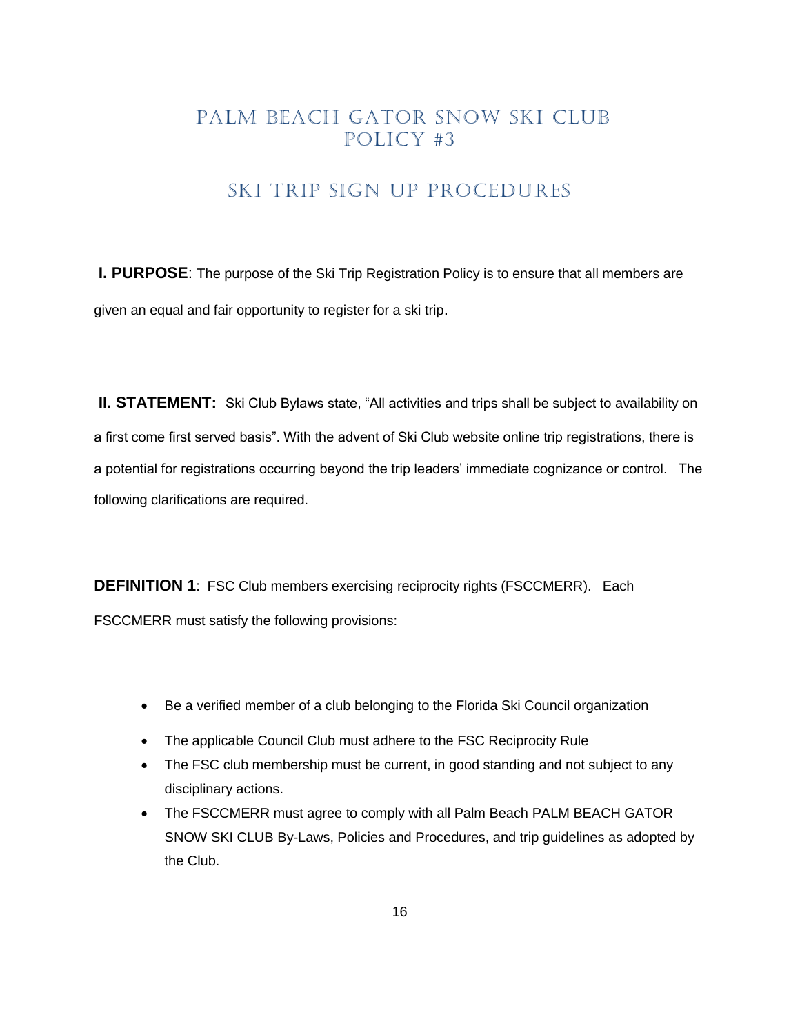# PALM BEACH GATOR SNOW SKI CLUB
# POLICY #3

## SKI TRIP SIGN UP PROCEDURES

**I. PURPOSE**: The purpose of the Ski Trip Registration Policy is to ensure that all members are given an equal and fair opportunity to register for a ski trip.

**II. STATEMENT:** Ski Club Bylaws state, "All activities and trips shall be subject to availability on a first come first served basis". With the advent of Ski Club website online trip registrations, there is a potential for registrations occurring beyond the trip leaders' immediate cognizance or control. The following clarifications are required.

**DEFINITION 1**: FSC Club members exercising reciprocity rights (FSCCMERR). Each FSCCMERR must satisfy the following provisions:

- Be a verified member of a club belonging to the Florida Ski Council organization
- The applicable Council Club must adhere to the FSC Reciprocity Rule
- The FSC club membership must be current, in good standing and not subject to any disciplinary actions.
- The FSCCMERR must agree to comply with all Palm Beach PALM BEACH GATOR SNOW SKI CLUB By-Laws, Policies and Procedures, and trip guidelines as adopted by the Club.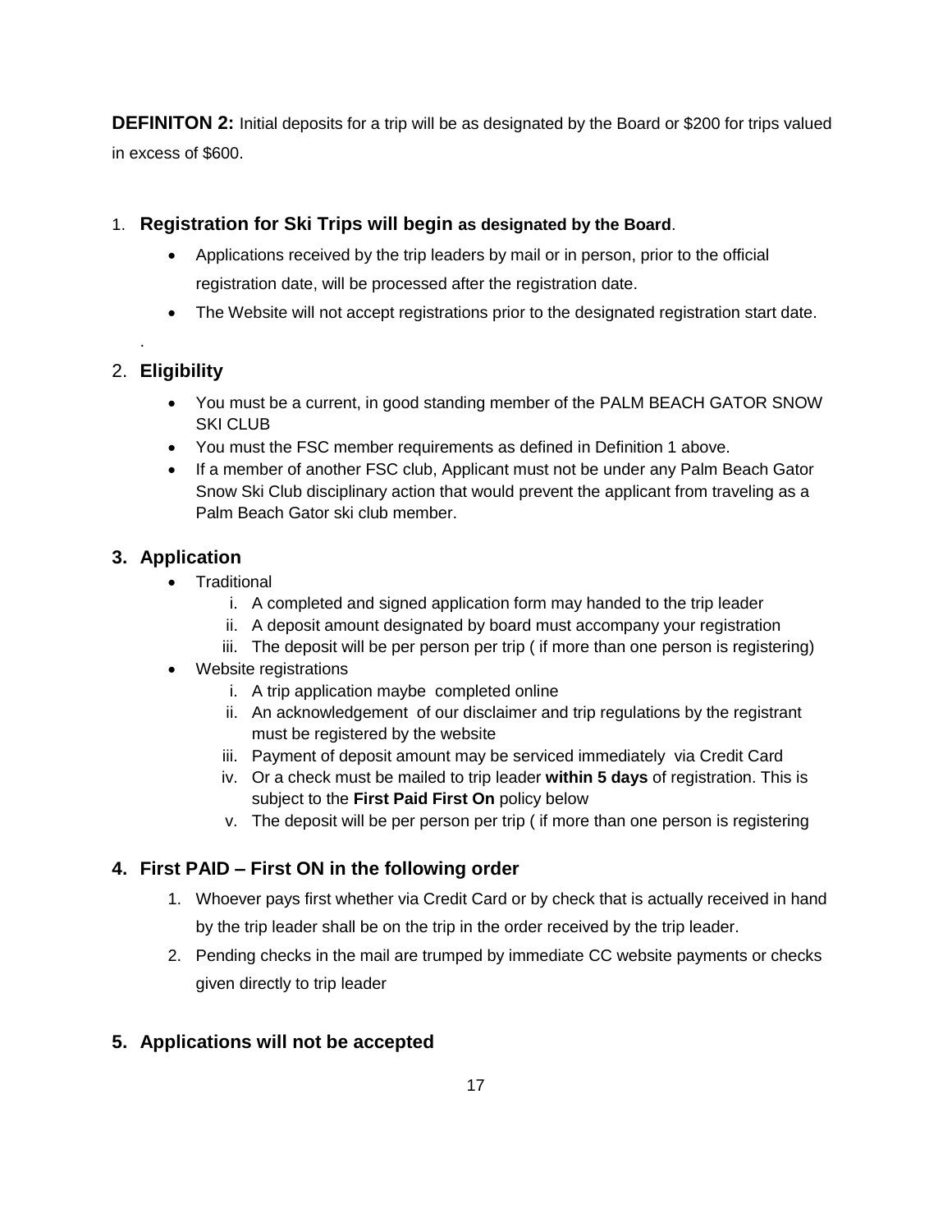**DEFINITON 2:** Initial deposits for a trip will be as designated by the Board or $200 for trips valued in excess of $600.

1. **Registration for Ski Trips will begin as designated by the Board**.
    - Applications received by the trip leaders by mail or in person, prior to the official registration date, will be processed after the registration date.
    - The Website will not accept registrations prior to the designated registration start date.

.

2. **Eligibility**
    - You must be a current, in good standing member of the PALM BEACH GATOR SNOW SKI CLUB
    - You must the FSC member requirements as defined in Definition 1 above.
    - If a member of another FSC club, Applicant must not be under any Palm Beach Gator Snow Ski Club disciplinary action that would prevent the applicant from traveling as a Palm Beach Gator ski club member.

3. **Application**
    - Traditional
        i. A completed and signed application form may handed to the trip leader
        ii. A deposit amount designated by board must accompany your registration
        iii. The deposit will be per person per trip ( if more than one person is registering)
    - Website registrations
        i. A trip application maybe completed online
        ii. An acknowledgement of our disclaimer and trip regulations by the registrant must be registered by the website
        iii. Payment of deposit amount may be serviced immediately via Credit Card
        iv. Or a check must be mailed to trip leader **within 5 days** of registration. This is subject to the **First Paid First On** policy below
        v. The deposit will be per person per trip ( if more than one person is registering

4. **First PAID – First ON in the following order**
    1. Whoever pays first whether via Credit Card or by check that is actually received in hand by the trip leader shall be on the trip in the order received by the trip leader.
    2. Pending checks in the mail are trumped by immediate CC website payments or checks given directly to trip leader

5. **Applications will not be accepted**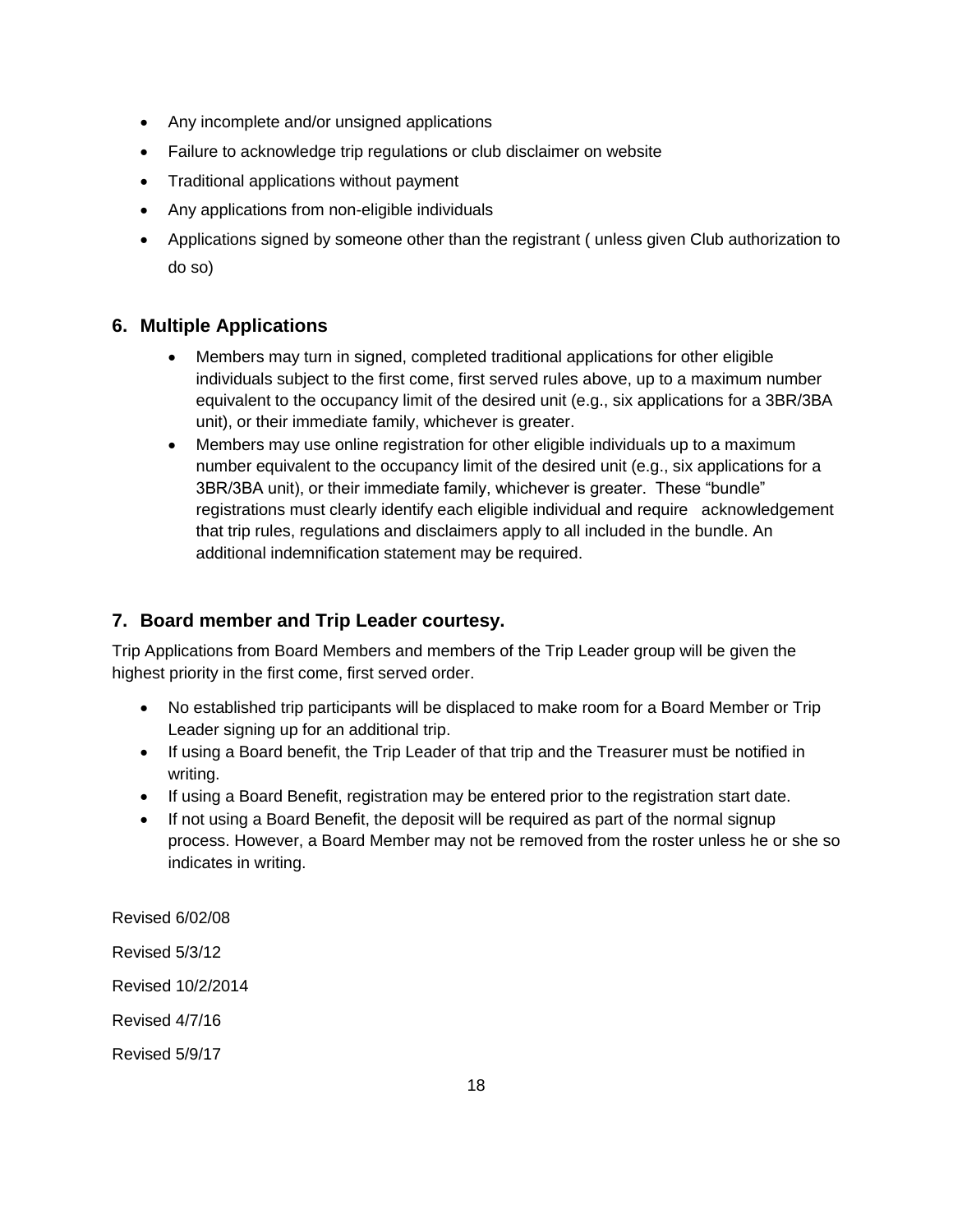- Any incomplete and/or unsigned applications
- Failure to acknowledge trip regulations or club disclaimer on website
- Traditional applications without payment
- Any applications from non-eligible individuals
- Applications signed by someone other than the registrant ( unless given Club authorization to do so)

## 6. Multiple Applications

- Members may turn in signed, completed traditional applications for other eligible individuals subject to the first come, first served rules above, up to a maximum number equivalent to the occupancy limit of the desired unit (e.g., six applications for a 3BR/3BA unit), or their immediate family, whichever is greater.
- Members may use online registration for other eligible individuals up to a maximum number equivalent to the occupancy limit of the desired unit (e.g., six applications for a 3BR/3BA unit), or their immediate family, whichever is greater. These "bundle" registrations must clearly identify each eligible individual and require acknowledgement that trip rules, regulations and disclaimers apply to all included in the bundle. An additional indemnification statement may be required.

## 7. Board member and Trip Leader courtesy.

Trip Applications from Board Members and members of the Trip Leader group will be given the highest priority in the first come, first served order.

- No established trip participants will be displaced to make room for a Board Member or Trip Leader signing up for an additional trip.
- If using a Board benefit, the Trip Leader of that trip and the Treasurer must be notified in writing.
- If using a Board Benefit, registration may be entered prior to the registration start date.
- If not using a Board Benefit, the deposit will be required as part of the normal signup process. However, a Board Member may not be removed from the roster unless he or she so indicates in writing.

Revised 6/02/08

Revised 5/3/12

Revised 10/2/2014

Revised 4/7/16

Revised 5/9/17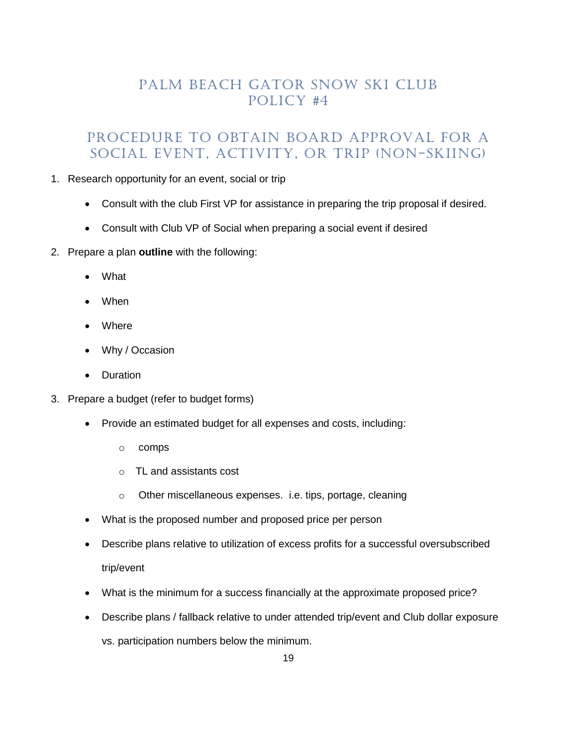# PALM BEACH GATOR SNOW SKI CLUB
# POLICY #4

## PROCEDURE TO OBTAIN BOARD APPROVAL FOR A SOCIAL EVENT, ACTIVITY, OR TRIP (NON-SKIING)

1. Research opportunity for an event, social or trip
   - Consult with the club First VP for assistance in preparing the trip proposal if desired.
   - Consult with Club VP of Social when preparing a social event if desired
2. Prepare a plan **outline** with the following:
   - What
   - When
   - Where
   - Why / Occasion
   - Duration
3. Prepare a budget (refer to budget forms)
   - Provide an estimated budget for all expenses and costs, including:
     - comps
     - TL and assistants cost
     - Other miscellaneous expenses. i.e. tips, portage, cleaning
   - What is the proposed number and proposed price per person
   - Describe plans relative to utilization of excess profits for a successful oversubscribed trip/event
   - What is the minimum for a success financially at the approximate proposed price?
   - Describe plans / fallback relative to under attended trip/event and Club dollar exposure vs. participation numbers below the minimum.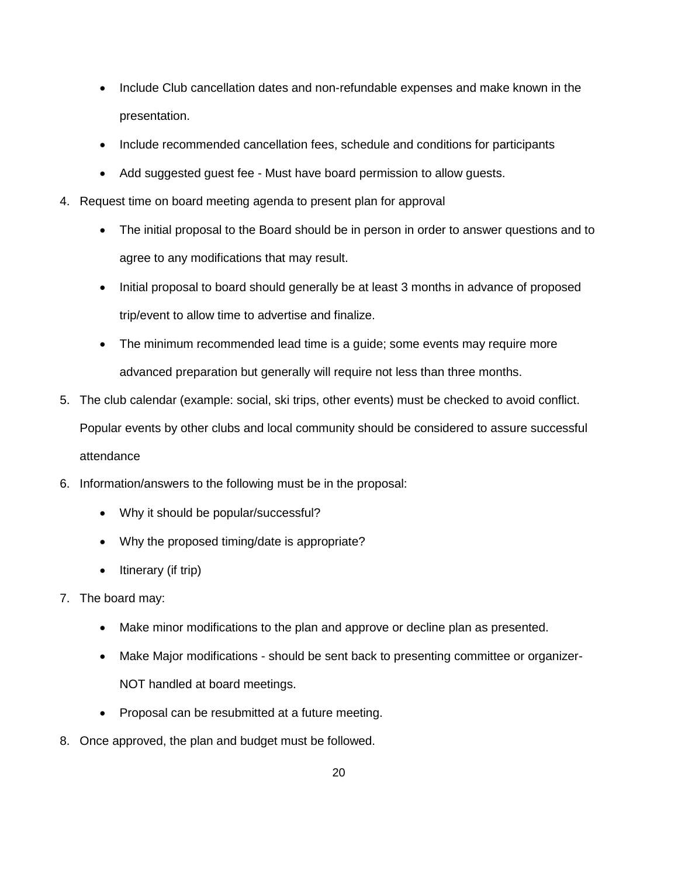- Include Club cancellation dates and non-refundable expenses and make known in the presentation.
- Include recommended cancellation fees, schedule and conditions for participants
- Add suggested guest fee - Must have board permission to allow guests.

4. Request time on board meeting agenda to present plan for approval
    - The initial proposal to the Board should be in person in order to answer questions and to agree to any modifications that may result.
    - Initial proposal to board should generally be at least 3 months in advance of proposed trip/event to allow time to advertise and finalize.
    - The minimum recommended lead time is a guide; some events may require more advanced preparation but generally will require not less than three months.
5. The club calendar (example: social, ski trips, other events) must be checked to avoid conflict. Popular events by other clubs and local community should be considered to assure successful attendance
6. Information/answers to the following must be in the proposal:
    - Why it should be popular/successful?
    - Why the proposed timing/date is appropriate?
    - Itinerary (if trip)
7. The board may:
    - Make minor modifications to the plan and approve or decline plan as presented.
    - Make Major modifications - should be sent back to presenting committee or organizer- NOT handled at board meetings.
    - Proposal can be resubmitted at a future meeting.
8. Once approved, the plan and budget must be followed.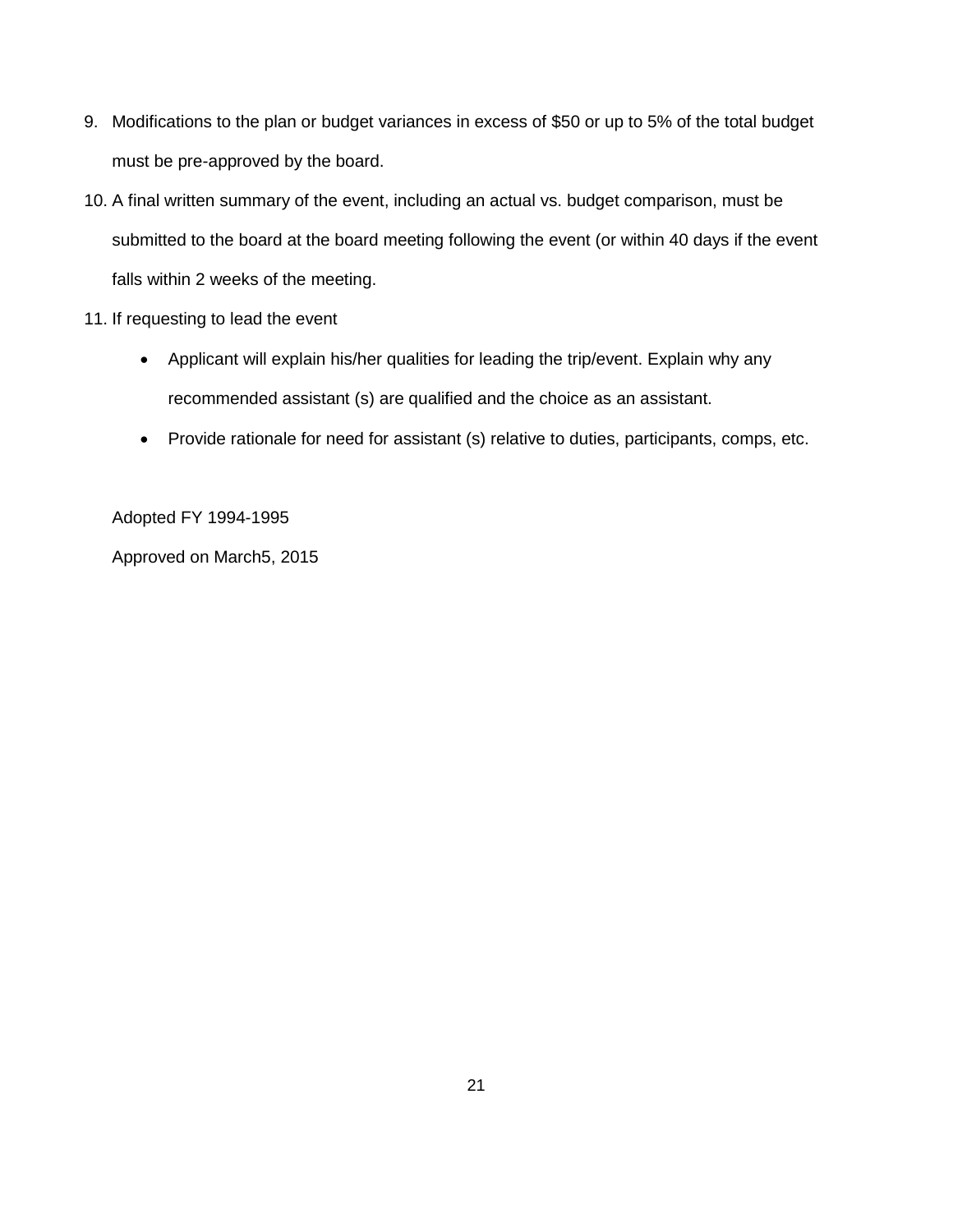9. Modifications to the plan or budget variances in excess of $50 or up to 5% of the total budget must be pre-approved by the board.
10. A final written summary of the event, including an actual vs. budget comparison, must be submitted to the board at the board meeting following the event (or within 40 days if the event falls within 2 weeks of the meeting.
11. If requesting to lead the event
    - Applicant will explain his/her qualities for leading the trip/event. Explain why any recommended assistant (s) are qualified and the choice as an assistant.
    - Provide rationale for need for assistant (s) relative to duties, participants, comps, etc.

Adopted FY 1994-1995

Approved on March5, 2015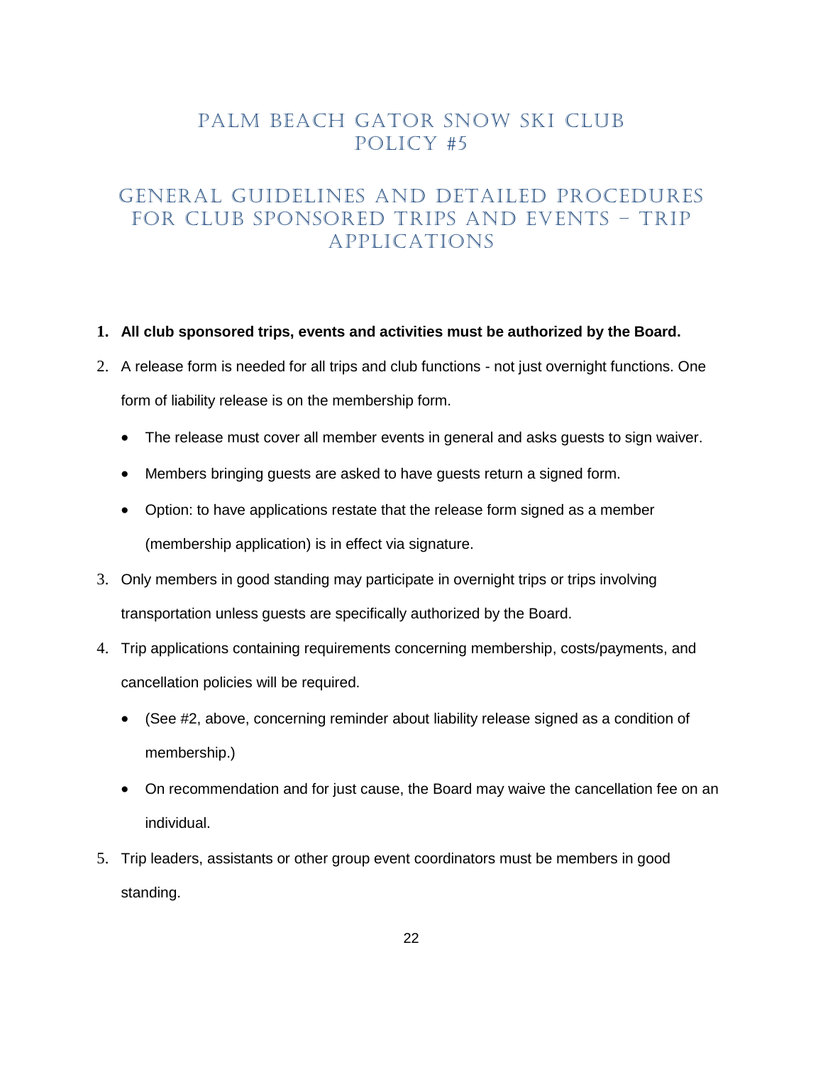# PALM BEACH GATOR SNOW SKI CLUB POLICY #5

## GENERAL GUIDELINES AND DETAILED PROCEDURES FOR CLUB SPONSORED TRIPS AND EVENTS – TRIP APPLICATIONS

1. **All club sponsored trips, events and activities must be authorized by the Board.**
2. A release form is needed for all trips and club functions - not just overnight functions. One form of liability release is on the membership form.
   - The release must cover all member events in general and asks guests to sign waiver.
   - Members bringing guests are asked to have guests return a signed form.
   - Option: to have applications restate that the release form signed as a member (membership application) is in effect via signature.
3. Only members in good standing may participate in overnight trips or trips involving transportation unless guests are specifically authorized by the Board.
4. Trip applications containing requirements concerning membership, costs/payments, and cancellation policies will be required.
   - (See #2, above, concerning reminder about liability release signed as a condition of membership.)
   - On recommendation and for just cause, the Board may waive the cancellation fee on an individual.
5. Trip leaders, assistants or other group event coordinators must be members in good standing.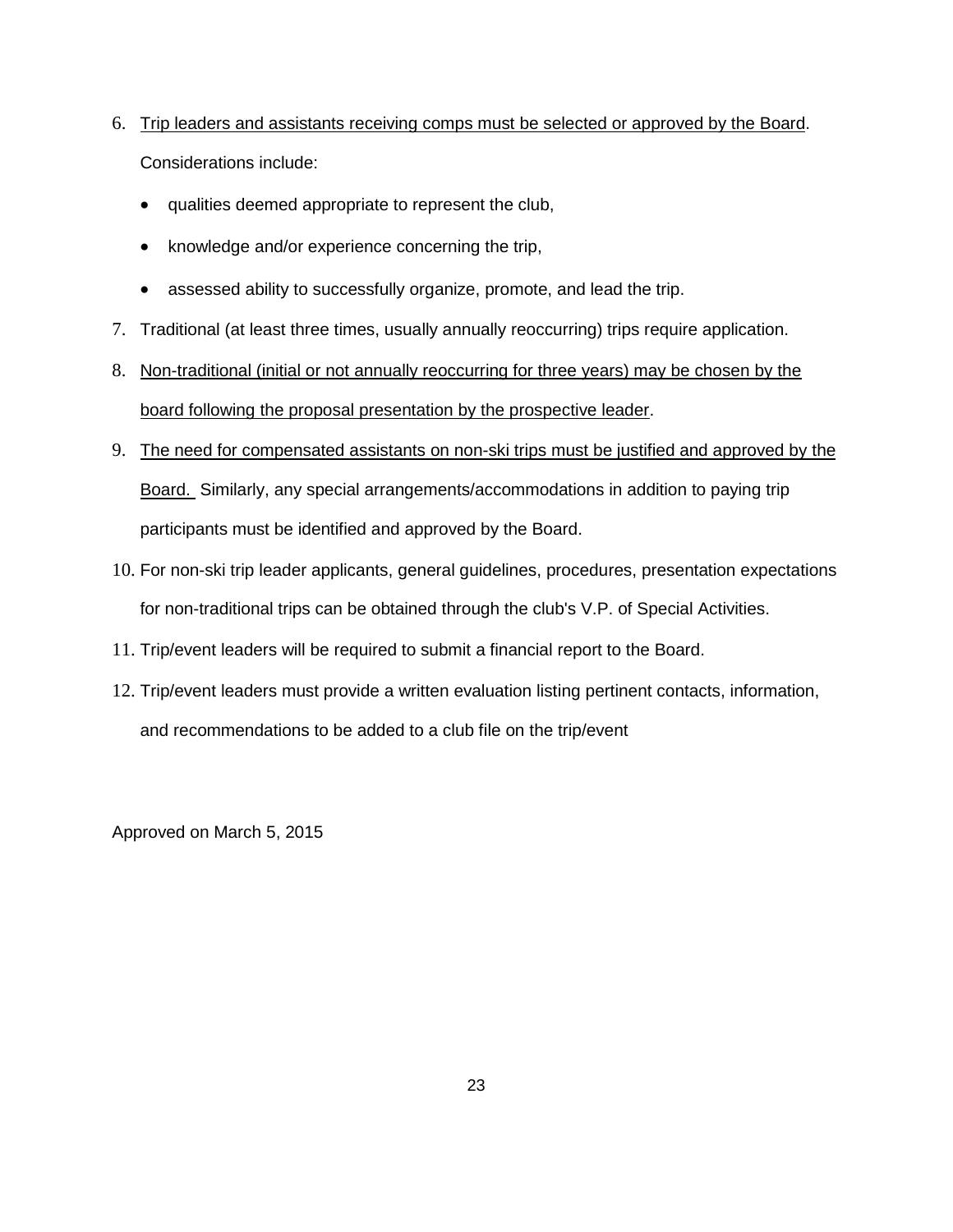6. Trip leaders and assistants receiving comps must be selected or approved by the Board. Considerations include:
   - qualities deemed appropriate to represent the club,
   - knowledge and/or experience concerning the trip,
   - assessed ability to successfully organize, promote, and lead the trip.
7. Traditional (at least three times, usually annually reoccurring) trips require application.
8. Non-traditional (initial or not annually reoccurring for three years) may be chosen by the board following the proposal presentation by the prospective leader.
9. The need for compensated assistants on non-ski trips must be justified and approved by the Board. Similarly, any special arrangements/accommodations in addition to paying trip participants must be identified and approved by the Board.
10. For non-ski trip leader applicants, general guidelines, procedures, presentation expectations for non-traditional trips can be obtained through the club's V.P. of Special Activities.
11. Trip/event leaders will be required to submit a financial report to the Board.
12. Trip/event leaders must provide a written evaluation listing pertinent contacts, information, and recommendations to be added to a club file on the trip/event

Approved on March 5, 2015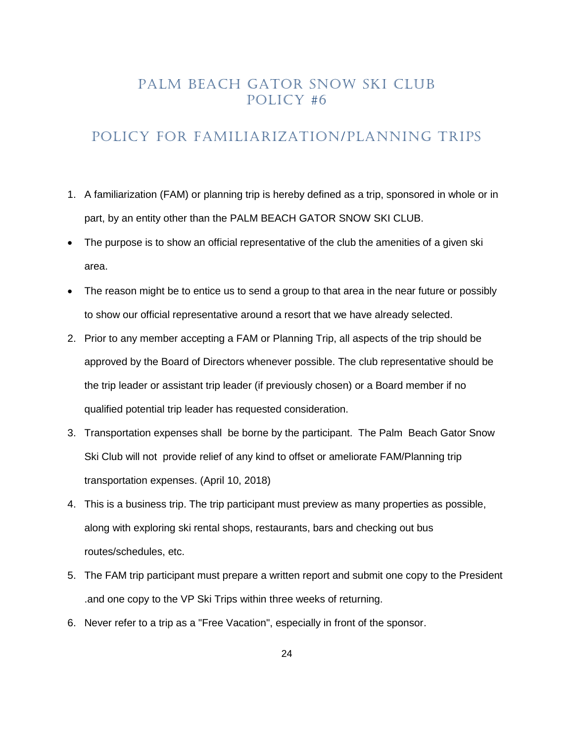# PALM BEACH GATOR SNOW SKI CLUB
# POLICY #6

## POLICY FOR FAMILIARIZATION/PLANNING TRIPS

1. A familiarization (FAM) or planning trip is hereby defined as a trip, sponsored in whole or in part, by an entity other than the PALM BEACH GATOR SNOW SKI CLUB.

- The purpose is to show an official representative of the club the amenities of a given ski area.
- The reason might be to entice us to send a group to that area in the near future or possibly to show our official representative around a resort that we have already selected.

2. Prior to any member accepting a FAM or Planning Trip, all aspects of the trip should be approved by the Board of Directors whenever possible. The club representative should be the trip leader or assistant trip leader (if previously chosen) or a Board member if no qualified potential trip leader has requested consideration.
3. Transportation expenses shall be borne by the participant. The Palm Beach Gator Snow Ski Club will not provide relief of any kind to offset or ameliorate FAM/Planning trip transportation expenses. (April 10, 2018)
4. This is a business trip. The trip participant must preview as many properties as possible, along with exploring ski rental shops, restaurants, bars and checking out bus routes/schedules, etc.
5. The FAM trip participant must prepare a written report and submit one copy to the President .and one copy to the VP Ski Trips within three weeks of returning.
6. Never refer to a trip as a "Free Vacation", especially in front of the sponsor.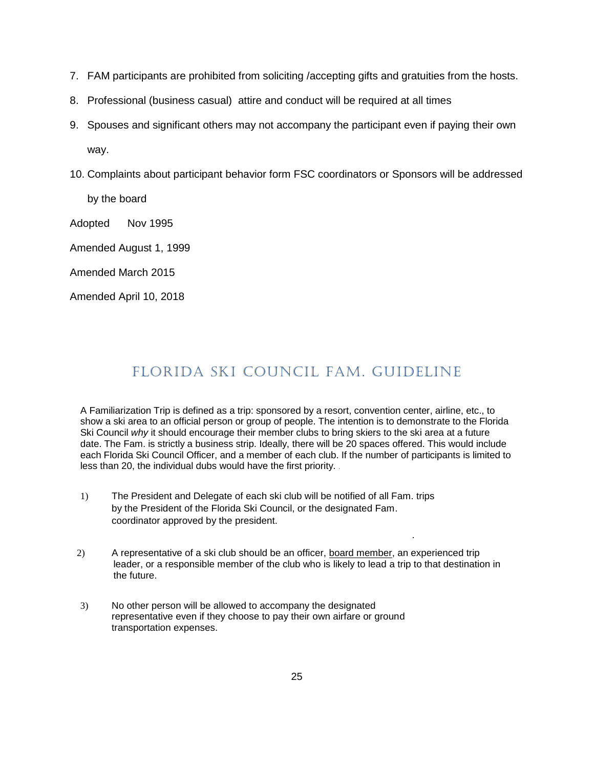7. FAM participants are prohibited from soliciting /accepting gifts and gratuities from the hosts.
8. Professional (business casual) attire and conduct will be required at all times
9. Spouses and significant others may not accompany the participant even if paying their own way.
10. Complaints about participant behavior form FSC coordinators or Sponsors will be addressed by the board

Adopted Nov 1995

Amended August 1, 1999

Amended March 2015

Amended April 10, 2018

## FLORIDA SKI COUNCIL FAM. GUIDELINE

A Familiarization Trip is defined as a trip: sponsored by a resort, convention center, airline, etc., to show a ski area to an official person or group of people. The intention is to demonstrate to the Florida Ski Council *why* it should encourage their member clubs to bring skiers to the ski area at a future date. The Fam. is strictly a business strip. Ideally, there will be 20 spaces offered. This would include each Florida Ski Council Officer, and a member of each club. If the number of participants is limited to less than 20, the individual dubs would have the first priority.

1) The President and Delegate of each ski club will be notified of all Fam. trips by the President of the Florida Ski Council, or the designated Fam. coordinator approved by the president.

2) A representative of a ski club should be an officer, board member, an experienced trip leader, or a responsible member of the club who is likely to lead a trip to that destination in the future.

3) No other person will be allowed to accompany the designated representative even if they choose to pay their own airfare or ground transportation expenses.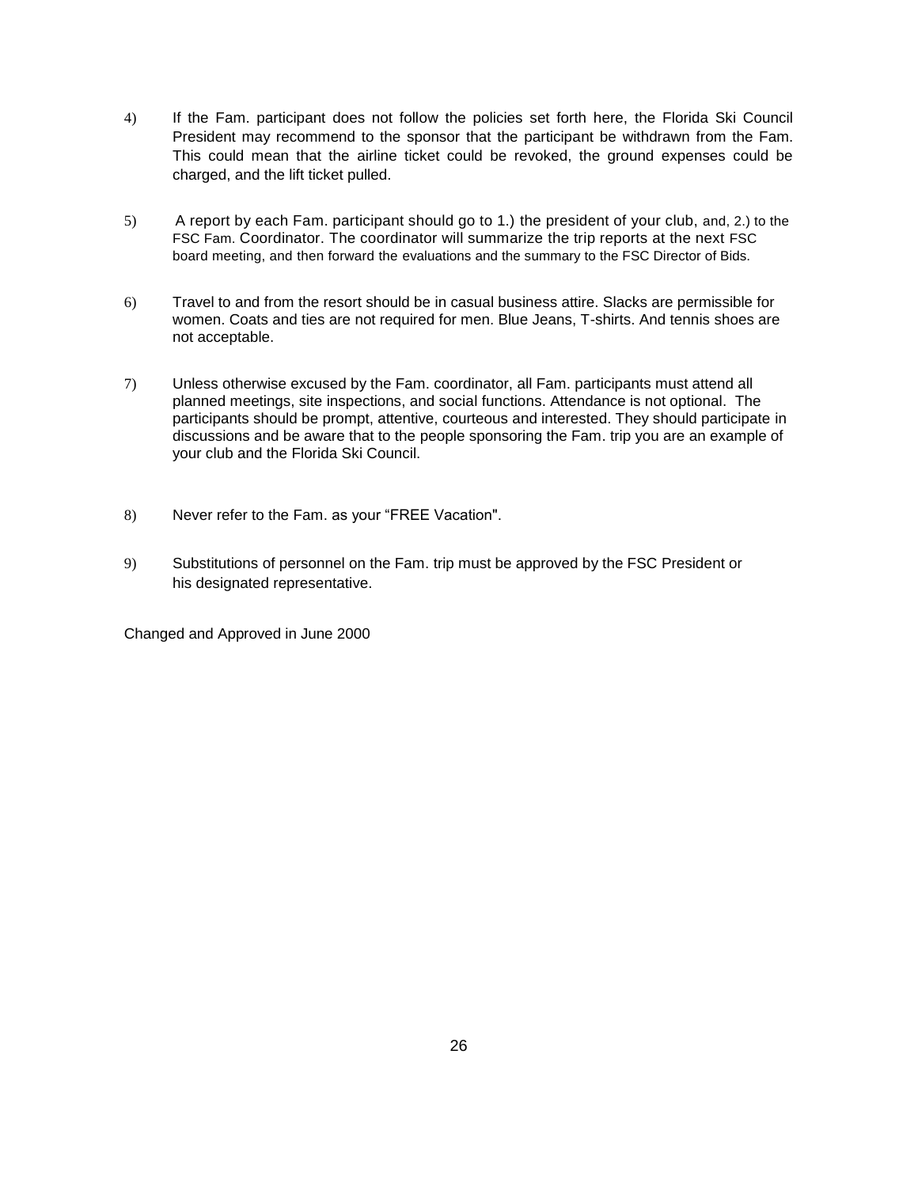4) If the Fam. participant does not follow the policies set forth here, the Florida Ski Council President may recommend to the sponsor that the participant be withdrawn from the Fam. This could mean that the airline ticket could be revoked, the ground expenses could be charged, and the lift ticket pulled.

5) A report by each Fam. participant should go to 1.) the president of your club, and, 2.) to the FSC Fam. Coordinator. The coordinator will summarize the trip reports at the next FSC board meeting, and then forward the evaluations and the summary to the FSC Director of Bids.

6) Travel to and from the resort should be in casual business attire. Slacks are permissible for women. Coats and ties are not required for men. Blue Jeans, T-shirts. And tennis shoes are not acceptable.

7) Unless otherwise excused by the Fam. coordinator, all Fam. participants must attend all planned meetings, site inspections, and social functions. Attendance is not optional. The participants should be prompt, attentive, courteous and interested. They should participate in discussions and be aware that to the people sponsoring the Fam. trip you are an example of your club and the Florida Ski Council.

8) Never refer to the Fam. as your “FREE Vacation".

9) Substitutions of personnel on the Fam. trip must be approved by the FSC President or his designated representative.

Changed and Approved in June 2000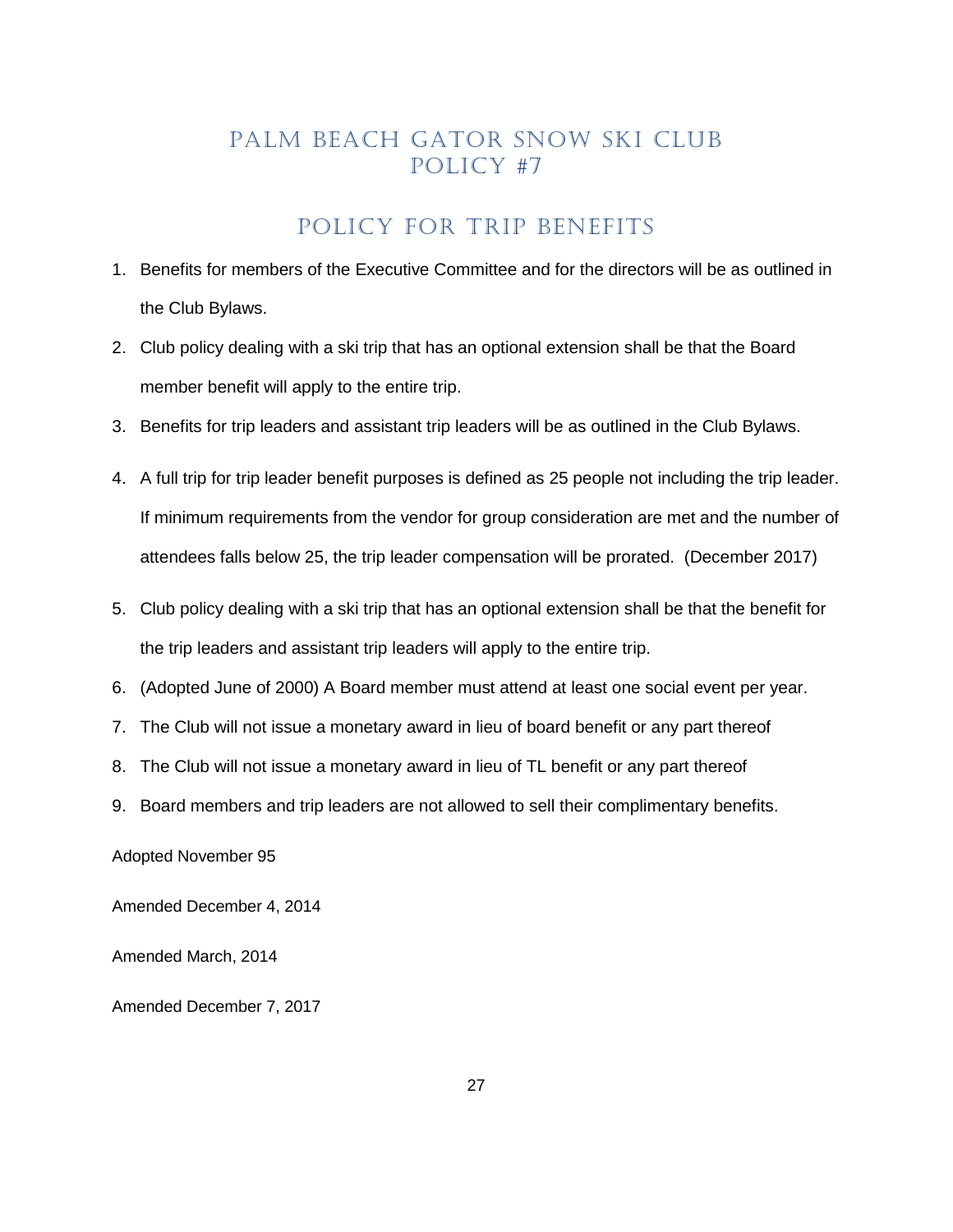# PALM BEACH GATOR SNOW SKI CLUB
# POLICY #7

## POLICY FOR TRIP BENEFITS

1. Benefits for members of the Executive Committee and for the directors will be as outlined in the Club Bylaws.
2. Club policy dealing with a ski trip that has an optional extension shall be that the Board member benefit will apply to the entire trip.
3. Benefits for trip leaders and assistant trip leaders will be as outlined in the Club Bylaws.
4. A full trip for trip leader benefit purposes is defined as 25 people not including the trip leader. If minimum requirements from the vendor for group consideration are met and the number of attendees falls below 25, the trip leader compensation will be prorated. (December 2017)
5. Club policy dealing with a ski trip that has an optional extension shall be that the benefit for the trip leaders and assistant trip leaders will apply to the entire trip.
6. (Adopted June of 2000) A Board member must attend at least one social event per year.
7. The Club will not issue a monetary award in lieu of board benefit or any part thereof
8. The Club will not issue a monetary award in lieu of TL benefit or any part thereof
9. Board members and trip leaders are not allowed to sell their complimentary benefits.

Adopted November 95

Amended December 4, 2014

Amended March, 2014

Amended December 7, 2017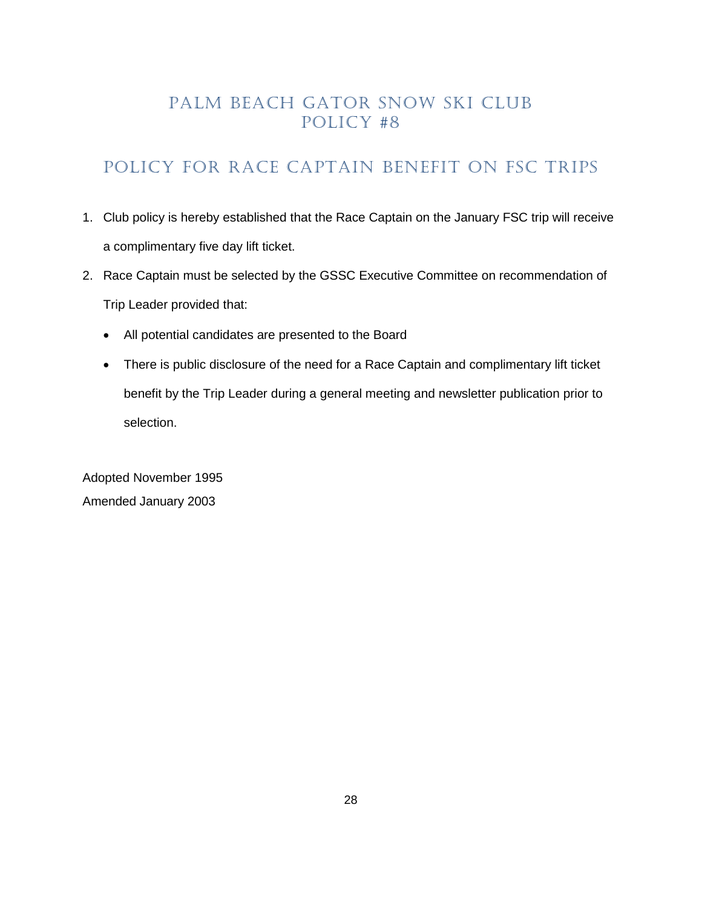# PALM BEACH GATOR SNOW SKI CLUB
# POLICY #8

## POLICY FOR RACE CAPTAIN BENEFIT ON FSC TRIPS

1. Club policy is hereby established that the Race Captain on the January FSC trip will receive a complimentary five day lift ticket.
2. Race Captain must be selected by the GSSC Executive Committee on recommendation of Trip Leader provided that:
   - All potential candidates are presented to the Board
   - There is public disclosure of the need for a Race Captain and complimentary lift ticket benefit by the Trip Leader during a general meeting and newsletter publication prior to selection.

Adopted November 1995

Amended January 2003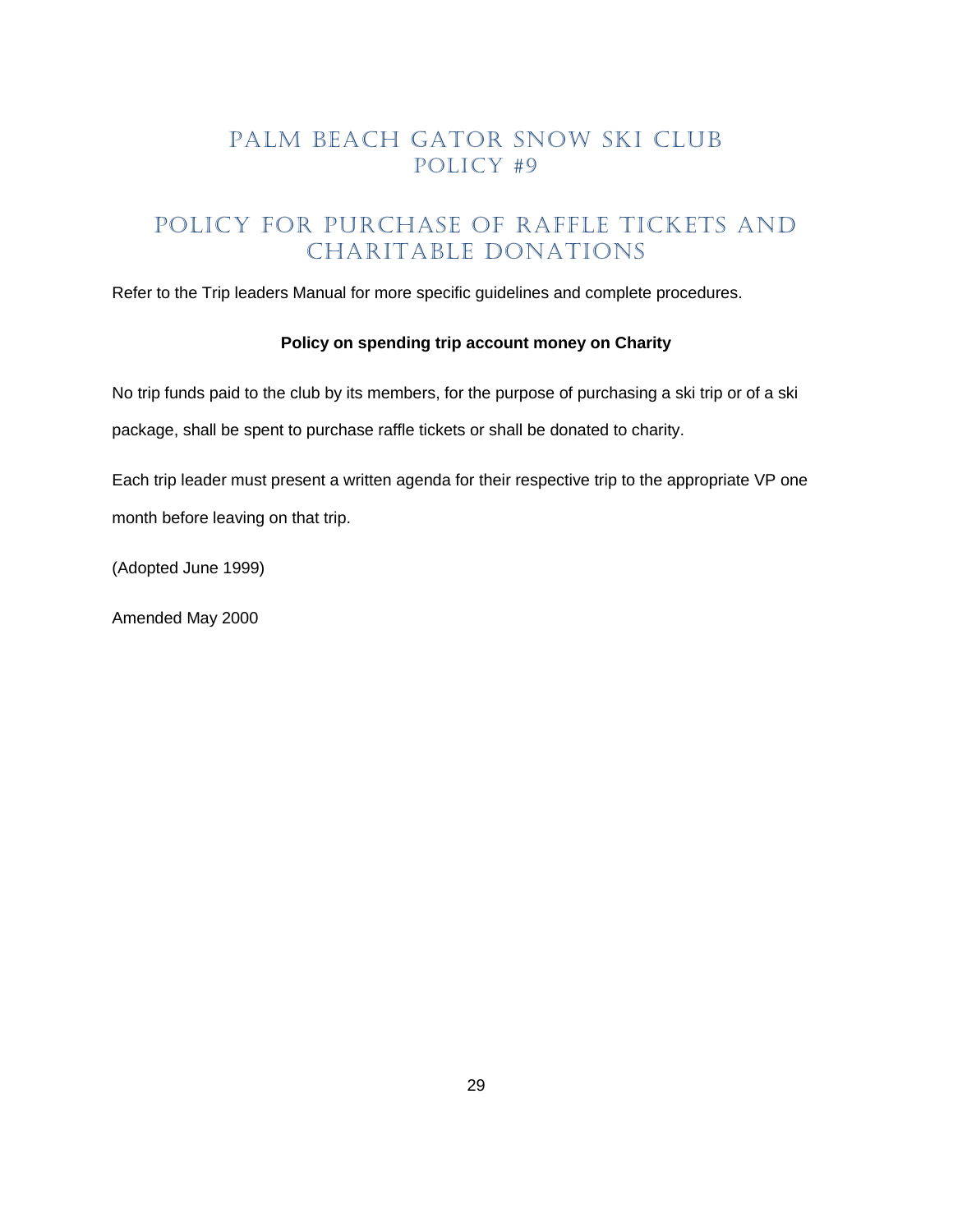# PALM BEACH GATOR SNOW SKI CLUB
# POLICY #9

## POLICY FOR PURCHASE OF RAFFLE TICKETS AND CHARITABLE DONATIONS

Refer to the Trip leaders Manual for more specific guidelines and complete procedures.

**Policy on spending trip account money on Charity**

No trip funds paid to the club by its members, for the purpose of purchasing a ski trip or of a ski package, shall be spent to purchase raffle tickets or shall be donated to charity.

Each trip leader must present a written agenda for their respective trip to the appropriate VP one month before leaving on that trip.

(Adopted June 1999)

Amended May 2000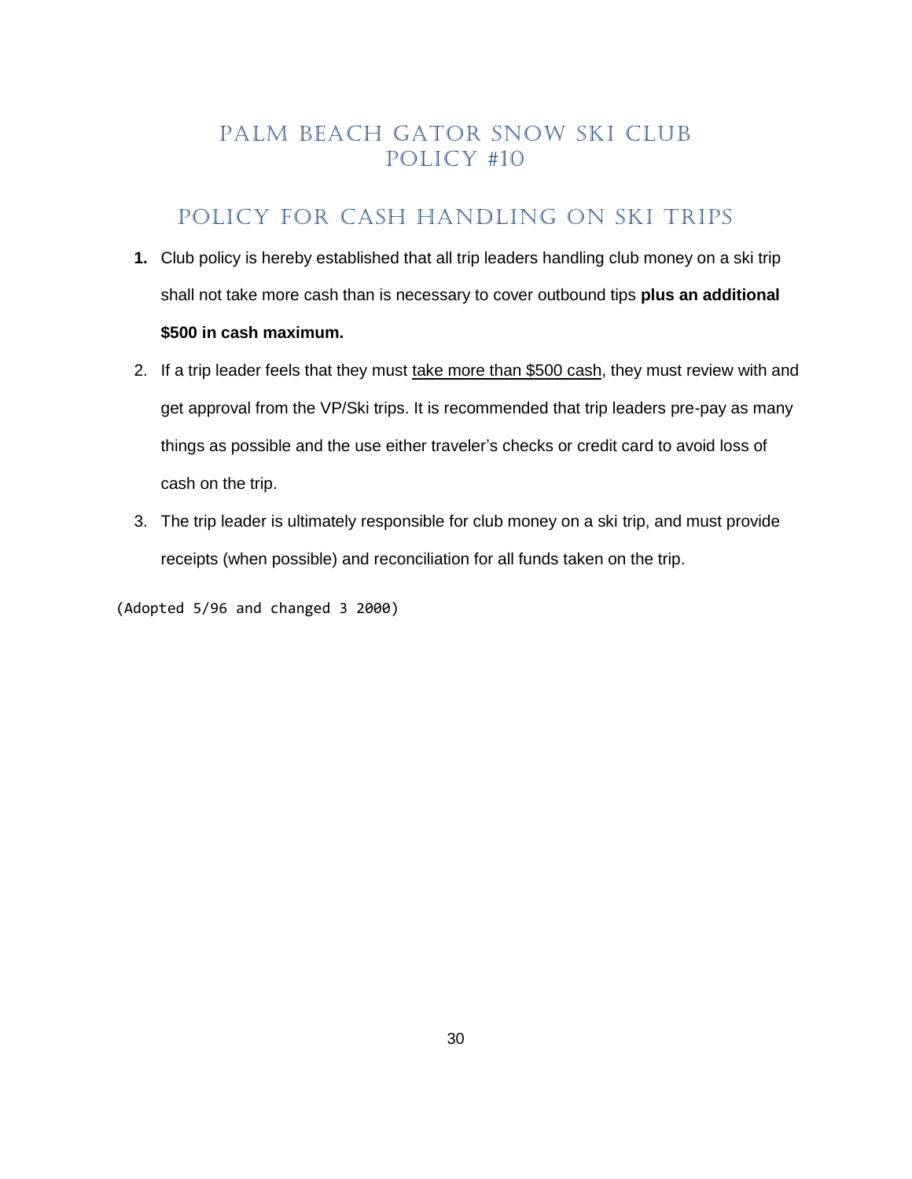# PALM BEACH GATOR SNOW SKI CLUB POLICY #10

## POLICY FOR CASH HANDLING ON SKI TRIPS

1. Club policy is hereby established that all trip leaders handling club money on a ski trip shall not take more cash than is necessary to cover outbound tips **plus an additional $500 in cash maximum.**
2. If a trip leader feels that they must <u>take more than $500 cash</u>, they must review with and get approval from the VP/Ski trips. It is recommended that trip leaders pre-pay as many things as possible and the use either traveler's checks or credit card to avoid loss of cash on the trip.
3. The trip leader is ultimately responsible for club money on a ski trip, and must provide receipts (when possible) and reconciliation for all funds taken on the trip.

(Adopted 5/96 and changed 3 2000)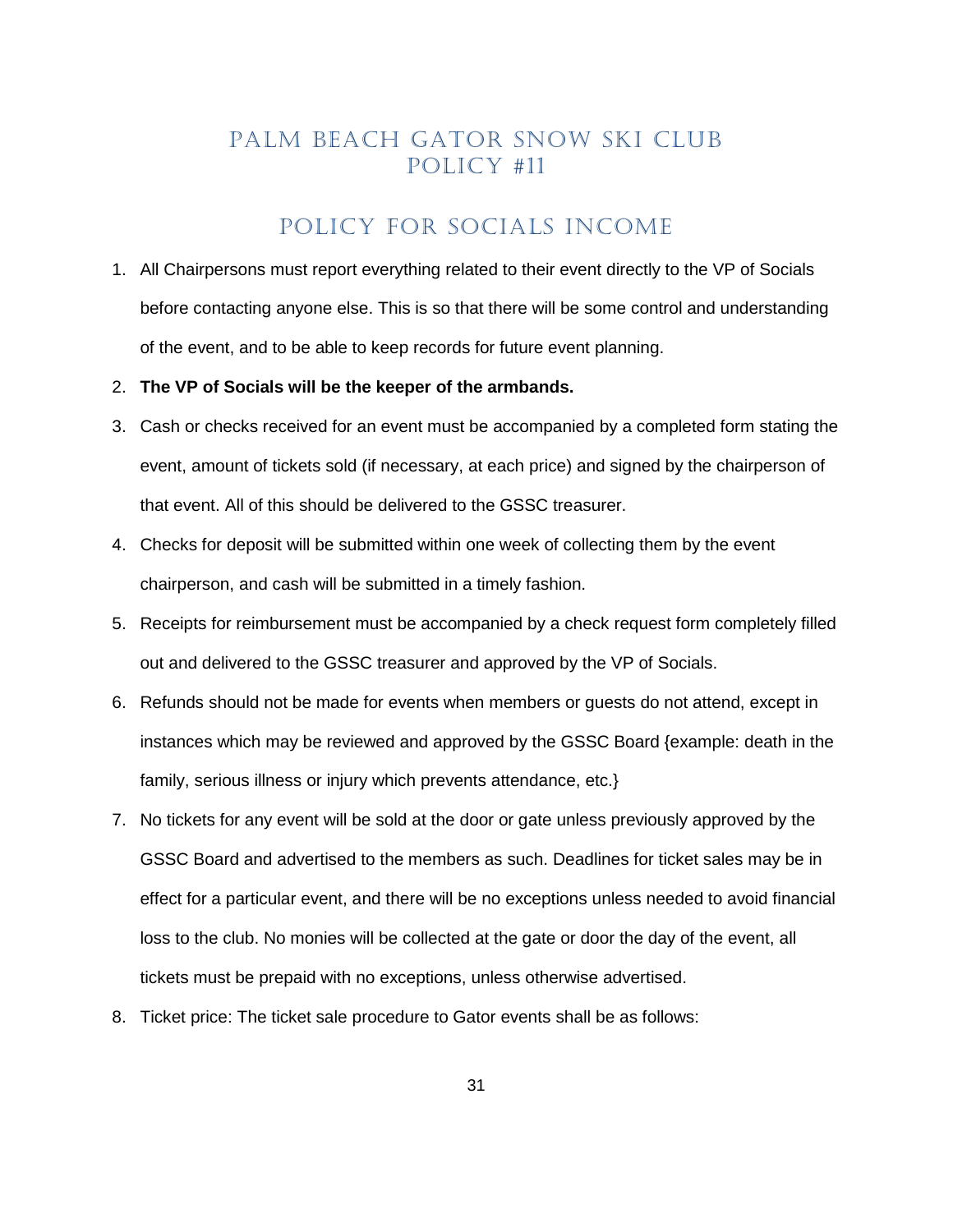# PALM BEACH GATOR SNOW SKI CLUB
# POLICY #11

## POLICY FOR SOCIALS INCOME

1. All Chairpersons must report everything related to their event directly to the VP of Socials before contacting anyone else. This is so that there will be some control and understanding of the event, and to be able to keep records for future event planning.
2. **The VP of Socials will be the keeper of the armbands.**
3. Cash or checks received for an event must be accompanied by a completed form stating the event, amount of tickets sold (if necessary, at each price) and signed by the chairperson of that event. All of this should be delivered to the GSSC treasurer.
4. Checks for deposit will be submitted within one week of collecting them by the event chairperson, and cash will be submitted in a timely fashion.
5. Receipts for reimbursement must be accompanied by a check request form completely filled out and delivered to the GSSC treasurer and approved by the VP of Socials.
6. Refunds should not be made for events when members or guests do not attend, except in instances which may be reviewed and approved by the GSSC Board {example: death in the family, serious illness or injury which prevents attendance, etc.}
7. No tickets for any event will be sold at the door or gate unless previously approved by the GSSC Board and advertised to the members as such. Deadlines for ticket sales may be in effect for a particular event, and there will be no exceptions unless needed to avoid financial loss to the club. No monies will be collected at the gate or door the day of the event, all tickets must be prepaid with no exceptions, unless otherwise advertised.
8. Ticket price: The ticket sale procedure to Gator events shall be as follows: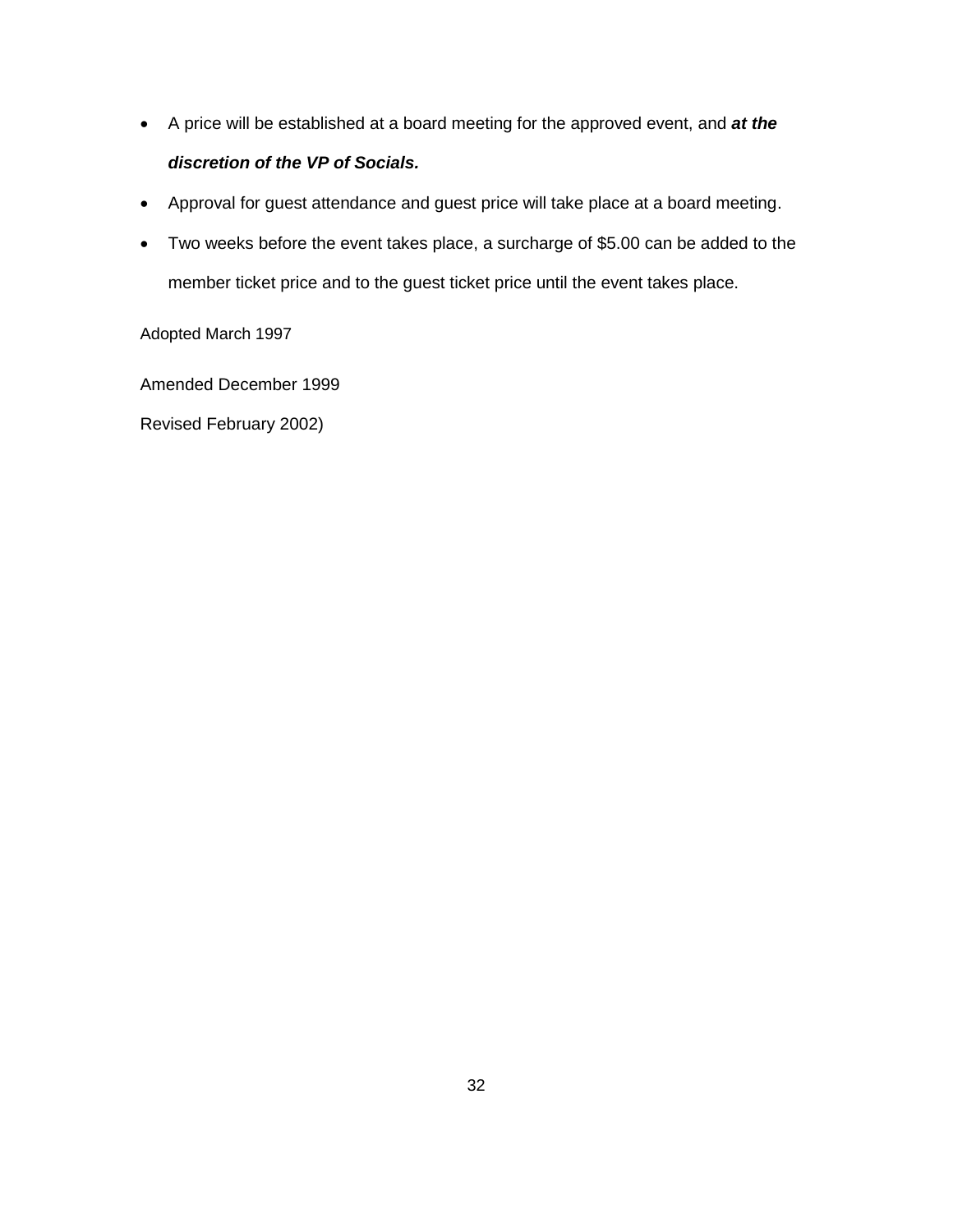- A price will be established at a board meeting for the approved event, and ***at the discretion of the VP of Socials.***
- Approval for guest attendance and guest price will take place at a board meeting.
- Two weeks before the event takes place, a surcharge of $5.00 can be added to the member ticket price and to the guest ticket price until the event takes place.

Adopted March 1997

Amended December 1999

Revised February 2002)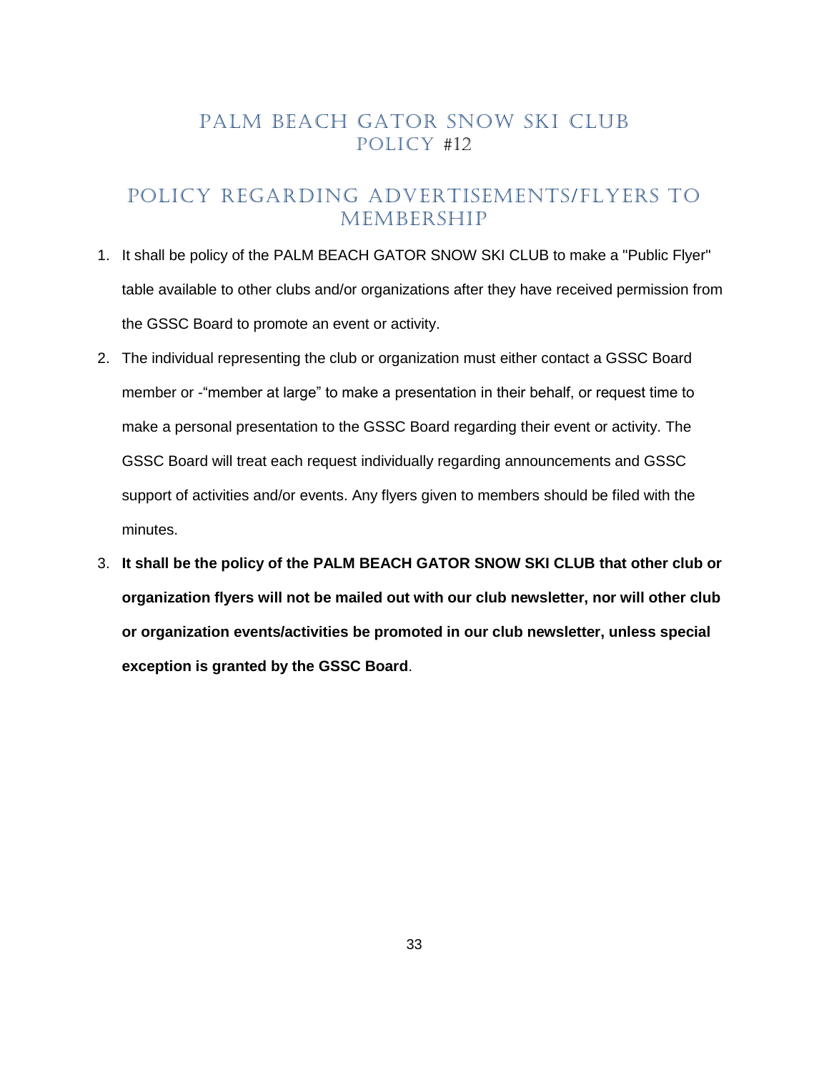# PALM BEACH GATOR SNOW SKI CLUB
# POLICY #12

## POLICY REGARDING ADVERTISEMENTS/FLYERS TO MEMBERSHIP

1. It shall be policy of the PALM BEACH GATOR SNOW SKI CLUB to make a "Public Flyer" table available to other clubs and/or organizations after they have received permission from the GSSC Board to promote an event or activity.
2. The individual representing the club or organization must either contact a GSSC Board member or -“member at large” to make a presentation in their behalf, or request time to make a personal presentation to the GSSC Board regarding their event or activity. The GSSC Board will treat each request individually regarding announcements and GSSC support of activities and/or events. Any flyers given to members should be filed with the minutes.
3. **It shall be the policy of the PALM BEACH GATOR SNOW SKI CLUB that other club or organization flyers will not be mailed out with our club newsletter, nor will other club or organization events/activities be promoted in our club newsletter, unless special exception is granted by the GSSC Board**.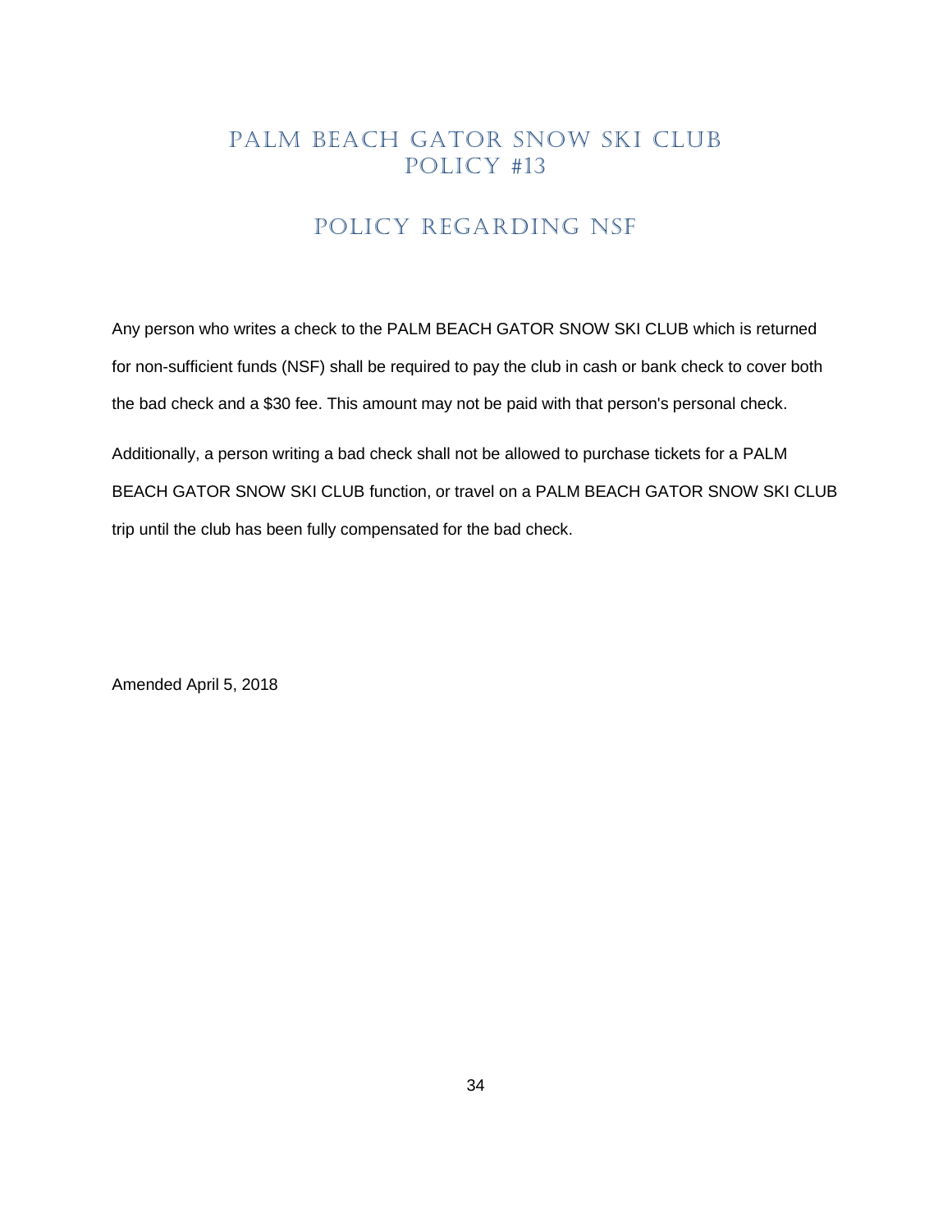# PALM BEACH GATOR SNOW SKI CLUB
# POLICY #13

## POLICY REGARDING NSF

Any person who writes a check to the PALM BEACH GATOR SNOW SKI CLUB which is returned for non-sufficient funds (NSF) shall be required to pay the club in cash or bank check to cover both the bad check and a $30 fee. This amount may not be paid with that person's personal check.

Additionally, a person writing a bad check shall not be allowed to purchase tickets for a PALM BEACH GATOR SNOW SKI CLUB function, or travel on a PALM BEACH GATOR SNOW SKI CLUB trip until the club has been fully compensated for the bad check.

Amended April 5, 2018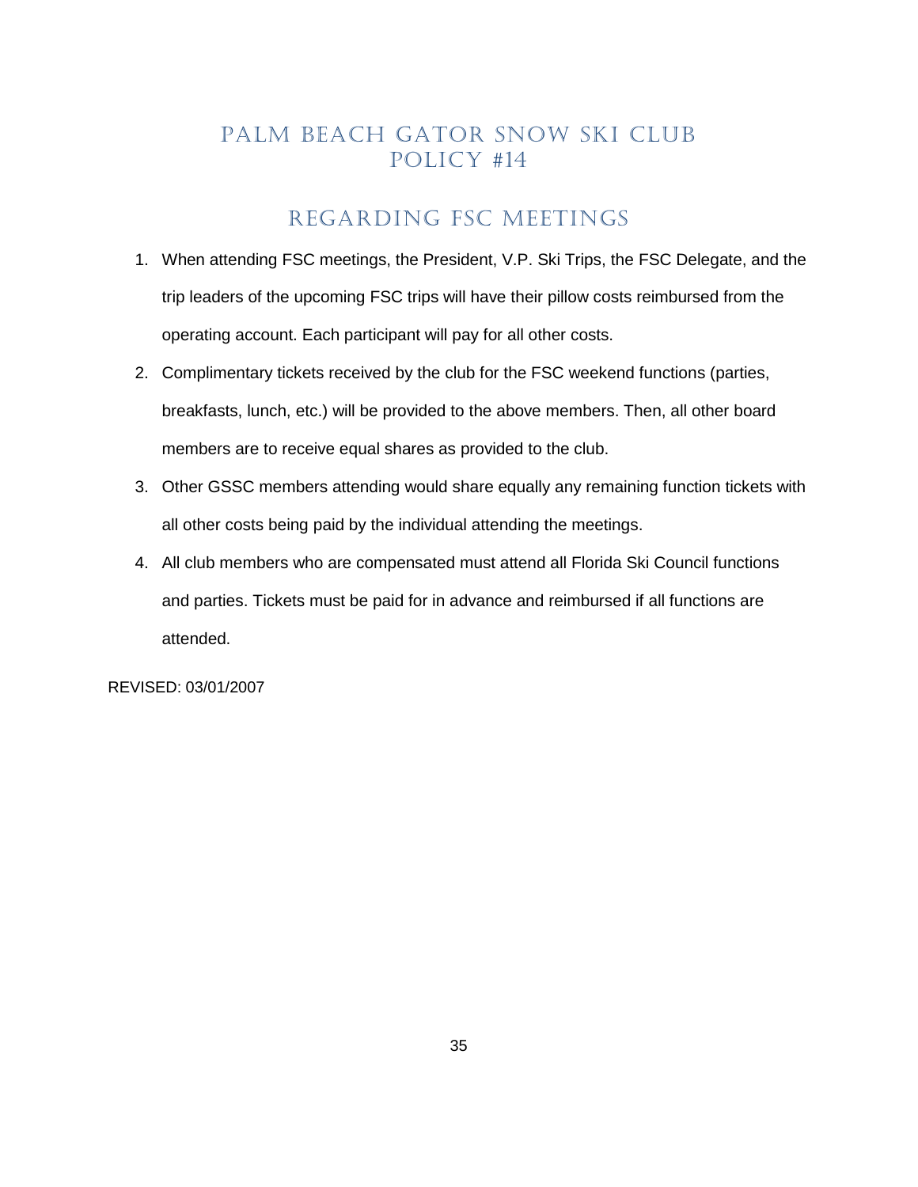# PALM BEACH GATOR SNOW SKI CLUB
# POLICY #14

## REGARDING FSC MEETINGS

1. When attending FSC meetings, the President, V.P. Ski Trips, the FSC Delegate, and the trip leaders of the upcoming FSC trips will have their pillow costs reimbursed from the operating account. Each participant will pay for all other costs.
2. Complimentary tickets received by the club for the FSC weekend functions (parties, breakfasts, lunch, etc.) will be provided to the above members. Then, all other board members are to receive equal shares as provided to the club.
3. Other GSSC members attending would share equally any remaining function tickets with all other costs being paid by the individual attending the meetings.
4. All club members who are compensated must attend all Florida Ski Council functions and parties. Tickets must be paid for in advance and reimbursed if all functions are attended.

REVISED: 03/01/2007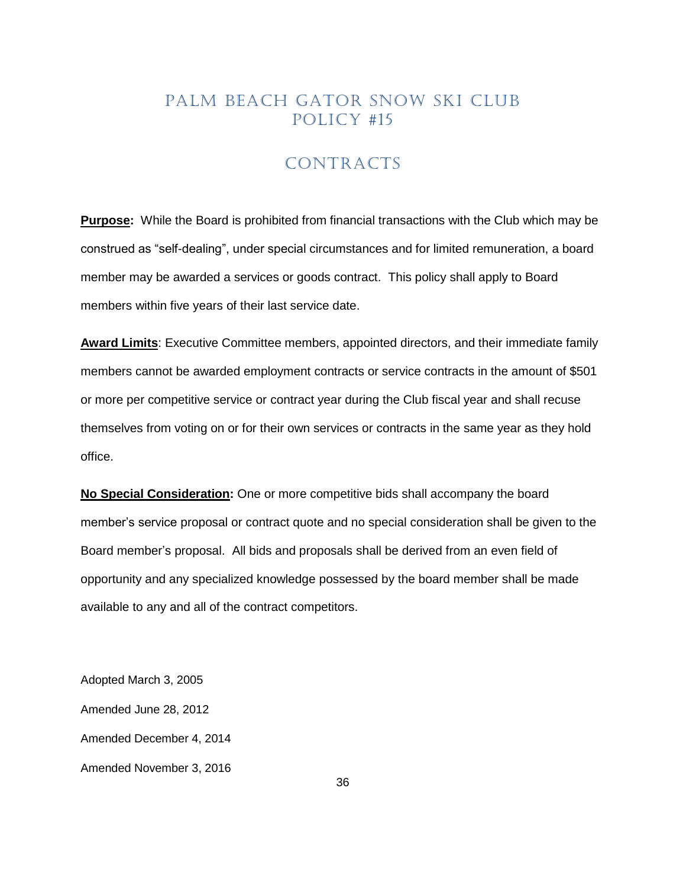# PALM BEACH GATOR SNOW SKI CLUB
# POLICY #15

## CONTRACTS

**<u>Purpose</u>:** While the Board is prohibited from financial transactions with the Club which may be construed as "self-dealing", under special circumstances and for limited remuneration, a board member may be awarded a services or goods contract. This policy shall apply to Board members within five years of their last service date.

**<u>Award Limits</u>**: Executive Committee members, appointed directors, and their immediate family members cannot be awarded employment contracts or service contracts in the amount of $501 or more per competitive service or contract year during the Club fiscal year and shall recuse themselves from voting on or for their own services or contracts in the same year as they hold office.

**<u>No Special Consideration</u>:** One or more competitive bids shall accompany the board member's service proposal or contract quote and no special consideration shall be given to the Board member's proposal. All bids and proposals shall be derived from an even field of opportunity and any specialized knowledge possessed by the board member shall be made available to any and all of the contract competitors.

Adopted March 3, 2005

Amended June 28, 2012

Amended December 4, 2014

Amended November 3, 2016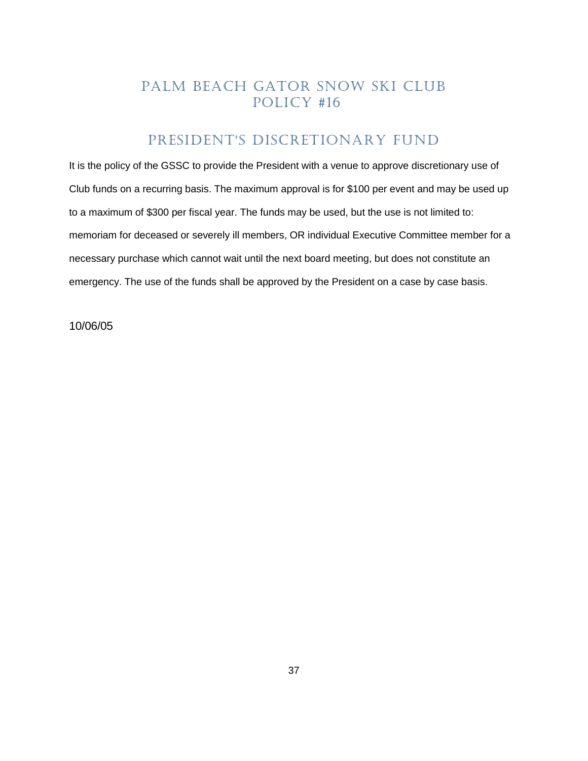# PALM BEACH GATOR SNOW SKI CLUB
# POLICY #16

## PRESIDENT'S DISCRETIONARY FUND

It is the policy of the GSSC to provide the President with a venue to approve discretionary use of Club funds on a recurring basis. The maximum approval is for $100 per event and may be used up to a maximum of $300 per fiscal year. The funds may be used, but the use is not limited to: memoriam for deceased or severely ill members, OR individual Executive Committee member for a necessary purchase which cannot wait until the next board meeting, but does not constitute an emergency. The use of the funds shall be approved by the President on a case by case basis.

10/06/05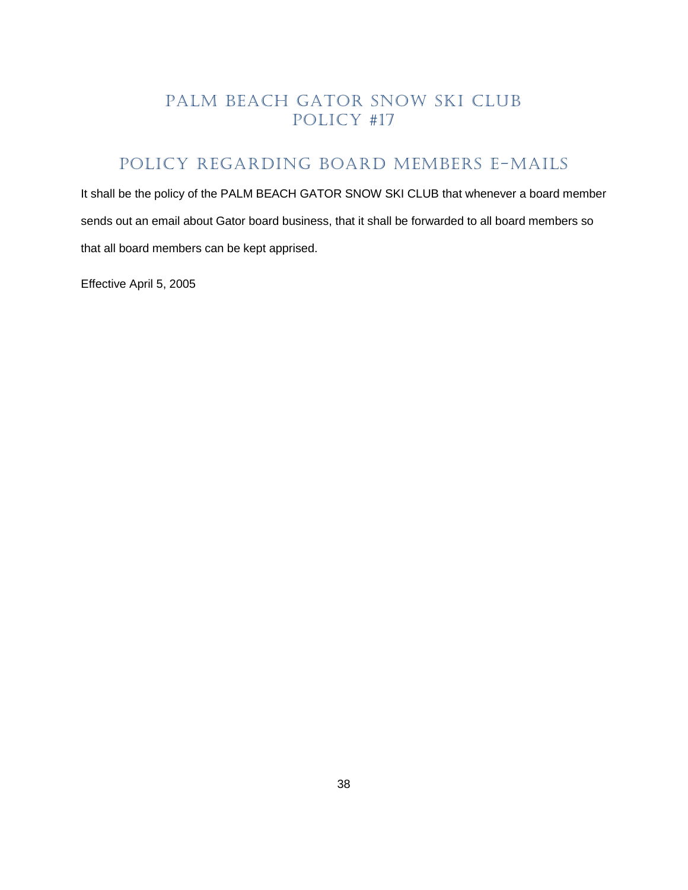# PALM BEACH GATOR SNOW SKI CLUB
# POLICY #17

## POLICY REGARDING BOARD MEMBERS E-MAILS

It shall be the policy of the PALM BEACH GATOR SNOW SKI CLUB that whenever a board member sends out an email about Gator board business, that it shall be forwarded to all board members so that all board members can be kept apprised.

Effective April 5, 2005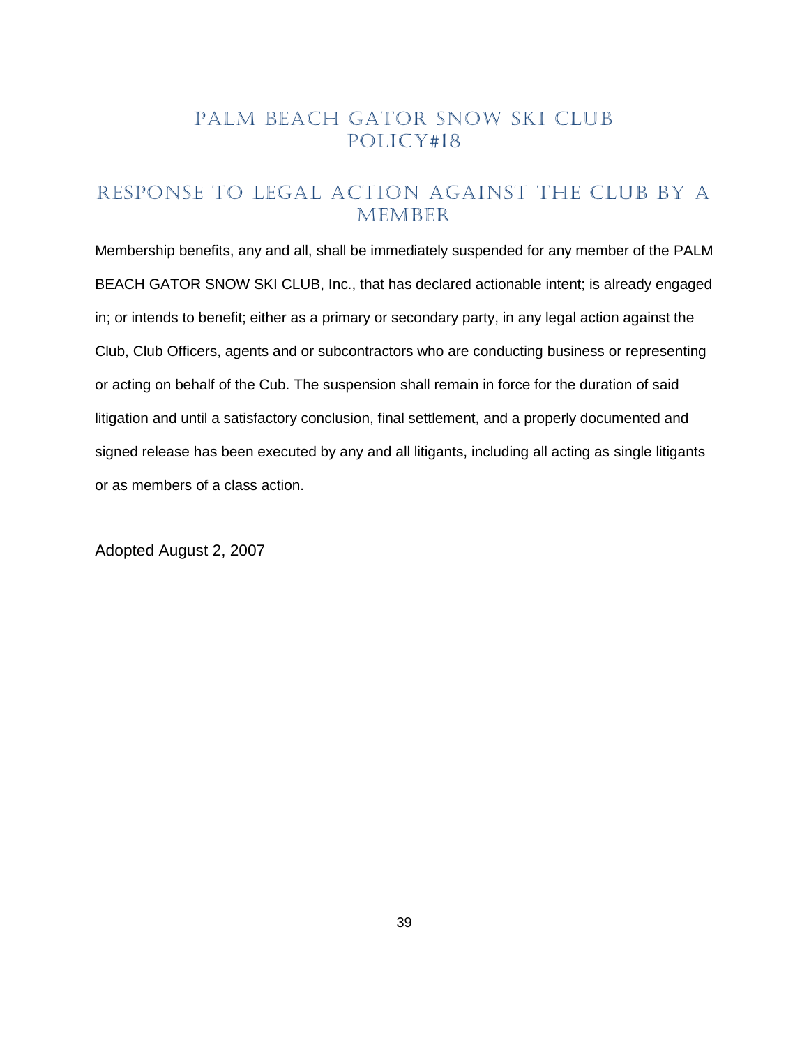# PALM BEACH GATOR SNOW SKI CLUB POLICY#18

## RESPONSE TO LEGAL ACTION AGAINST THE CLUB BY A MEMBER

Membership benefits, any and all, shall be immediately suspended for any member of the PALM BEACH GATOR SNOW SKI CLUB, Inc., that has declared actionable intent; is already engaged in; or intends to benefit; either as a primary or secondary party, in any legal action against the Club, Club Officers, agents and or subcontractors who are conducting business or representing or acting on behalf of the Cub. The suspension shall remain in force for the duration of said litigation and until a satisfactory conclusion, final settlement, and a properly documented and signed release has been executed by any and all litigants, including all acting as single litigants or as members of a class action.

Adopted August 2, 2007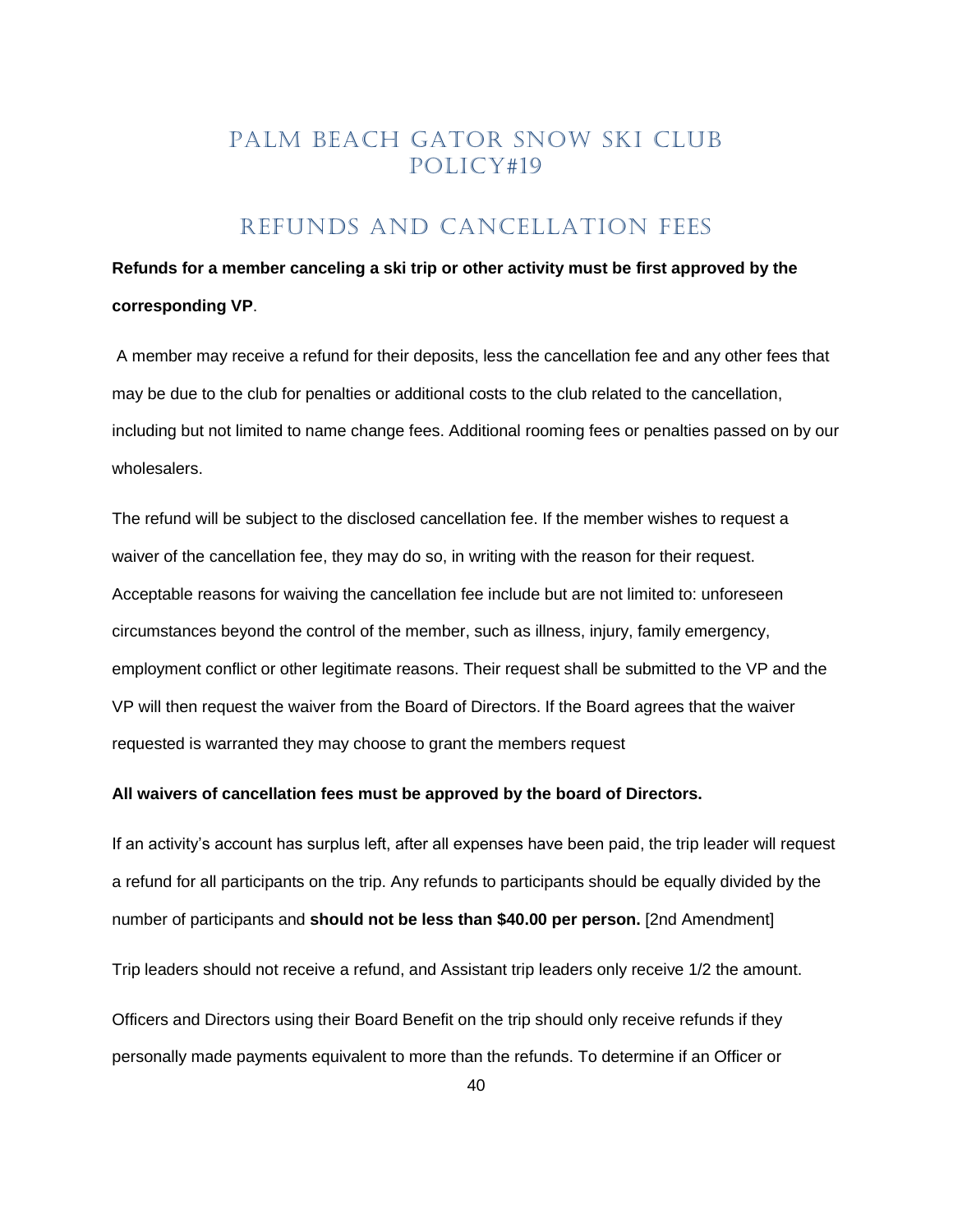# PALM BEACH GATOR SNOW SKI CLUB POLICY#19

## REFUNDS AND CANCELLATION FEES

**Refunds for a member canceling a ski trip or other activity must be first approved by the corresponding VP**.

A member may receive a refund for their deposits, less the cancellation fee and any other fees that may be due to the club for penalties or additional costs to the club related to the cancellation, including but not limited to name change fees. Additional rooming fees or penalties passed on by our wholesalers.

The refund will be subject to the disclosed cancellation fee. If the member wishes to request a waiver of the cancellation fee, they may do so, in writing with the reason for their request. Acceptable reasons for waiving the cancellation fee include but are not limited to: unforeseen circumstances beyond the control of the member, such as illness, injury, family emergency, employment conflict or other legitimate reasons. Their request shall be submitted to the VP and the VP will then request the waiver from the Board of Directors. If the Board agrees that the waiver requested is warranted they may choose to grant the members request

**All waivers of cancellation fees must be approved by the board of Directors.**

If an activity's account has surplus left, after all expenses have been paid, the trip leader will request a refund for all participants on the trip. Any refunds to participants should be equally divided by the number of participants and **should not be less than $40.00 per person.** [2nd Amendment]

Trip leaders should not receive a refund, and Assistant trip leaders only receive 1/2 the amount.

Officers and Directors using their Board Benefit on the trip should only receive refunds if they personally made payments equivalent to more than the refunds. To determine if an Officer or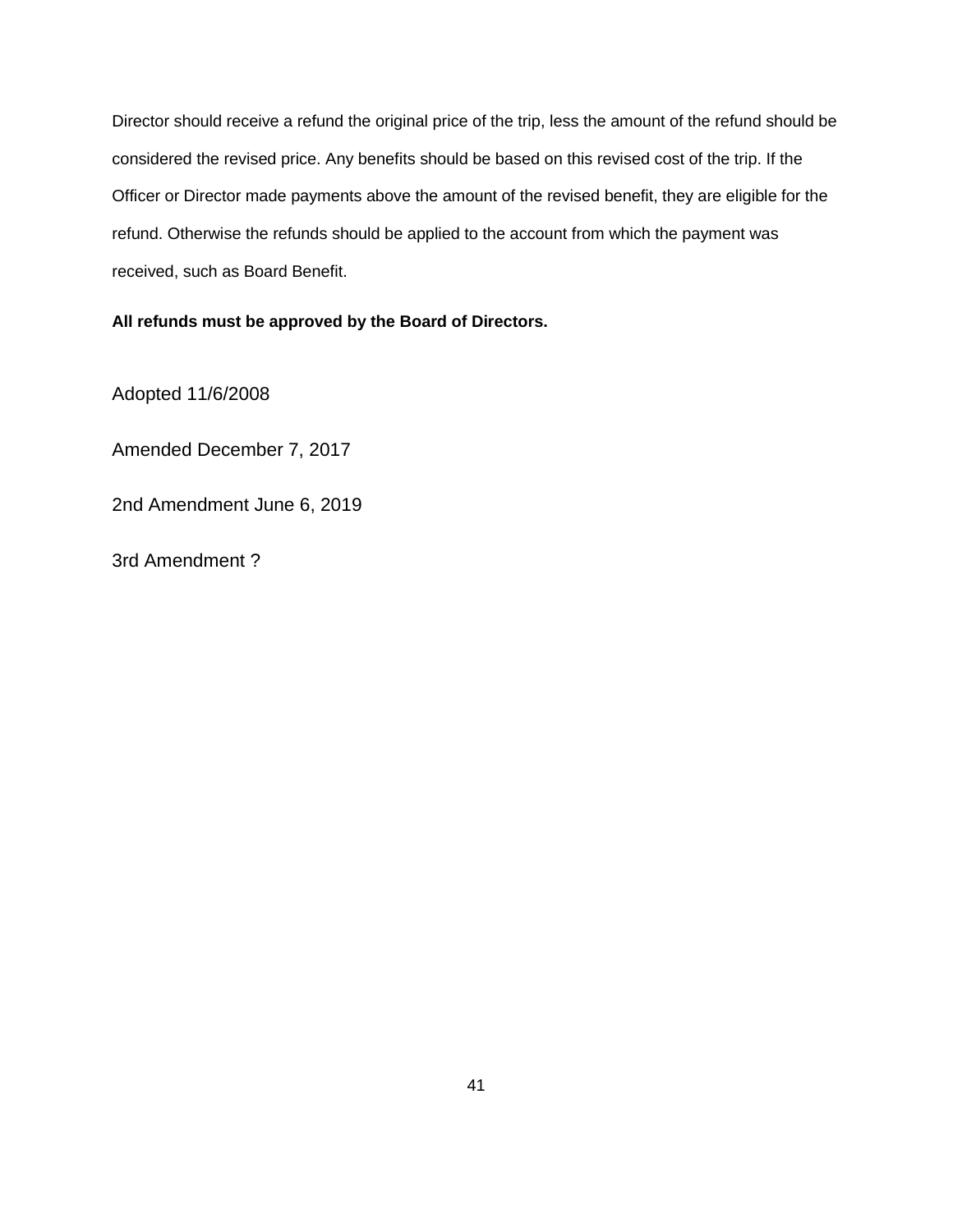Director should receive a refund the original price of the trip, less the amount of the refund should be considered the revised price. Any benefits should be based on this revised cost of the trip. If the Officer or Director made payments above the amount of the revised benefit, they are eligible for the refund. Otherwise the refunds should be applied to the account from which the payment was received, such as Board Benefit.

**All refunds must be approved by the Board of Directors.**

Adopted 11/6/2008

Amended December 7, 2017

2nd Amendment June 6, 2019

3rd Amendment ?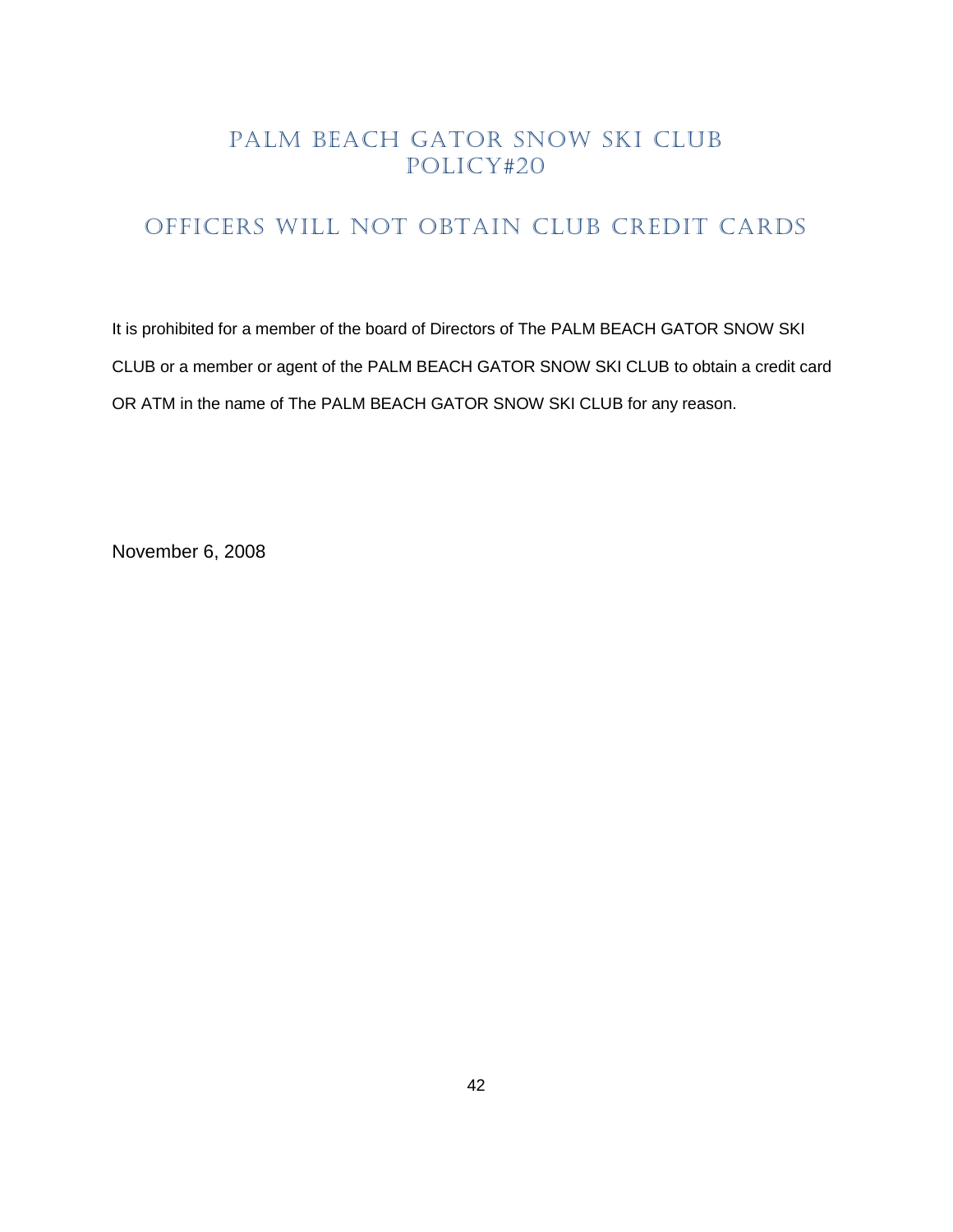# PALM BEACH GATOR SNOW SKI CLUB
# POLICY#20

## OFFICERS WILL NOT OBTAIN CLUB CREDIT CARDS

It is prohibited for a member of the board of Directors of The PALM BEACH GATOR SNOW SKI CLUB or a member or agent of the PALM BEACH GATOR SNOW SKI CLUB to obtain a credit card OR ATM in the name of The PALM BEACH GATOR SNOW SKI CLUB for any reason.

November 6, 2008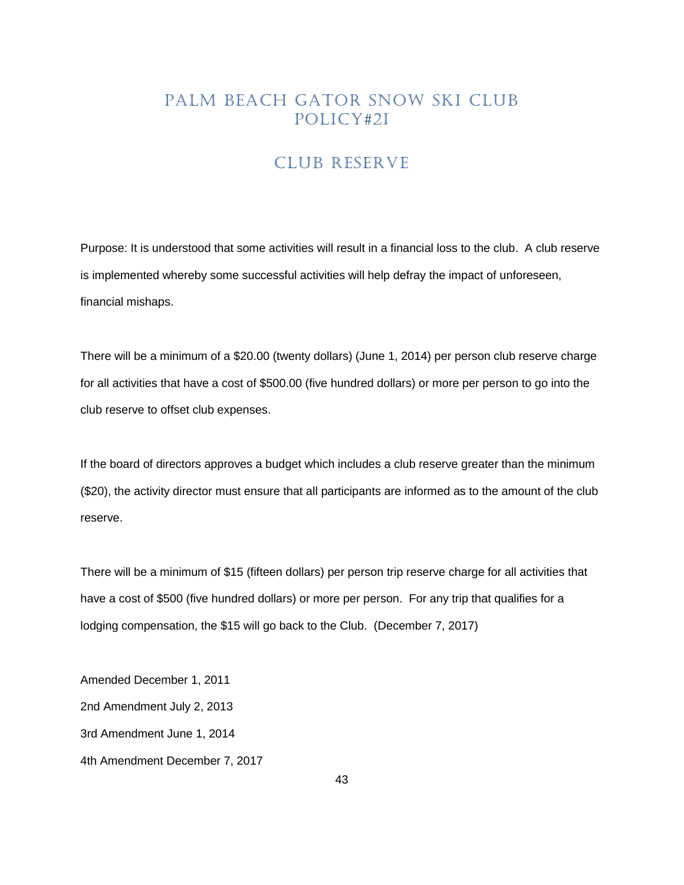# PALM BEACH GATOR SNOW SKI CLUB POLICY#21

## CLUB RESERVE

Purpose: It is understood that some activities will result in a financial loss to the club. A club reserve is implemented whereby some successful activities will help defray the impact of unforeseen, financial mishaps.

There will be a minimum of a $20.00 (twenty dollars) (June 1, 2014) per person club reserve charge for all activities that have a cost of $500.00 (five hundred dollars) or more per person to go into the club reserve to offset club expenses.

If the board of directors approves a budget which includes a club reserve greater than the minimum ($20), the activity director must ensure that all participants are informed as to the amount of the club reserve.

There will be a minimum of $15 (fifteen dollars) per person trip reserve charge for all activities that have a cost of $500 (five hundred dollars) or more per person. For any trip that qualifies for a lodging compensation, the $15 will go back to the Club. (December 7, 2017)

Amended December 1, 2011

2nd Amendment July 2, 2013

3rd Amendment June 1, 2014

4th Amendment December 7, 2017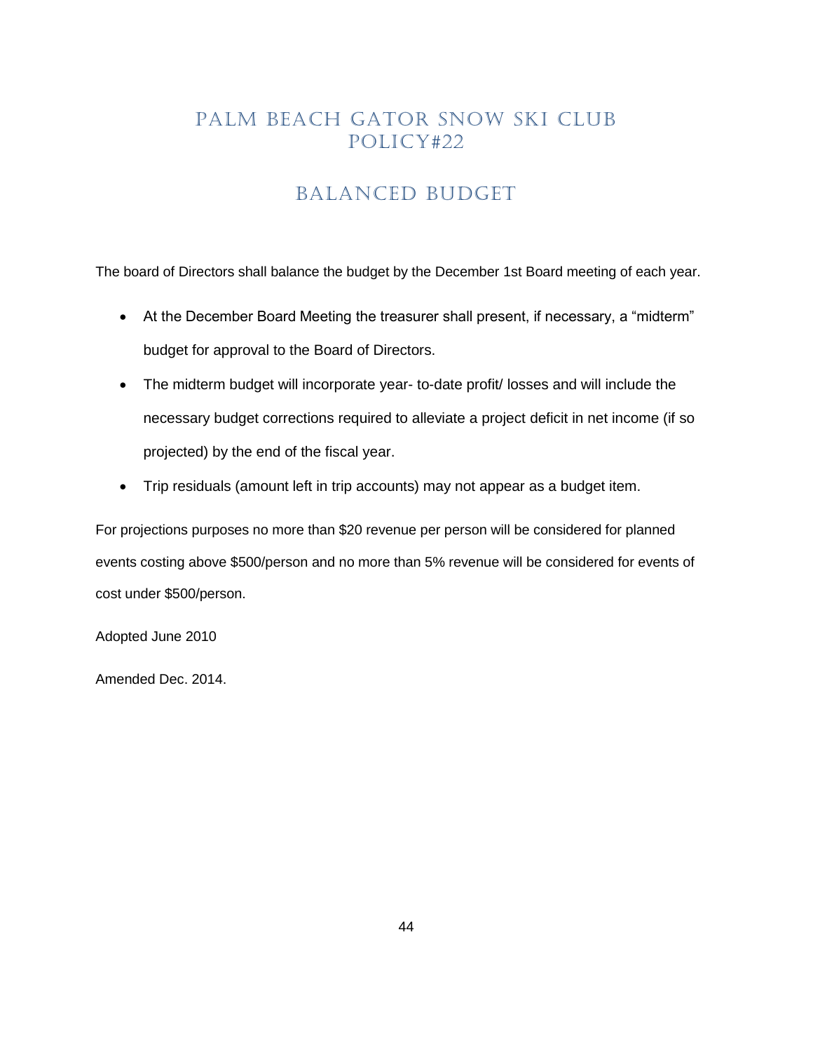# PALM BEACH GATOR SNOW SKI CLUB POLICY#22

## BALANCED BUDGET

The board of Directors shall balance the budget by the December 1st Board meeting of each year.

- At the December Board Meeting the treasurer shall present, if necessary, a "midterm" budget for approval to the Board of Directors.
- The midterm budget will incorporate year- to-date profit/ losses and will include the necessary budget corrections required to alleviate a project deficit in net income (if so projected) by the end of the fiscal year.
- Trip residuals (amount left in trip accounts) may not appear as a budget item.

For projections purposes no more than $20 revenue per person will be considered for planned events costing above $500/person and no more than 5% revenue will be considered for events of cost under $500/person.

Adopted June 2010

Amended Dec. 2014.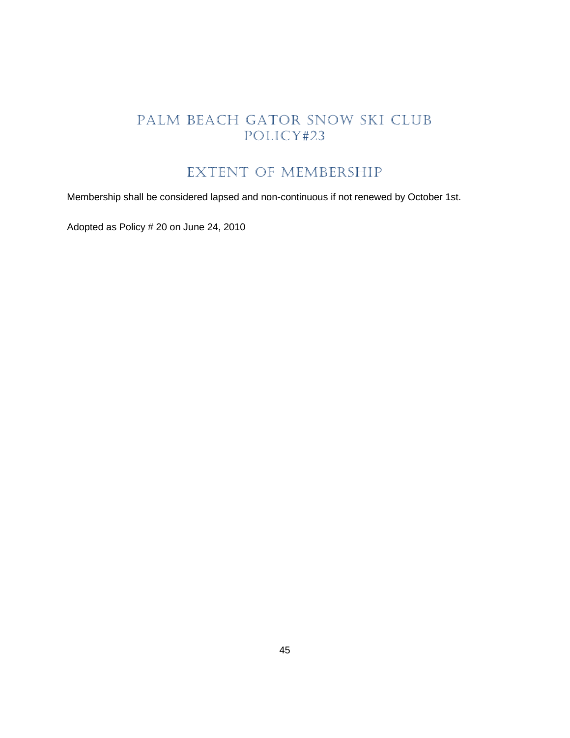# PALM BEACH GATOR SNOW SKI CLUB
# POLICY#23

## EXTENT OF MEMBERSHIP

Membership shall be considered lapsed and non-continuous if not renewed by October 1st.

Adopted as Policy # 20 on June 24, 2010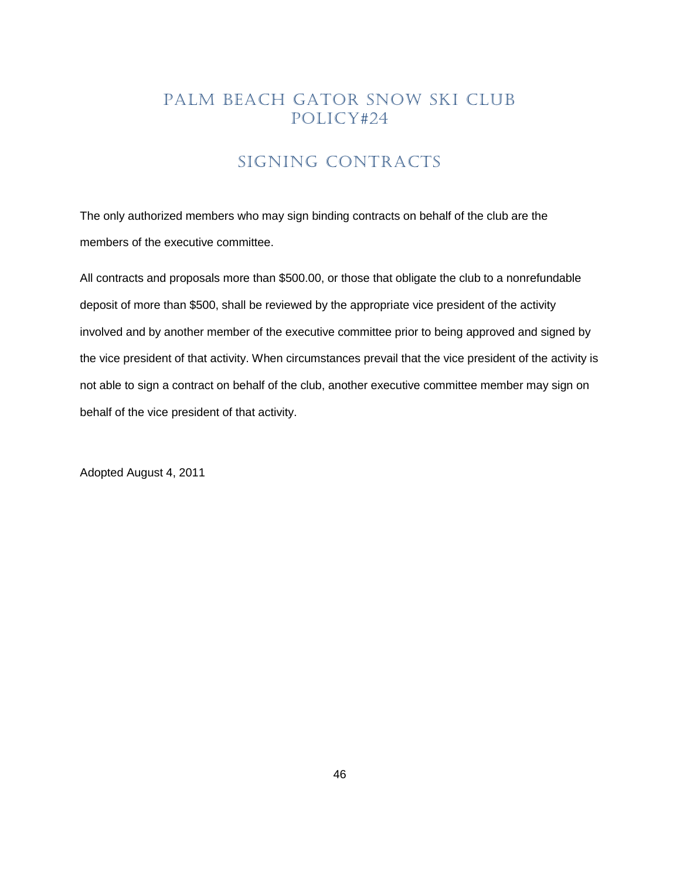# PALM BEACH GATOR SNOW SKI CLUB POLICY#24

## SIGNING CONTRACTS

The only authorized members who may sign binding contracts on behalf of the club are the members of the executive committee.

All contracts and proposals more than $500.00, or those that obligate the club to a nonrefundable deposit of more than $500, shall be reviewed by the appropriate vice president of the activity involved and by another member of the executive committee prior to being approved and signed by the vice president of that activity. When circumstances prevail that the vice president of the activity is not able to sign a contract on behalf of the club, another executive committee member may sign on behalf of the vice president of that activity.

Adopted August 4, 2011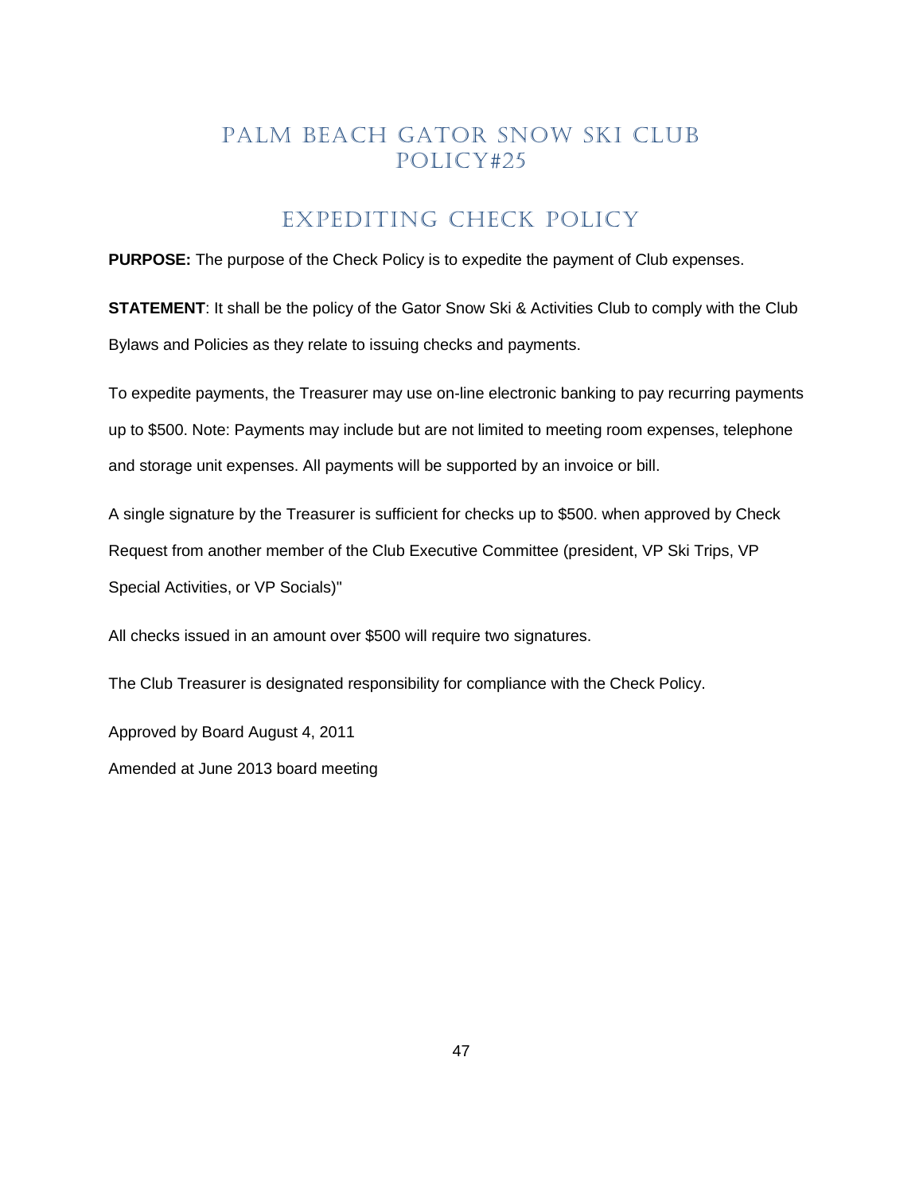# PALM BEACH GATOR SNOW SKI CLUB POLICY#25

## EXPEDITING CHECK POLICY

**PURPOSE:** The purpose of the Check Policy is to expedite the payment of Club expenses.

**STATEMENT**: It shall be the policy of the Gator Snow Ski & Activities Club to comply with the Club Bylaws and Policies as they relate to issuing checks and payments.

To expedite payments, the Treasurer may use on-line electronic banking to pay recurring payments up to $500. Note: Payments may include but are not limited to meeting room expenses, telephone and storage unit expenses. All payments will be supported by an invoice or bill.

A single signature by the Treasurer is sufficient for checks up to $500. when approved by Check Request from another member of the Club Executive Committee (president, VP Ski Trips, VP Special Activities, or VP Socials)"

All checks issued in an amount over $500 will require two signatures.

The Club Treasurer is designated responsibility for compliance with the Check Policy.

Approved by Board August 4, 2011

Amended at June 2013 board meeting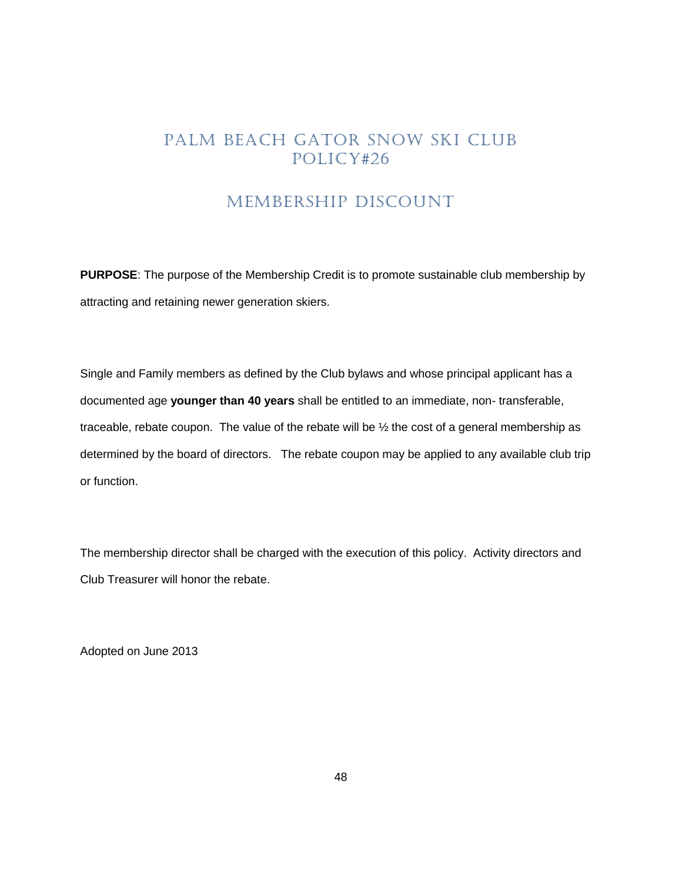# PALM BEACH GATOR SNOW SKI CLUB POLICY#26

## MEMBERSHIP DISCOUNT

**PURPOSE**: The purpose of the Membership Credit is to promote sustainable club membership by attracting and retaining newer generation skiers.

Single and Family members as defined by the Club bylaws and whose principal applicant has a documented age **younger than 40 years** shall be entitled to an immediate, non- transferable, traceable, rebate coupon. The value of the rebate will be ½ the cost of a general membership as determined by the board of directors. The rebate coupon may be applied to any available club trip or function.

The membership director shall be charged with the execution of this policy. Activity directors and Club Treasurer will honor the rebate.

Adopted on June 2013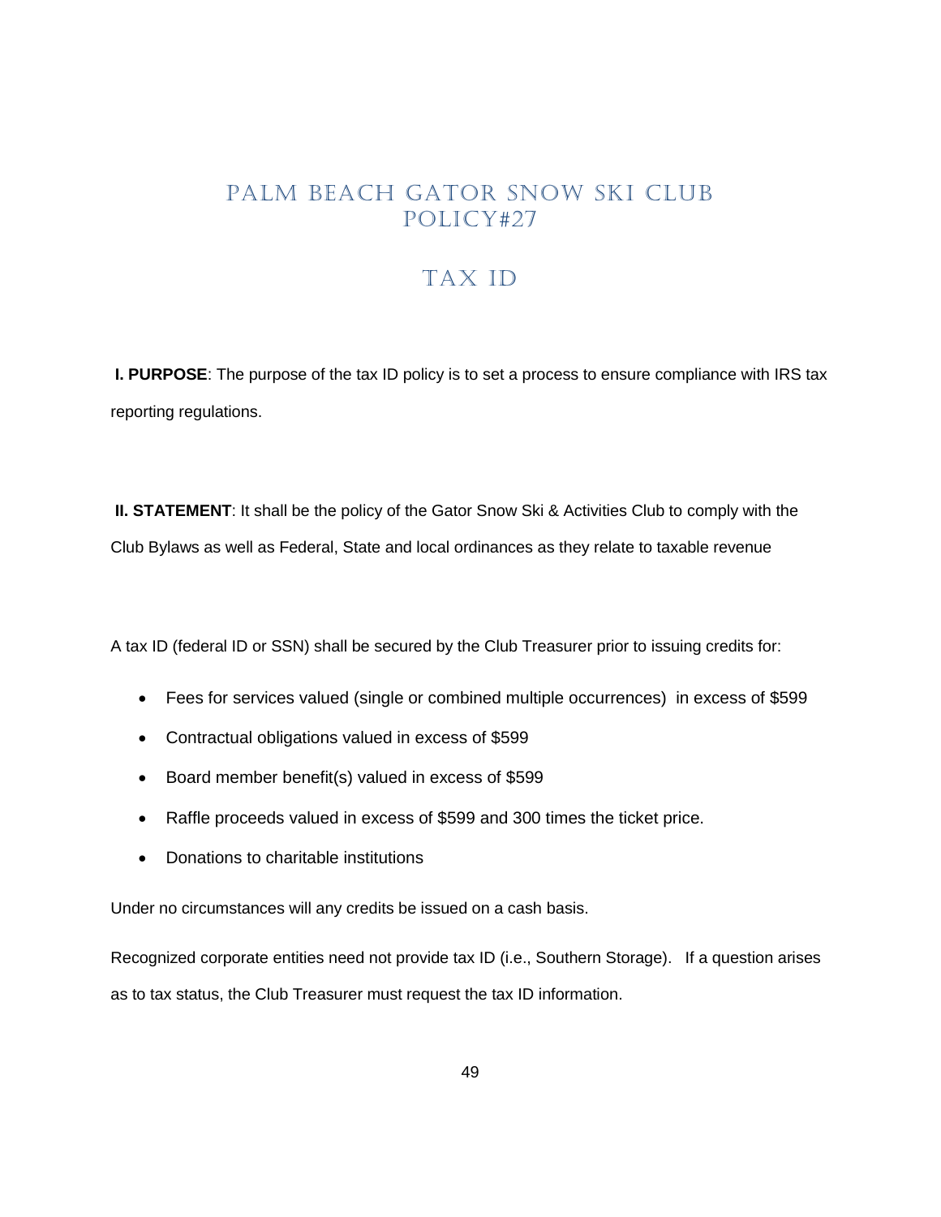# PALM BEACH GATOR SNOW SKI CLUB POLICY#27

## TAX ID

**I. PURPOSE**: The purpose of the tax ID policy is to set a process to ensure compliance with IRS tax reporting regulations.

**II. STATEMENT**: It shall be the policy of the Gator Snow Ski & Activities Club to comply with the Club Bylaws as well as Federal, State and local ordinances as they relate to taxable revenue

A tax ID (federal ID or SSN) shall be secured by the Club Treasurer prior to issuing credits for:

- Fees for services valued (single or combined multiple occurrences) in excess of $599
- Contractual obligations valued in excess of $599
- Board member benefit(s) valued in excess of $599
- Raffle proceeds valued in excess of $599 and 300 times the ticket price.
- Donations to charitable institutions

Under no circumstances will any credits be issued on a cash basis.

Recognized corporate entities need not provide tax ID (i.e., Southern Storage). If a question arises as to tax status, the Club Treasurer must request the tax ID information.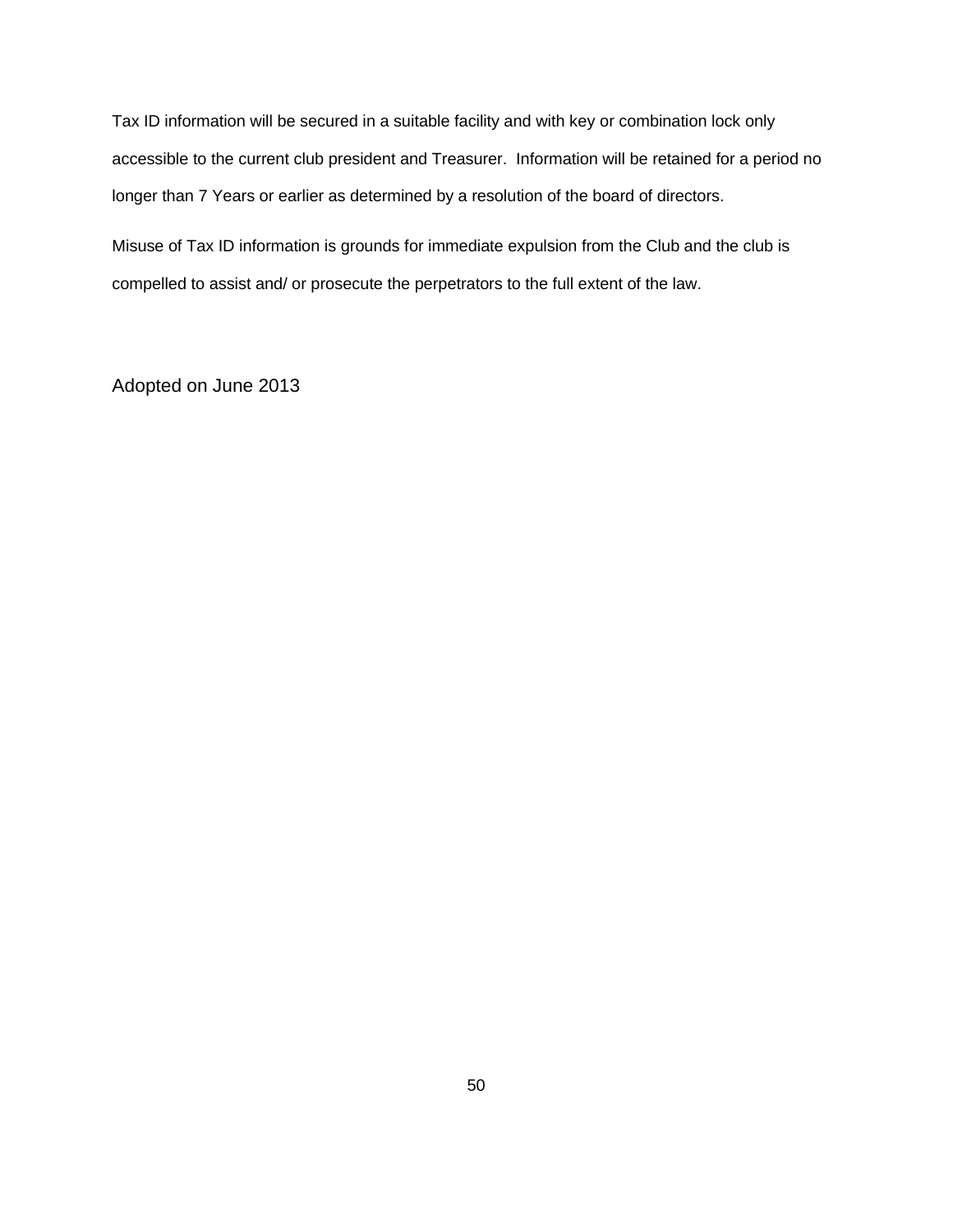Tax ID information will be secured in a suitable facility and with key or combination lock only accessible to the current club president and Treasurer. Information will be retained for a period no longer than 7 Years or earlier as determined by a resolution of the board of directors.

Misuse of Tax ID information is grounds for immediate expulsion from the Club and the club is compelled to assist and/ or prosecute the perpetrators to the full extent of the law.

Adopted on June 2013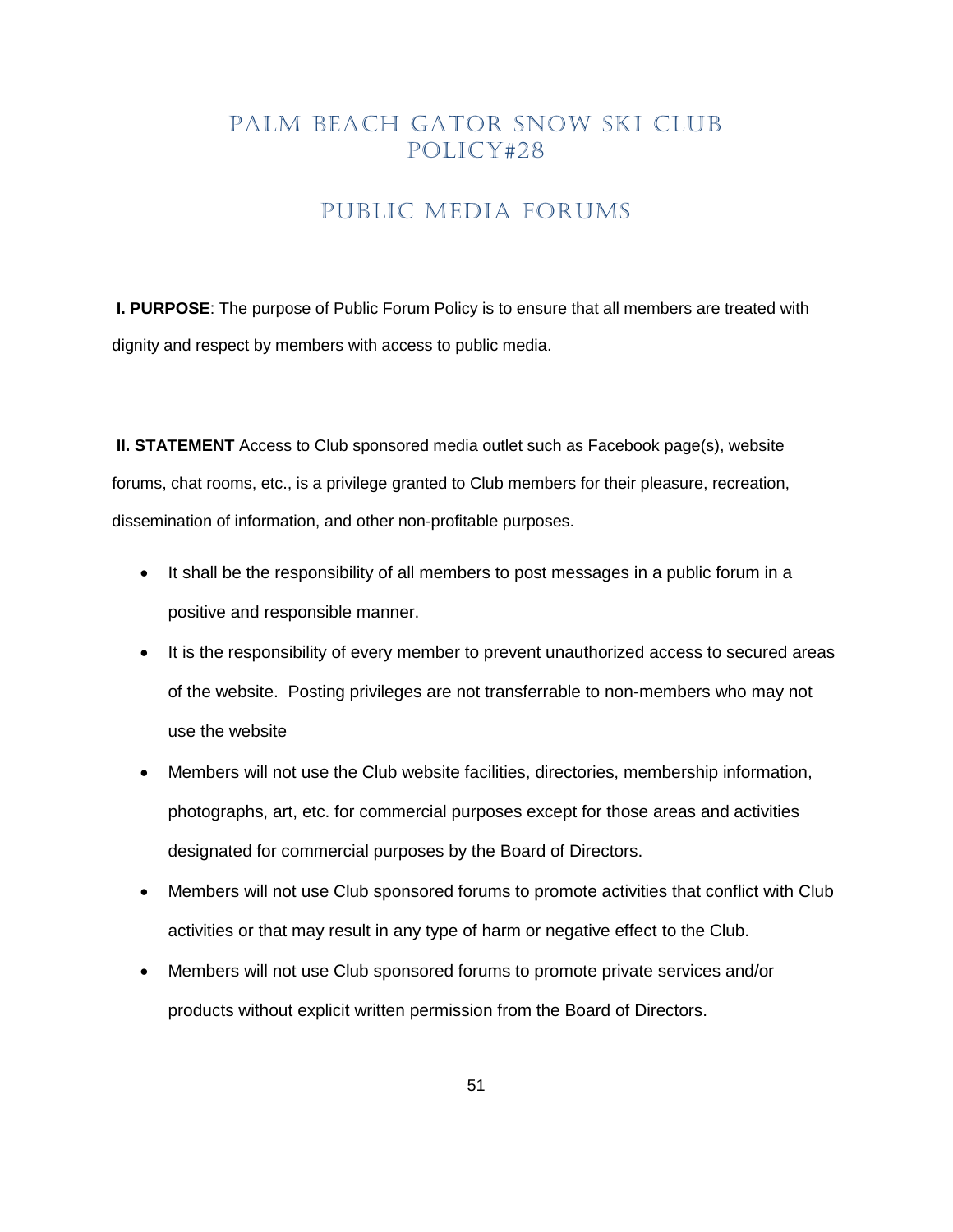# PALM BEACH GATOR SNOW SKI CLUB POLICY#28

## PUBLIC MEDIA FORUMS

**I. PURPOSE**: The purpose of Public Forum Policy is to ensure that all members are treated with dignity and respect by members with access to public media.

**II. STATEMENT** Access to Club sponsored media outlet such as Facebook page(s), website forums, chat rooms, etc., is a privilege granted to Club members for their pleasure, recreation, dissemination of information, and other non-profitable purposes.

- It shall be the responsibility of all members to post messages in a public forum in a positive and responsible manner.
- It is the responsibility of every member to prevent unauthorized access to secured areas of the website. Posting privileges are not transferrable to non-members who may not use the website
- Members will not use the Club website facilities, directories, membership information, photographs, art, etc. for commercial purposes except for those areas and activities designated for commercial purposes by the Board of Directors.
- Members will not use Club sponsored forums to promote activities that conflict with Club activities or that may result in any type of harm or negative effect to the Club.
- Members will not use Club sponsored forums to promote private services and/or products without explicit written permission from the Board of Directors.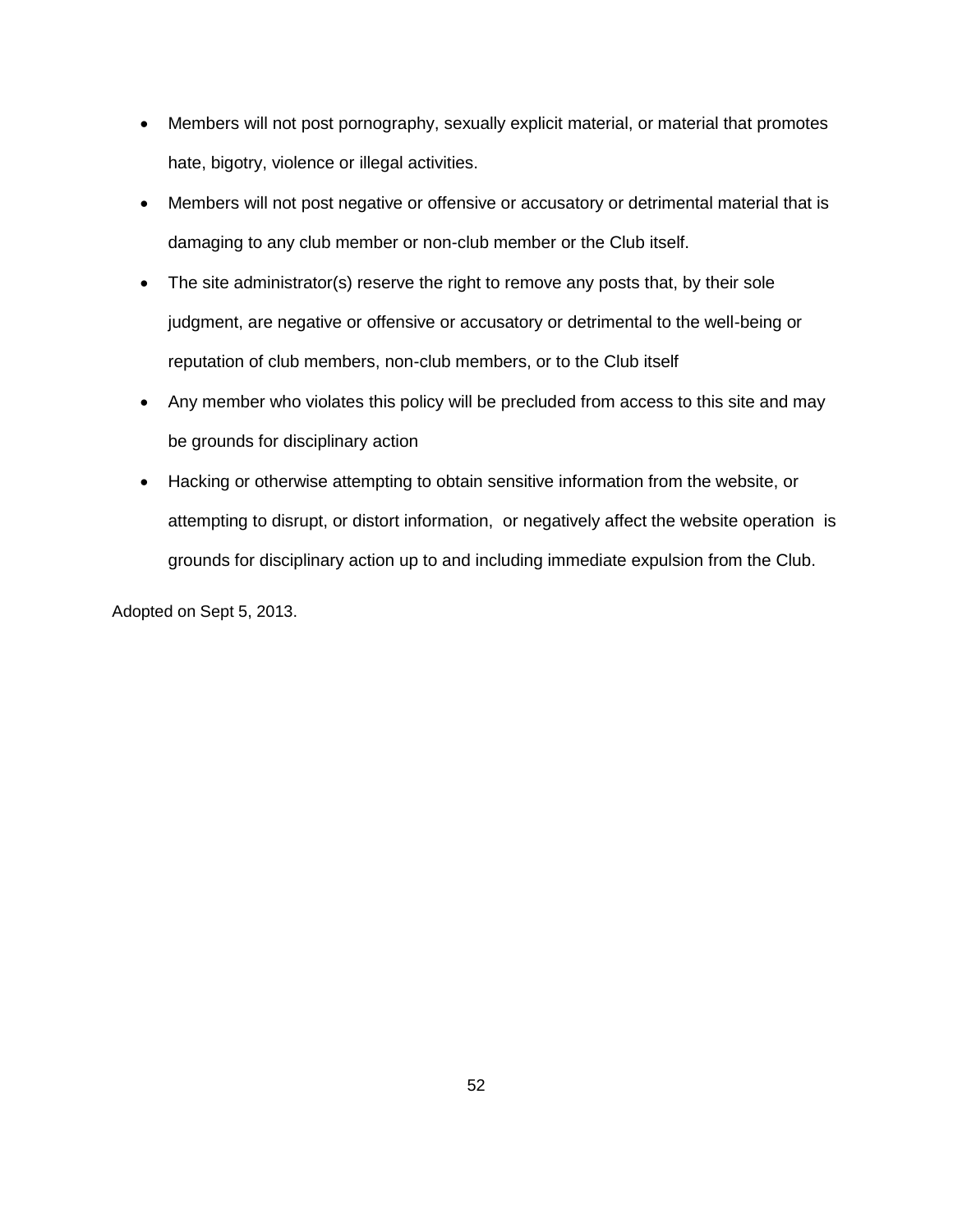- Members will not post pornography, sexually explicit material, or material that promotes hate, bigotry, violence or illegal activities.
- Members will not post negative or offensive or accusatory or detrimental material that is damaging to any club member or non-club member or the Club itself.
- The site administrator(s) reserve the right to remove any posts that, by their sole judgment, are negative or offensive or accusatory or detrimental to the well-being or reputation of club members, non-club members, or to the Club itself
- Any member who violates this policy will be precluded from access to this site and may be grounds for disciplinary action
- Hacking or otherwise attempting to obtain sensitive information from the website, or attempting to disrupt, or distort information, or negatively affect the website operation is grounds for disciplinary action up to and including immediate expulsion from the Club.

Adopted on Sept 5, 2013.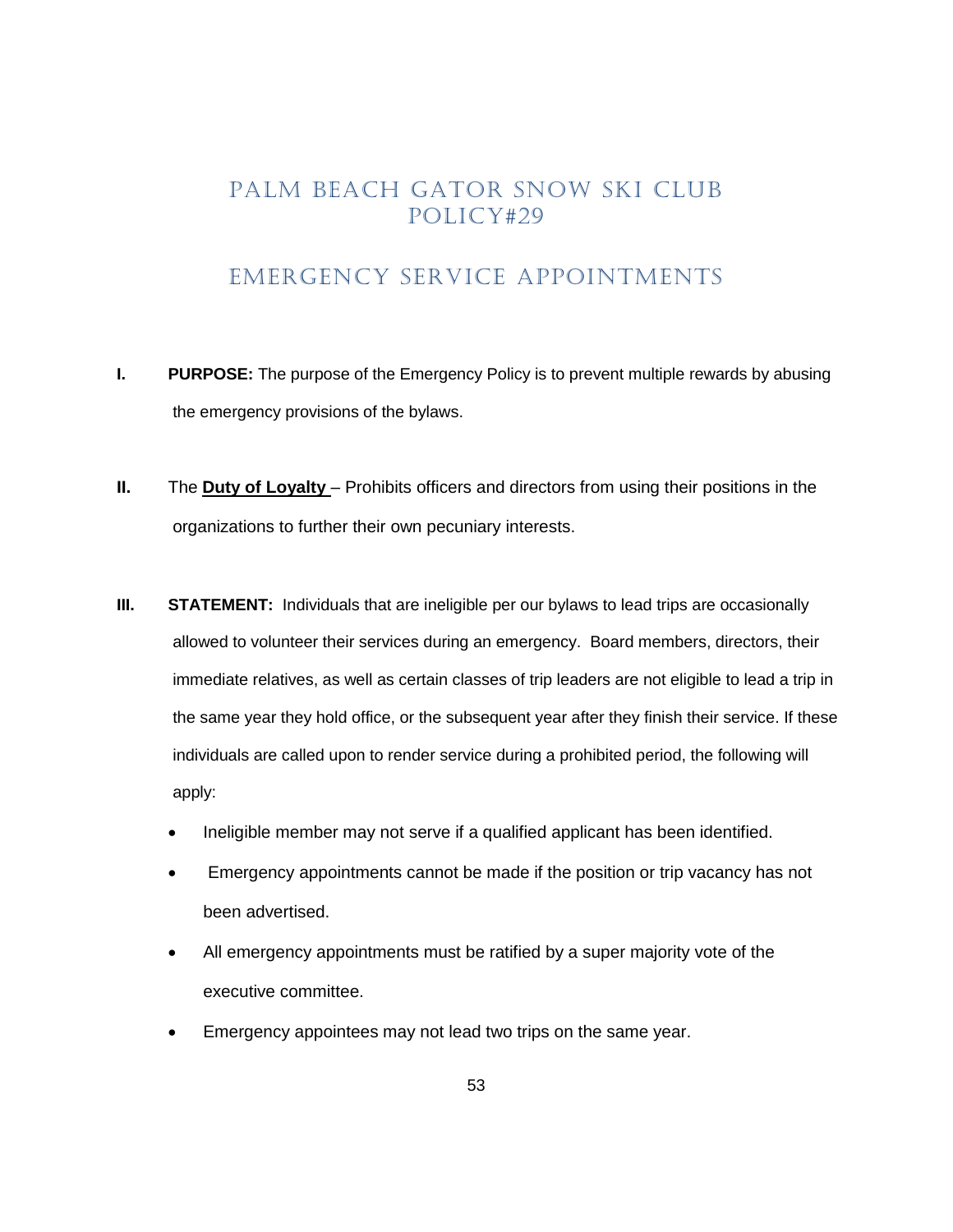# PALM BEACH GATOR SNOW SKI CLUB POLICY#29

## EMERGENCY SERVICE APPOINTMENTS

**I.** **PURPOSE:** The purpose of the Emergency Policy is to prevent multiple rewards by abusing the emergency provisions of the bylaws.

**II.** The **Duty of Loyalty** – Prohibits officers and directors from using their positions in the organizations to further their own pecuniary interests.

**III.** **STATEMENT:** Individuals that are ineligible per our bylaws to lead trips are occasionally allowed to volunteer their services during an emergency. Board members, directors, their immediate relatives, as well as certain classes of trip leaders are not eligible to lead a trip in the same year they hold office, or the subsequent year after they finish their service. If these individuals are called upon to render service during a prohibited period, the following will apply:

- Ineligible member may not serve if a qualified applicant has been identified.
- Emergency appointments cannot be made if the position or trip vacancy has not been advertised.
- All emergency appointments must be ratified by a super majority vote of the executive committee.
- Emergency appointees may not lead two trips on the same year.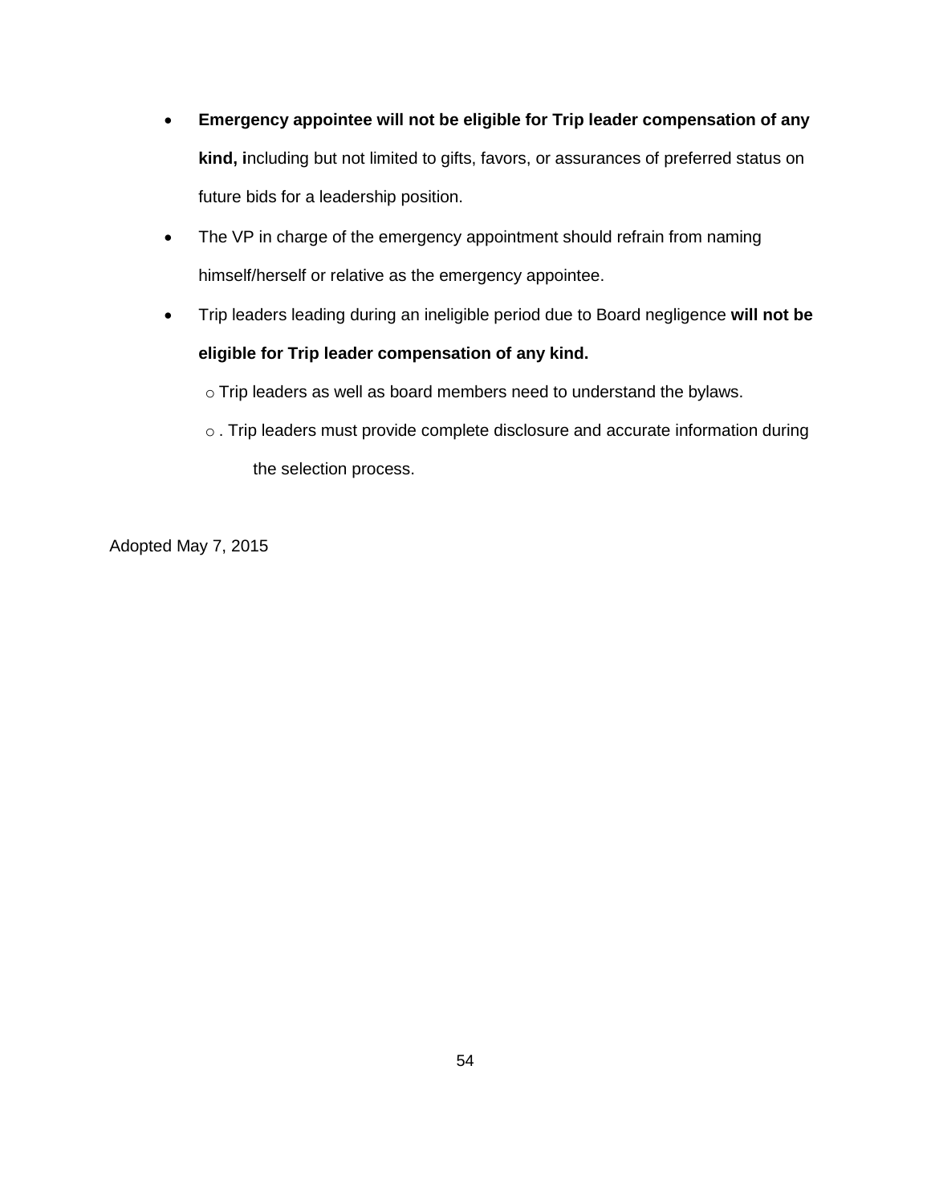- **Emergency appointee will not be eligible for Trip leader compensation of any kind, i**ncluding but not limited to gifts, favors, or assurances of preferred status on future bids for a leadership position.
- The VP in charge of the emergency appointment should refrain from naming himself/herself or relative as the emergency appointee.
- Trip leaders leading during an ineligible period due to Board negligence **will not be eligible for Trip leader compensation of any kind.**
  - Trip leaders as well as board members need to understand the bylaws.
  - . Trip leaders must provide complete disclosure and accurate information during the selection process.

Adopted May 7, 2015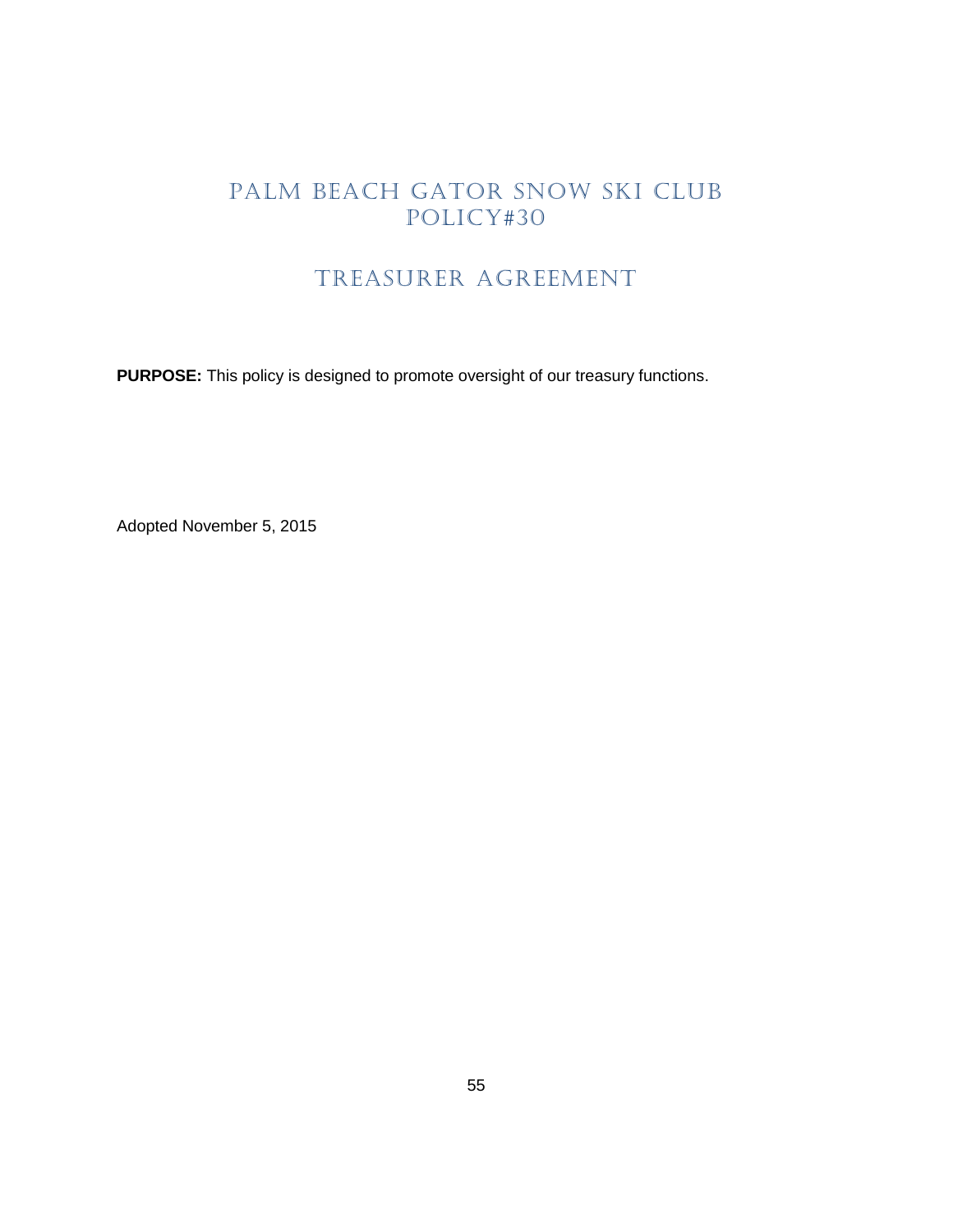# PALM BEACH GATOR SNOW SKI CLUB POLICY#30

## TREASURER AGREEMENT

**PURPOSE:** This policy is designed to promote oversight of our treasury functions.

Adopted November 5, 2015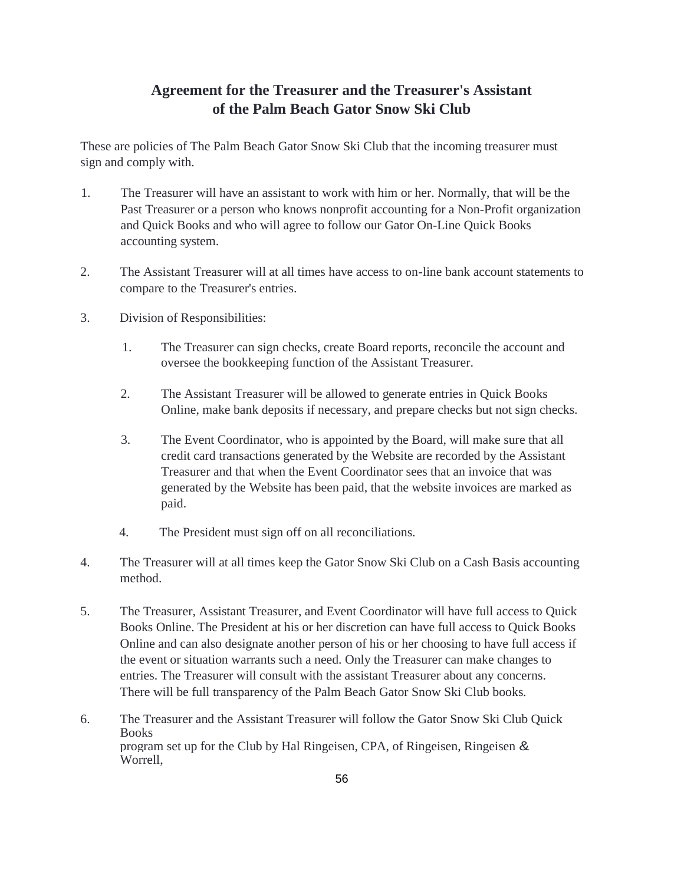## Agreement for the Treasurer and the Treasurer's Assistant of the Palm Beach Gator Snow Ski Club

These are policies of The Palm Beach Gator Snow Ski Club that the incoming treasurer must sign and comply with.

1. The Treasurer will have an assistant to work with him or her. Normally, that will be the Past Treasurer or a person who knows nonprofit accounting for a Non-Profit organization and Quick Books and who will agree to follow our Gator On-Line Quick Books accounting system.

2. The Assistant Treasurer will at all times have access to on-line bank account statements to compare to the Treasurer's entries.

3. Division of Responsibilities:

    1. The Treasurer can sign checks, create Board reports, reconcile the account and oversee the bookkeeping function of the Assistant Treasurer.

    2. The Assistant Treasurer will be allowed to generate entries in Quick Books Online, make bank deposits if necessary, and prepare checks but not sign checks.

    3. The Event Coordinator, who is appointed by the Board, will make sure that all credit card transactions generated by the Website are recorded by the Assistant Treasurer and that when the Event Coordinator sees that an invoice that was generated by the Website has been paid, that the website invoices are marked as paid.

    4. The President must sign off on all reconciliations.

4. The Treasurer will at all times keep the Gator Snow Ski Club on a Cash Basis accounting method.

5. The Treasurer, Assistant Treasurer, and Event Coordinator will have full access to Quick Books Online. The President at his or her discretion can have full access to Quick Books Online and can also designate another person of his or her choosing to have full access if the event or situation warrants such a need. Only the Treasurer can make changes to entries. The Treasurer will consult with the assistant Treasurer about any concerns. There will be full transparency of the Palm Beach Gator Snow Ski Club books.

6. The Treasurer and the Assistant Treasurer will follow the Gator Snow Ski Club Quick Books program set up for the Club by Hal Ringeisen, CPA, of Ringeisen, Ringeisen & Worrell,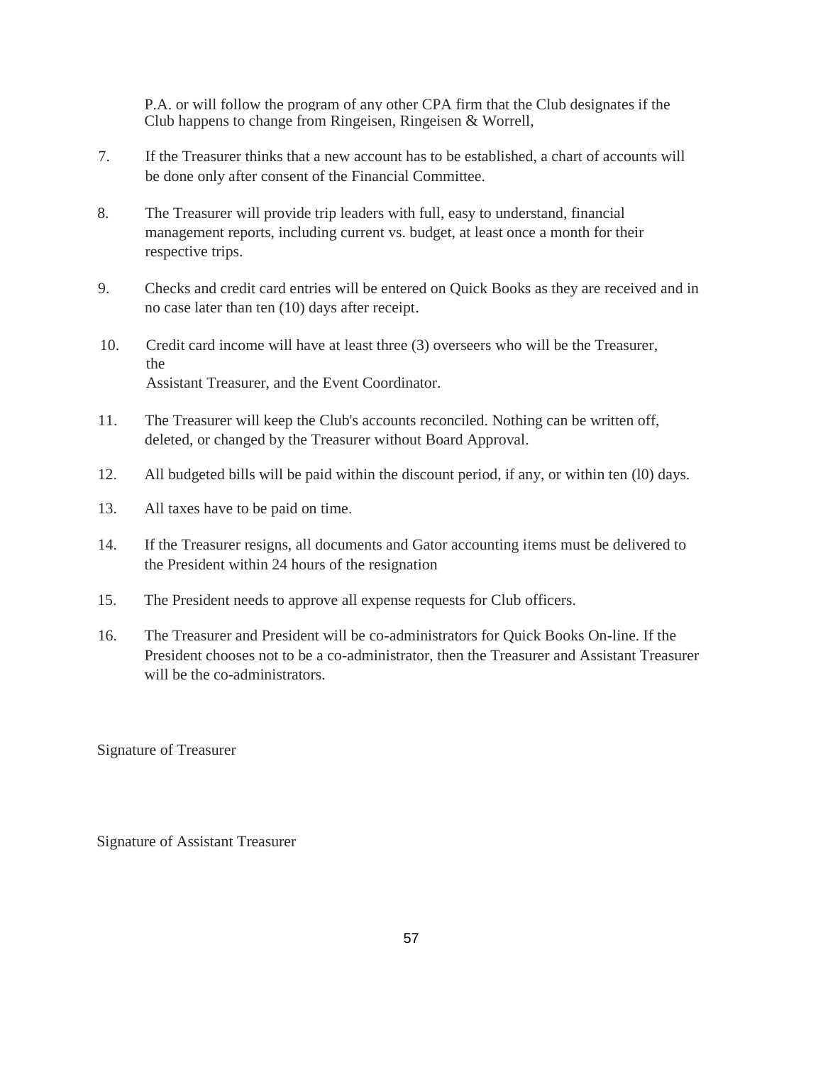P.A. or will follow the program of any other CPA firm that the Club designates if the Club happens to change from Ringeisen, Ringeisen & Worrell,

7. If the Treasurer thinks that a new account has to be established, a chart of accounts will be done only after consent of the Financial Committee.

8. The Treasurer will provide trip leaders with full, easy to understand, financial management reports, including current vs. budget, at least once a month for their respective trips.

9. Checks and credit card entries will be entered on Quick Books as they are received and in no case later than ten (10) days after receipt.

10. Credit card income will have at least three (3) overseers who will be the Treasurer, the Assistant Treasurer, and the Event Coordinator.

11. The Treasurer will keep the Club's accounts reconciled. Nothing can be written off, deleted, or changed by the Treasurer without Board Approval.

12. All budgeted bills will be paid within the discount period, if any, or within ten (l0) days.

13. All taxes have to be paid on time.

14. If the Treasurer resigns, all documents and Gator accounting items must be delivered to the President within 24 hours of the resignation

15. The President needs to approve all expense requests for Club officers.

16. The Treasurer and President will be co-administrators for Quick Books On-line. If the President chooses not to be a co-administrator, then the Treasurer and Assistant Treasurer will be the co-administrators.

Signature of Treasurer

Signature of Assistant Treasurer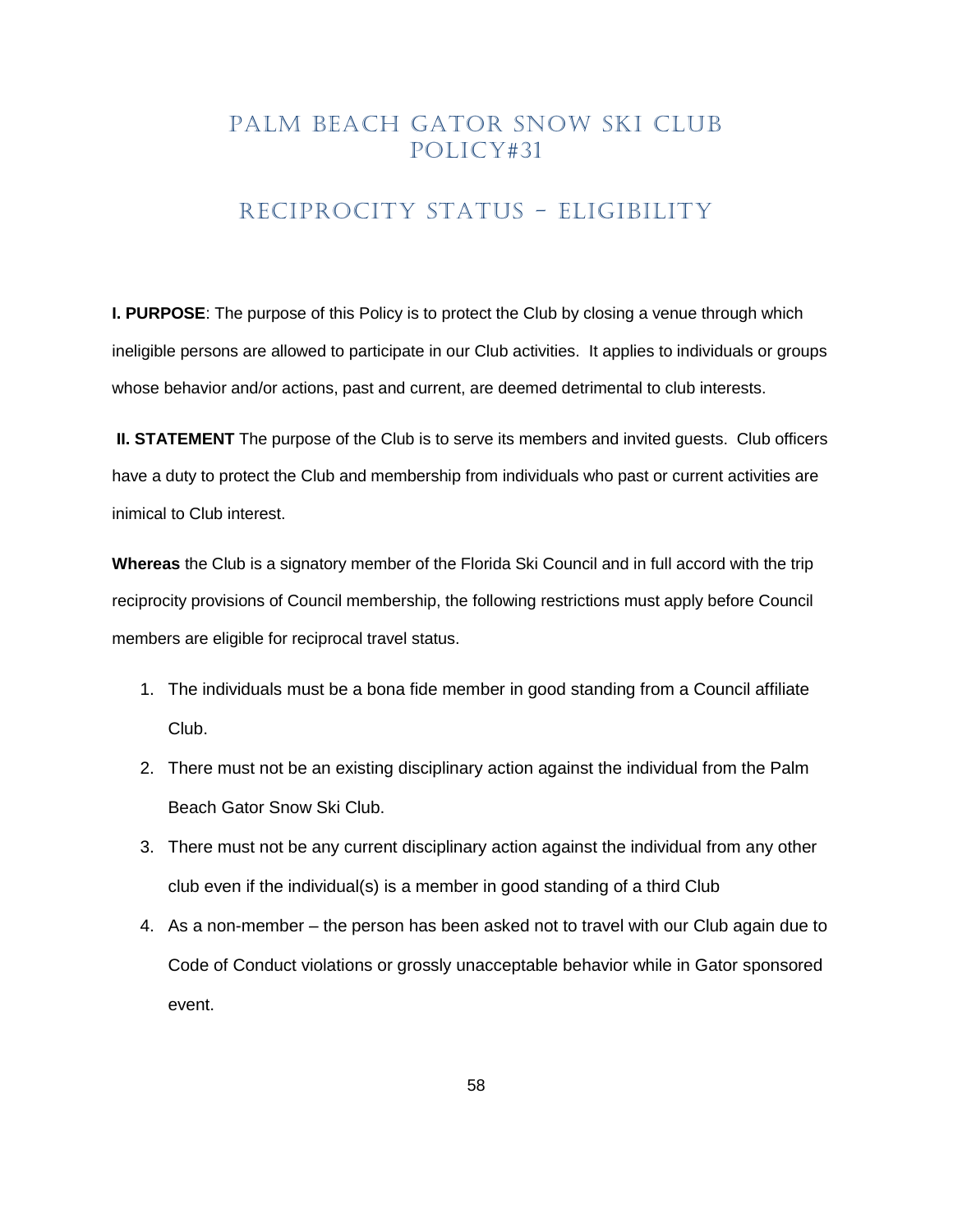# PALM BEACH GATOR SNOW SKI CLUB POLICY#31

## RECIPROCITY STATUS – ELIGIBILITY

**I. PURPOSE**: The purpose of this Policy is to protect the Club by closing a venue through which ineligible persons are allowed to participate in our Club activities. It applies to individuals or groups whose behavior and/or actions, past and current, are deemed detrimental to club interests.

**II. STATEMENT** The purpose of the Club is to serve its members and invited guests. Club officers have a duty to protect the Club and membership from individuals who past or current activities are inimical to Club interest.

**Whereas** the Club is a signatory member of the Florida Ski Council and in full accord with the trip reciprocity provisions of Council membership, the following restrictions must apply before Council members are eligible for reciprocal travel status.

1. The individuals must be a bona fide member in good standing from a Council affiliate Club.
2. There must not be an existing disciplinary action against the individual from the Palm Beach Gator Snow Ski Club.
3. There must not be any current disciplinary action against the individual from any other club even if the individual(s) is a member in good standing of a third Club
4. As a non-member – the person has been asked not to travel with our Club again due to Code of Conduct violations or grossly unacceptable behavior while in Gator sponsored event.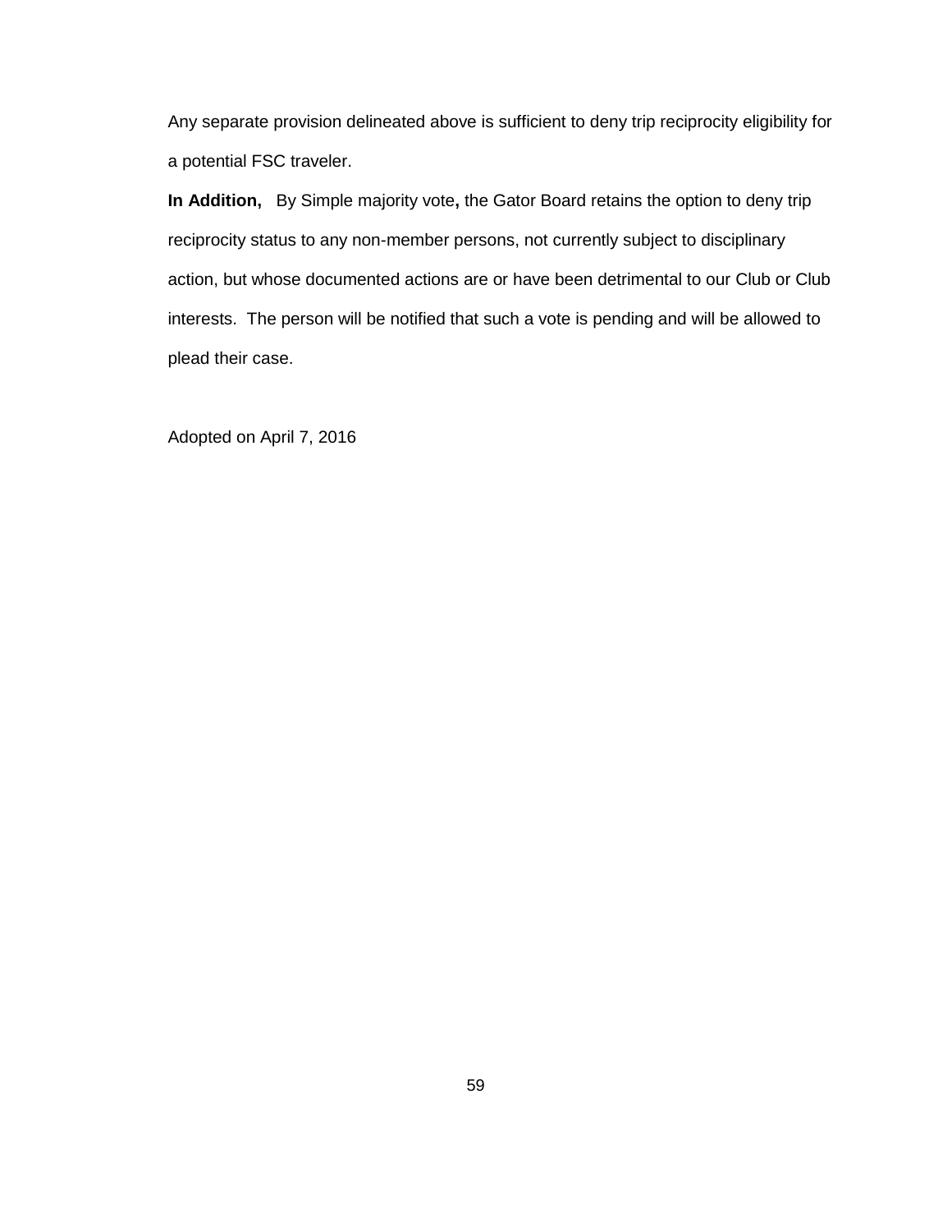Any separate provision delineated above is sufficient to deny trip reciprocity eligibility for a potential FSC traveler.

**In Addition,** By Simple majority vote**,** the Gator Board retains the option to deny trip reciprocity status to any non-member persons, not currently subject to disciplinary action, but whose documented actions are or have been detrimental to our Club or Club interests. The person will be notified that such a vote is pending and will be allowed to plead their case.

Adopted on April 7, 2016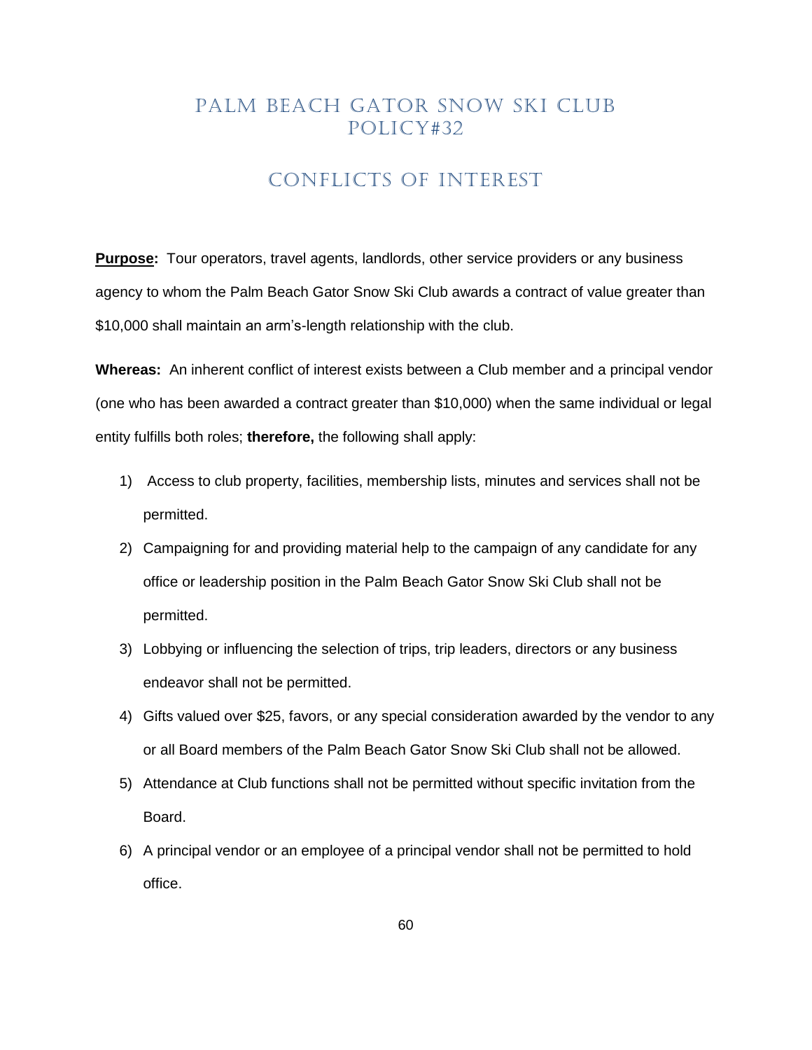# PALM BEACH GATOR SNOW SKI CLUB POLICY#32

## CONFLICTS OF INTEREST

**Purpose:** Tour operators, travel agents, landlords, other service providers or any business agency to whom the Palm Beach Gator Snow Ski Club awards a contract of value greater than $10,000 shall maintain an arm's-length relationship with the club.

**Whereas:** An inherent conflict of interest exists between a Club member and a principal vendor (one who has been awarded a contract greater than $10,000) when the same individual or legal entity fulfills both roles; **therefore,** the following shall apply:

1) Access to club property, facilities, membership lists, minutes and services shall not be permitted.
2) Campaigning for and providing material help to the campaign of any candidate for any office or leadership position in the Palm Beach Gator Snow Ski Club shall not be permitted.
3) Lobbying or influencing the selection of trips, trip leaders, directors or any business endeavor shall not be permitted.
4) Gifts valued over $25, favors, or any special consideration awarded by the vendor to any or all Board members of the Palm Beach Gator Snow Ski Club shall not be allowed.
5) Attendance at Club functions shall not be permitted without specific invitation from the Board.
6) A principal vendor or an employee of a principal vendor shall not be permitted to hold office.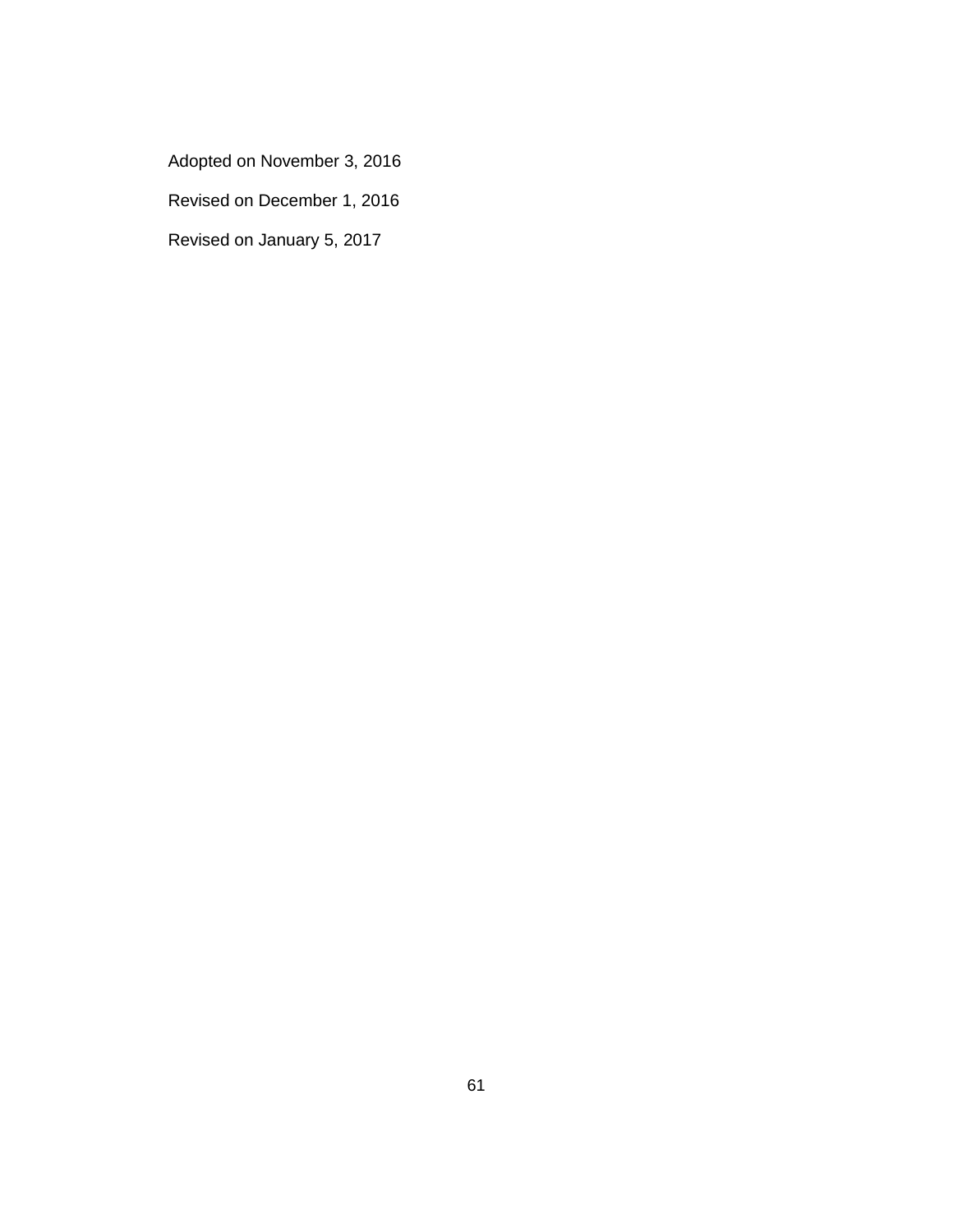Adopted on November 3, 2016

Revised on December 1, 2016

Revised on January 5, 2017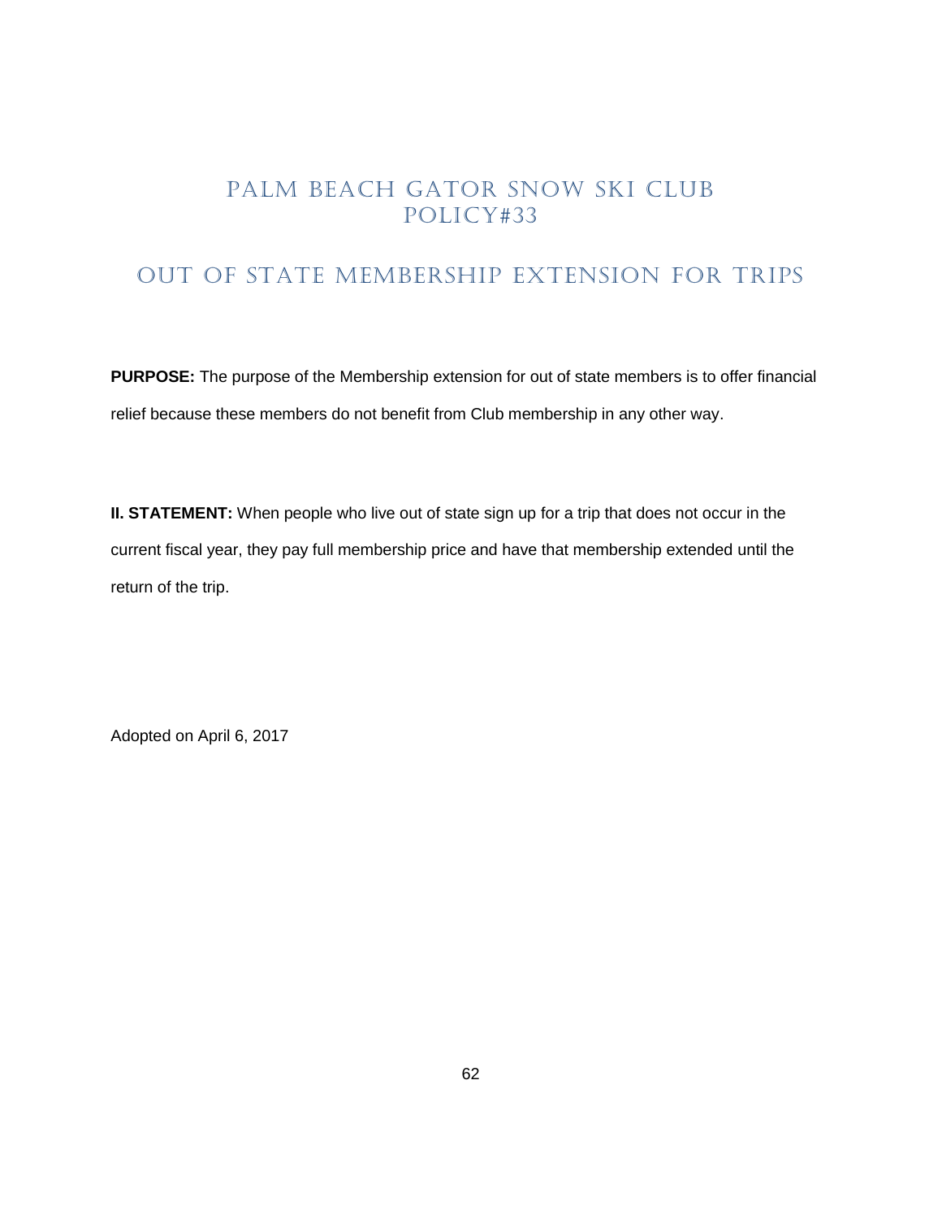# PALM BEACH GATOR SNOW SKI CLUB POLICY#33

## OUT OF STATE MEMBERSHIP EXTENSION FOR TRIPS

**PURPOSE:** The purpose of the Membership extension for out of state members is to offer financial relief because these members do not benefit from Club membership in any other way.

**II. STATEMENT:** When people who live out of state sign up for a trip that does not occur in the current fiscal year, they pay full membership price and have that membership extended until the return of the trip.

Adopted on April 6, 2017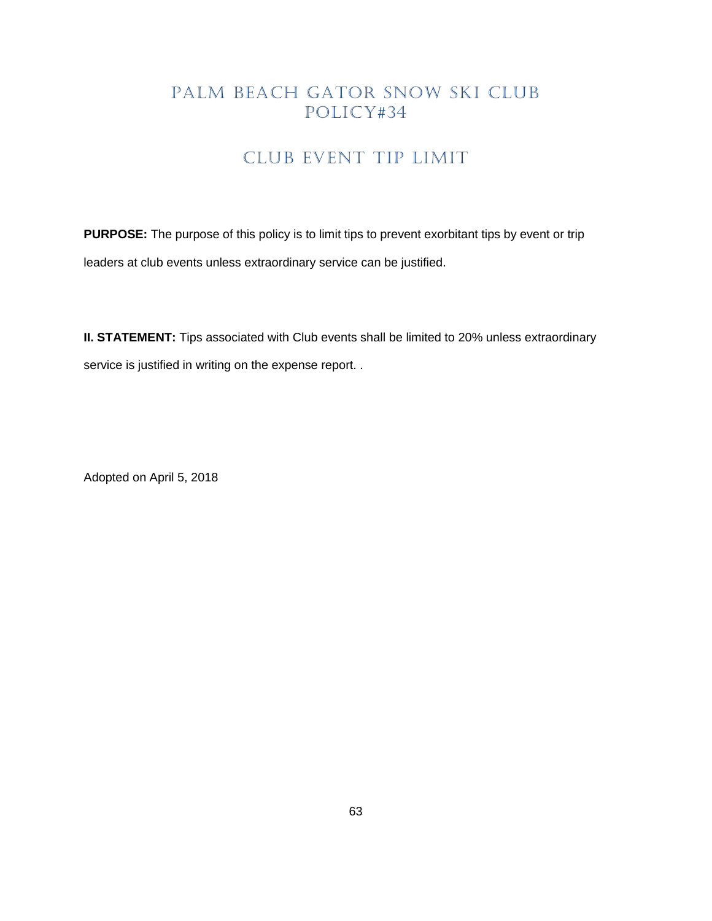# PALM BEACH GATOR SNOW SKI CLUB POLICY#34

## CLUB EVENT TIP LIMIT

**PURPOSE:** The purpose of this policy is to limit tips to prevent exorbitant tips by event or trip leaders at club events unless extraordinary service can be justified.

**II. STATEMENT:** Tips associated with Club events shall be limited to 20% unless extraordinary service is justified in writing on the expense report. .

Adopted on April 5, 2018